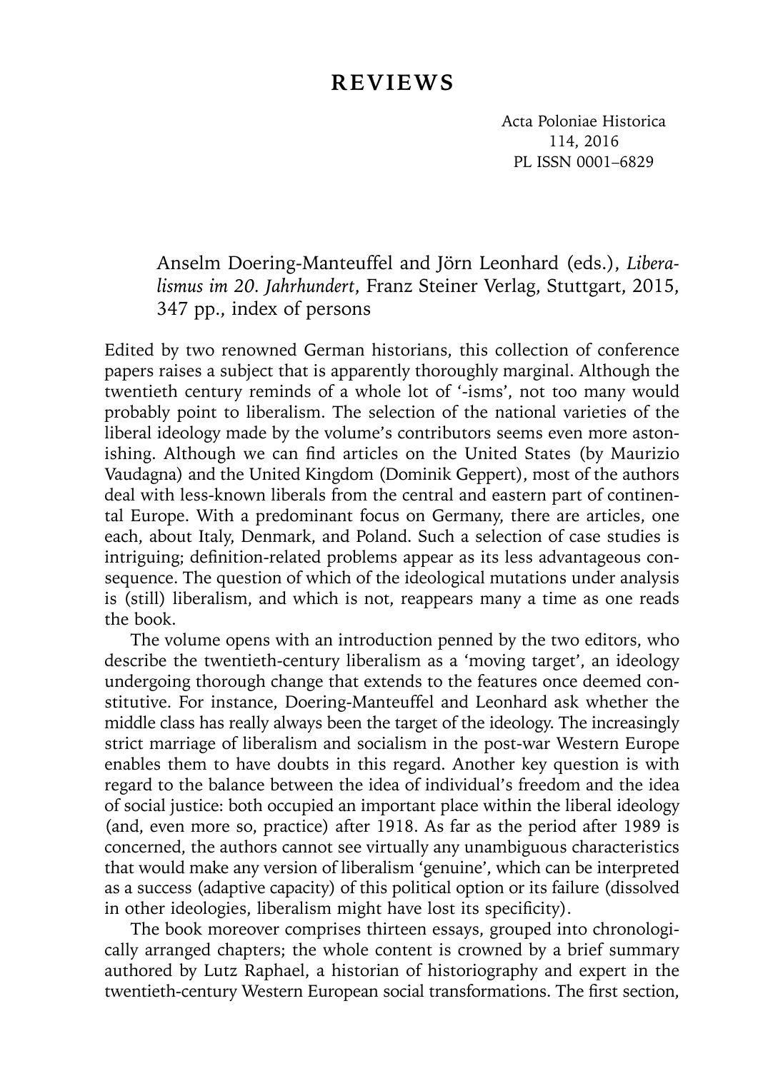# REVIEWS

Acta Poloniae Historica
114, 2016
PL ISSN 0001–6829

Anselm Doering-Manteuffel and Jörn Leonhard (eds.), *Liberalismus im 20. Jahrhundert*, Franz Steiner Verlag, Stuttgart, 2015, 347 pp., index of persons

Edited by two renowned German historians, this collection of conference papers raises a subject that is apparently thoroughly marginal. Although the twentieth century reminds of a whole lot of '-isms', not too many would probably point to liberalism. The selection of the national varieties of the liberal ideology made by the volume's contributors seems even more astonishing. Although we can find articles on the United States (by Maurizio Vaudagna) and the United Kingdom (Dominik Geppert), most of the authors deal with less-known liberals from the central and eastern part of continental Europe. With a predominant focus on Germany, there are articles, one each, about Italy, Denmark, and Poland. Such a selection of case studies is intriguing; definition-related problems appear as its less advantageous consequence. The question of which of the ideological mutations under analysis is (still) liberalism, and which is not, reappears many a time as one reads the book.

The volume opens with an introduction penned by the two editors, who describe the twentieth-century liberalism as a 'moving target', an ideology undergoing thorough change that extends to the features once deemed constitutive. For instance, Doering-Manteuffel and Leonhard ask whether the middle class has really always been the target of the ideology. The increasingly strict marriage of liberalism and socialism in the post-war Western Europe enables them to have doubts in this regard. Another key question is with regard to the balance between the idea of individual's freedom and the idea of social justice: both occupied an important place within the liberal ideology (and, even more so, practice) after 1918. As far as the period after 1989 is concerned, the authors cannot see virtually any unambiguous characteristics that would make any version of liberalism 'genuine', which can be interpreted as a success (adaptive capacity) of this political option or its failure (dissolved in other ideologies, liberalism might have lost its specificity).

The book moreover comprises thirteen essays, grouped into chronologically arranged chapters; the whole content is crowned by a brief summary authored by Lutz Raphael, a historian of historiography and expert in the twentieth-century Western European social transformations. The first section,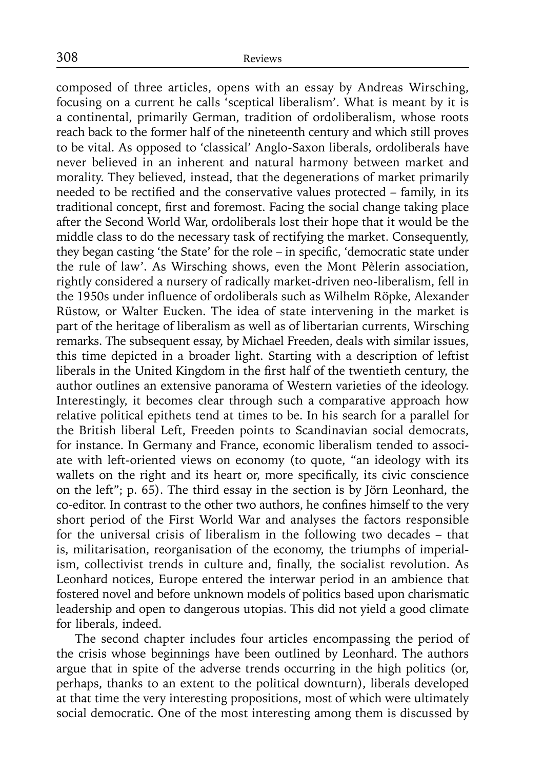composed of three articles, opens with an essay by Andreas Wirsching, focusing on a current he calls 'sceptical liberalism'. What is meant by it is a continental, primarily German, tradition of ordoliberalism, whose roots reach back to the former half of the nineteenth century and which still proves to be vital. As opposed to 'classical' Anglo-Saxon liberals, ordoliberals have never believed in an inherent and natural harmony between market and morality. They believed, instead, that the degenerations of market primarily needed to be rectified and the conservative values protected – family, in its traditional concept, first and foremost. Facing the social change taking place after the Second World War, ordoliberals lost their hope that it would be the middle class to do the necessary task of rectifying the market. Consequently, they began casting 'the State' for the role – in specific, 'democratic state under the rule of law'. As Wirsching shows, even the Mont Pèlerin association, rightly considered a nursery of radically market-driven neo-liberalism, fell in the 1950s under influence of ordoliberals such as Wilhelm Röpke, Alexander Rüstow, or Walter Eucken. The idea of state intervening in the market is part of the heritage of liberalism as well as of libertarian currents, Wirsching remarks. The subsequent essay, by Michael Freeden, deals with similar issues, this time depicted in a broader light. Starting with a description of leftist liberals in the United Kingdom in the first half of the twentieth century, the author outlines an extensive panorama of Western varieties of the ideology. Interestingly, it becomes clear through such a comparative approach how relative political epithets tend at times to be. In his search for a parallel for the British liberal Left, Freeden points to Scandinavian social democrats, for instance. In Germany and France, economic liberalism tended to associate with left-oriented views on economy (to quote, "an ideology with its wallets on the right and its heart or, more specifically, its civic conscience on the left"; p. 65). The third essay in the section is by Jörn Leonhard, the co-editor. In contrast to the other two authors, he confines himself to the very short period of the First World War and analyses the factors responsible for the universal crisis of liberalism in the following two decades – that is, militarisation, reorganisation of the economy, the triumphs of imperialism, collectivist trends in culture and, finally, the socialist revolution. As Leonhard notices, Europe entered the interwar period in an ambience that fostered novel and before unknown models of politics based upon charismatic leadership and open to dangerous utopias. This did not yield a good climate for liberals, indeed.

The second chapter includes four articles encompassing the period of the crisis whose beginnings have been outlined by Leonhard. The authors argue that in spite of the adverse trends occurring in the high politics (or, perhaps, thanks to an extent to the political downturn), liberals developed at that time the very interesting propositions, most of which were ultimately social democratic. One of the most interesting among them is discussed by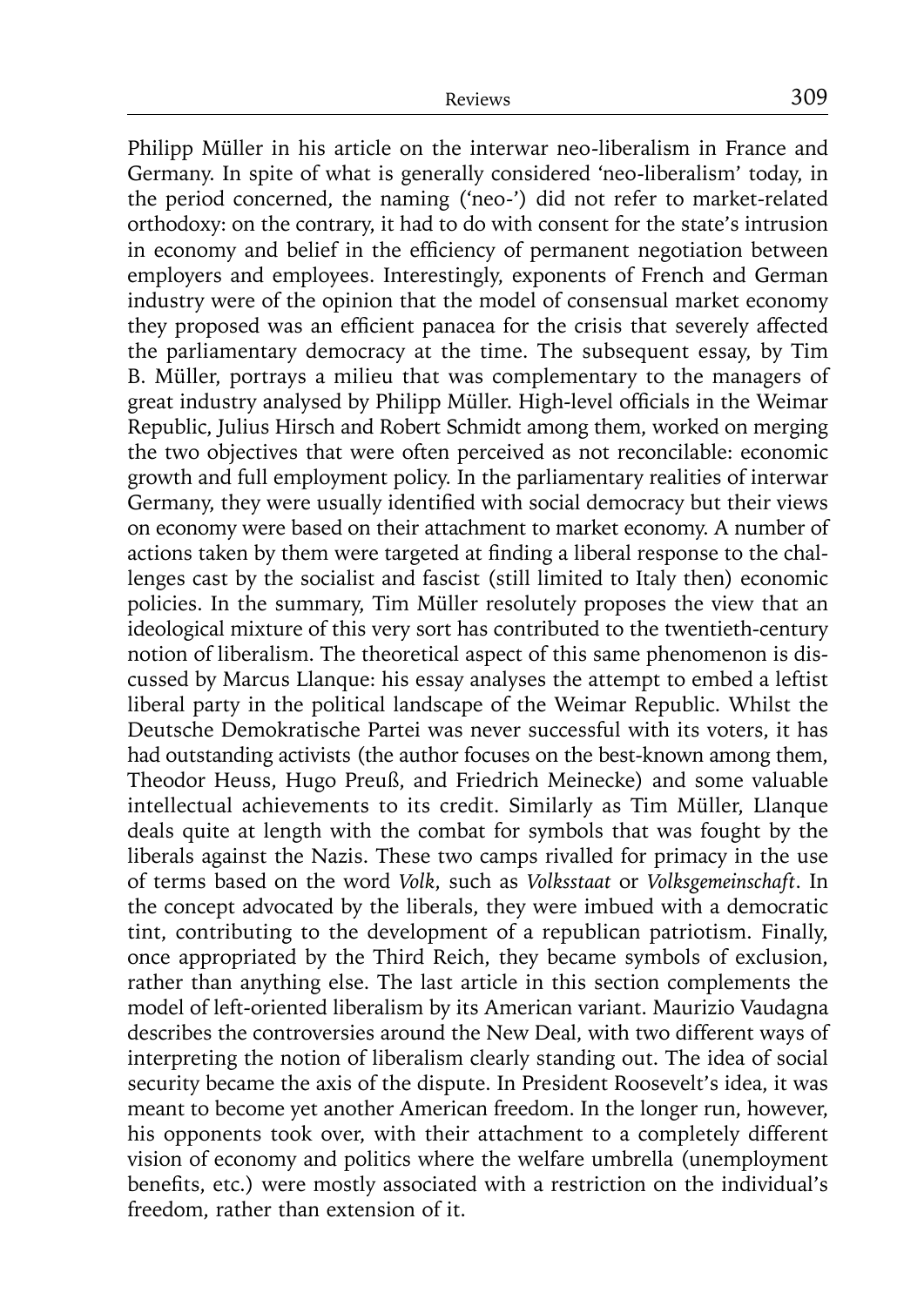Philipp Müller in his article on the interwar neo-liberalism in France and Germany. In spite of what is generally considered 'neo-liberalism' today, in the period concerned, the naming ('neo-') did not refer to market-related orthodoxy: on the contrary, it had to do with consent for the state's intrusion in economy and belief in the efficiency of permanent negotiation between employers and employees. Interestingly, exponents of French and German industry were of the opinion that the model of consensual market economy they proposed was an efficient panacea for the crisis that severely affected the parliamentary democracy at the time. The subsequent essay, by Tim B. Müller, portrays a milieu that was complementary to the managers of great industry analysed by Philipp Müller. High-level officials in the Weimar Republic, Julius Hirsch and Robert Schmidt among them, worked on merging the two objectives that were often perceived as not reconcilable: economic growth and full employment policy. In the parliamentary realities of interwar Germany, they were usually identified with social democracy but their views on economy were based on their attachment to market economy. A number of actions taken by them were targeted at finding a liberal response to the challenges cast by the socialist and fascist (still limited to Italy then) economic policies. In the summary, Tim Müller resolutely proposes the view that an ideological mixture of this very sort has contributed to the twentieth-century notion of liberalism. The theoretical aspect of this same phenomenon is discussed by Marcus Llanque: his essay analyses the attempt to embed a leftist liberal party in the political landscape of the Weimar Republic. Whilst the Deutsche Demokratische Partei was never successful with its voters, it has had outstanding activists (the author focuses on the best-known among them, Theodor Heuss, Hugo Preuß, and Friedrich Meinecke) and some valuable intellectual achievements to its credit. Similarly as Tim Müller, Llanque deals quite at length with the combat for symbols that was fought by the liberals against the Nazis. These two camps rivalled for primacy in the use of terms based on the word *Volk*, such as *Volksstaat* or *Volksgemeinschaft*. In the concept advocated by the liberals, they were imbued with a democratic tint, contributing to the development of a republican patriotism. Finally, once appropriated by the Third Reich, they became symbols of exclusion, rather than anything else. The last article in this section complements the model of left-oriented liberalism by its American variant. Maurizio Vaudagna describes the controversies around the New Deal, with two different ways of interpreting the notion of liberalism clearly standing out. The idea of social security became the axis of the dispute. In President Roosevelt's idea, it was meant to become yet another American freedom. In the longer run, however, his opponents took over, with their attachment to a completely different vision of economy and politics where the welfare umbrella (unemployment benefits, etc.) were mostly associated with a restriction on the individual's freedom, rather than extension of it.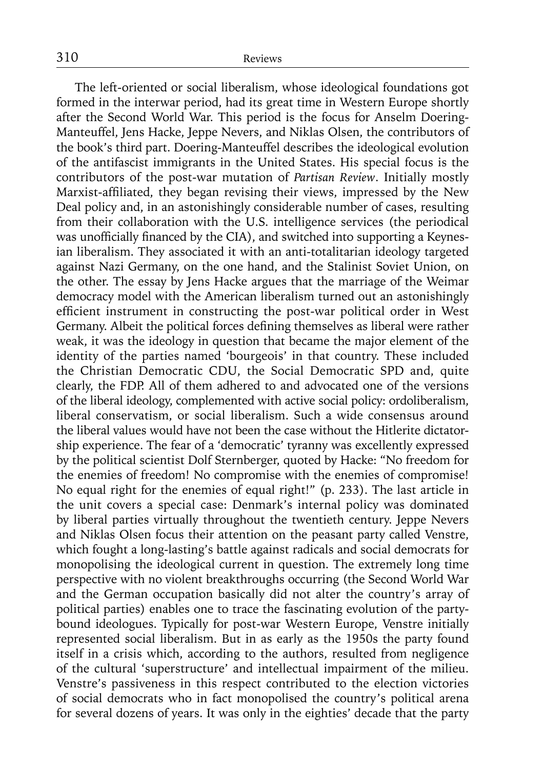The left-oriented or social liberalism, whose ideological foundations got formed in the interwar period, had its great time in Western Europe shortly after the Second World War. This period is the focus for Anselm Doering-Manteuffel, Jens Hacke, Jeppe Nevers, and Niklas Olsen, the contributors of the book's third part. Doering-Manteuffel describes the ideological evolution of the antifascist immigrants in the United States. His special focus is the contributors of the post-war mutation of *Partisan Review*. Initially mostly Marxist-affiliated, they began revising their views, impressed by the New Deal policy and, in an astonishingly considerable number of cases, resulting from their collaboration with the U.S. intelligence services (the periodical was unofficially financed by the CIA), and switched into supporting a Keynesian liberalism. They associated it with an anti-totalitarian ideology targeted against Nazi Germany, on the one hand, and the Stalinist Soviet Union, on the other. The essay by Jens Hacke argues that the marriage of the Weimar democracy model with the American liberalism turned out an astonishingly efficient instrument in constructing the post-war political order in West Germany. Albeit the political forces defining themselves as liberal were rather weak, it was the ideology in question that became the major element of the identity of the parties named 'bourgeois' in that country. These included the Christian Democratic CDU, the Social Democratic SPD and, quite clearly, the FDP. All of them adhered to and advocated one of the versions of the liberal ideology, complemented with active social policy: ordoliberalism, liberal conservatism, or social liberalism. Such a wide consensus around the liberal values would have not been the case without the Hitlerite dictatorship experience. The fear of a 'democratic' tyranny was excellently expressed by the political scientist Dolf Sternberger, quoted by Hacke: "No freedom for the enemies of freedom! No compromise with the enemies of compromise! No equal right for the enemies of equal right!" (p. 233). The last article in the unit covers a special case: Denmark's internal policy was dominated by liberal parties virtually throughout the twentieth century. Jeppe Nevers and Niklas Olsen focus their attention on the peasant party called Venstre, which fought a long-lasting's battle against radicals and social democrats for monopolising the ideological current in question. The extremely long time perspective with no violent breakthroughs occurring (the Second World War and the German occupation basically did not alter the country's array of political parties) enables one to trace the fascinating evolution of the party-bound ideologues. Typically for post-war Western Europe, Venstre initially represented social liberalism. But in as early as the 1950s the party found itself in a crisis which, according to the authors, resulted from negligence of the cultural 'superstructure' and intellectual impairment of the milieu. Venstre's passiveness in this respect contributed to the election victories of social democrats who in fact monopolised the country's political arena for several dozens of years. It was only in the eighties' decade that the party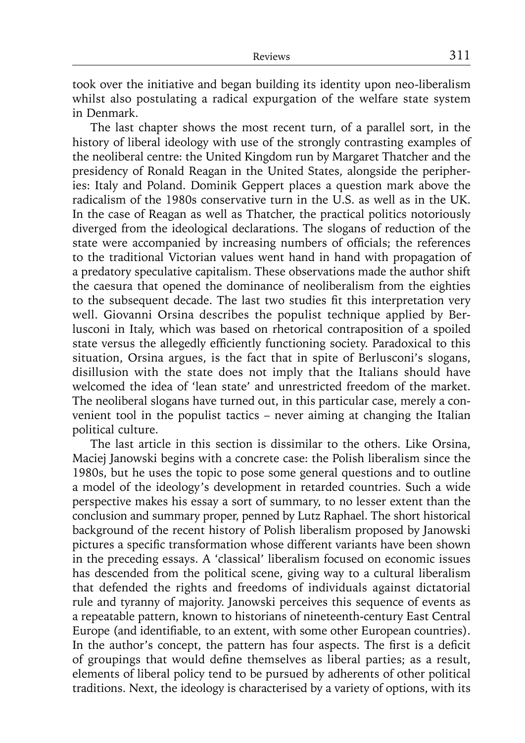took over the initiative and began building its identity upon neo-liberalism whilst also postulating a radical expurgation of the welfare state system in Denmark.

The last chapter shows the most recent turn, of a parallel sort, in the history of liberal ideology with use of the strongly contrasting examples of the neoliberal centre: the United Kingdom run by Margaret Thatcher and the presidency of Ronald Reagan in the United States, alongside the peripheries: Italy and Poland. Dominik Geppert places a question mark above the radicalism of the 1980s conservative turn in the U.S. as well as in the UK. In the case of Reagan as well as Thatcher, the practical politics notoriously diverged from the ideological declarations. The slogans of reduction of the state were accompanied by increasing numbers of officials; the references to the traditional Victorian values went hand in hand with propagation of a predatory speculative capitalism. These observations made the author shift the caesura that opened the dominance of neoliberalism from the eighties to the subsequent decade. The last two studies fit this interpretation very well. Giovanni Orsina describes the populist technique applied by Berlusconi in Italy, which was based on rhetorical contraposition of a spoiled state versus the allegedly efficiently functioning society. Paradoxical to this situation, Orsina argues, is the fact that in spite of Berlusconi's slogans, disillusion with the state does not imply that the Italians should have welcomed the idea of 'lean state' and unrestricted freedom of the market. The neoliberal slogans have turned out, in this particular case, merely a convenient tool in the populist tactics – never aiming at changing the Italian political culture.

The last article in this section is dissimilar to the others. Like Orsina, Maciej Janowski begins with a concrete case: the Polish liberalism since the 1980s, but he uses the topic to pose some general questions and to outline a model of the ideology's development in retarded countries. Such a wide perspective makes his essay a sort of summary, to no lesser extent than the conclusion and summary proper, penned by Lutz Raphael. The short historical background of the recent history of Polish liberalism proposed by Janowski pictures a specific transformation whose different variants have been shown in the preceding essays. A 'classical' liberalism focused on economic issues has descended from the political scene, giving way to a cultural liberalism that defended the rights and freedoms of individuals against dictatorial rule and tyranny of majority. Janowski perceives this sequence of events as a repeatable pattern, known to historians of nineteenth-century East Central Europe (and identifiable, to an extent, with some other European countries). In the author's concept, the pattern has four aspects. The first is a deficit of groupings that would define themselves as liberal parties; as a result, elements of liberal policy tend to be pursued by adherents of other political traditions. Next, the ideology is characterised by a variety of options, with its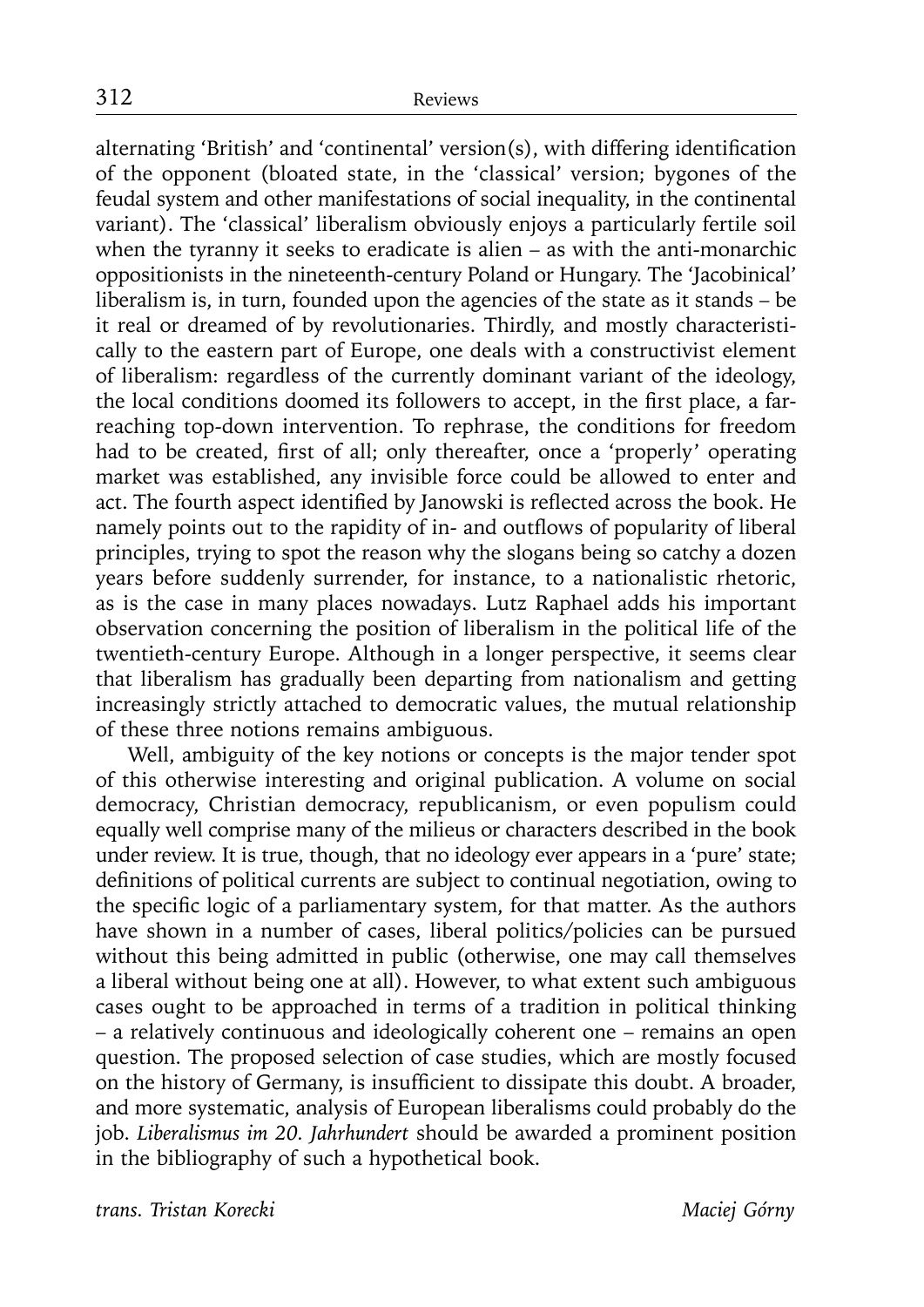alternating 'British' and 'continental' version(s), with differing identification of the opponent (bloated state, in the 'classical' version; bygones of the feudal system and other manifestations of social inequality, in the continental variant). The 'classical' liberalism obviously enjoys a particularly fertile soil when the tyranny it seeks to eradicate is alien – as with the anti-monarchic oppositionists in the nineteenth-century Poland or Hungary. The 'Jacobinical' liberalism is, in turn, founded upon the agencies of the state as it stands – be it real or dreamed of by revolutionaries. Thirdly, and mostly characteristically to the eastern part of Europe, one deals with a constructivist element of liberalism: regardless of the currently dominant variant of the ideology, the local conditions doomed its followers to accept, in the first place, a far-reaching top-down intervention. To rephrase, the conditions for freedom had to be created, first of all; only thereafter, once a 'properly' operating market was established, any invisible force could be allowed to enter and act. The fourth aspect identified by Janowski is reflected across the book. He namely points out to the rapidity of in- and outflows of popularity of liberal principles, trying to spot the reason why the slogans being so catchy a dozen years before suddenly surrender, for instance, to a nationalistic rhetoric, as is the case in many places nowadays. Lutz Raphael adds his important observation concerning the position of liberalism in the political life of the twentieth-century Europe. Although in a longer perspective, it seems clear that liberalism has gradually been departing from nationalism and getting increasingly strictly attached to democratic values, the mutual relationship of these three notions remains ambiguous.

Well, ambiguity of the key notions or concepts is the major tender spot of this otherwise interesting and original publication. A volume on social democracy, Christian democracy, republicanism, or even populism could equally well comprise many of the milieus or characters described in the book under review. It is true, though, that no ideology ever appears in a 'pure' state; definitions of political currents are subject to continual negotiation, owing to the specific logic of a parliamentary system, for that matter. As the authors have shown in a number of cases, liberal politics/policies can be pursued without this being admitted in public (otherwise, one may call themselves a liberal without being one at all). However, to what extent such ambiguous cases ought to be approached in terms of a tradition in political thinking – a relatively continuous and ideologically coherent one – remains an open question. The proposed selection of case studies, which are mostly focused on the history of Germany, is insufficient to dissipate this doubt. A broader, and more systematic, analysis of European liberalisms could probably do the job. *Liberalismus im 20. Jahrhundert* should be awarded a prominent position in the bibliography of such a hypothetical book.

*trans. Tristan Korecki* *Maciej Górny*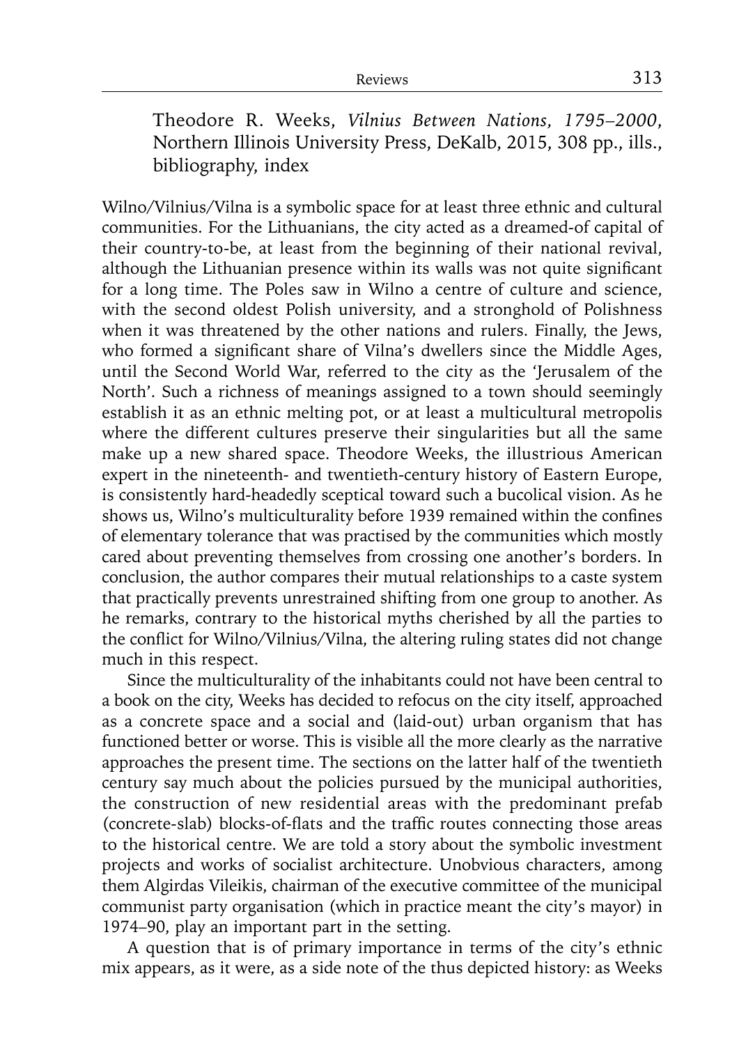Theodore R. Weeks, *Vilnius Between Nations, 1795–2000*, Northern Illinois University Press, DeKalb, 2015, 308 pp., ills., bibliography, index

Wilno/Vilnius/Vilna is a symbolic space for at least three ethnic and cultural communities. For the Lithuanians, the city acted as a dreamed-of capital of their country-to-be, at least from the beginning of their national revival, although the Lithuanian presence within its walls was not quite significant for a long time. The Poles saw in Wilno a centre of culture and science, with the second oldest Polish university, and a stronghold of Polishness when it was threatened by the other nations and rulers. Finally, the Jews, who formed a significant share of Vilna's dwellers since the Middle Ages, until the Second World War, referred to the city as the 'Jerusalem of the North'. Such a richness of meanings assigned to a town should seemingly establish it as an ethnic melting pot, or at least a multicultural metropolis where the different cultures preserve their singularities but all the same make up a new shared space. Theodore Weeks, the illustrious American expert in the nineteenth- and twentieth-century history of Eastern Europe, is consistently hard-headedly sceptical toward such a bucolical vision. As he shows us, Wilno's multiculturality before 1939 remained within the confines of elementary tolerance that was practised by the communities which mostly cared about preventing themselves from crossing one another's borders. In conclusion, the author compares their mutual relationships to a caste system that practically prevents unrestrained shifting from one group to another. As he remarks, contrary to the historical myths cherished by all the parties to the conflict for Wilno/Vilnius/Vilna, the altering ruling states did not change much in this respect.

Since the multiculturality of the inhabitants could not have been central to a book on the city, Weeks has decided to refocus on the city itself, approached as a concrete space and a social and (laid-out) urban organism that has functioned better or worse. This is visible all the more clearly as the narrative approaches the present time. The sections on the latter half of the twentieth century say much about the policies pursued by the municipal authorities, the construction of new residential areas with the predominant prefab (concrete-slab) blocks-of-flats and the traffic routes connecting those areas to the historical centre. We are told a story about the symbolic investment projects and works of socialist architecture. Unobvious characters, among them Algirdas Vileikis, chairman of the executive committee of the municipal communist party organisation (which in practice meant the city's mayor) in 1974–90, play an important part in the setting.

A question that is of primary importance in terms of the city's ethnic mix appears, as it were, as a side note of the thus depicted history: as Weeks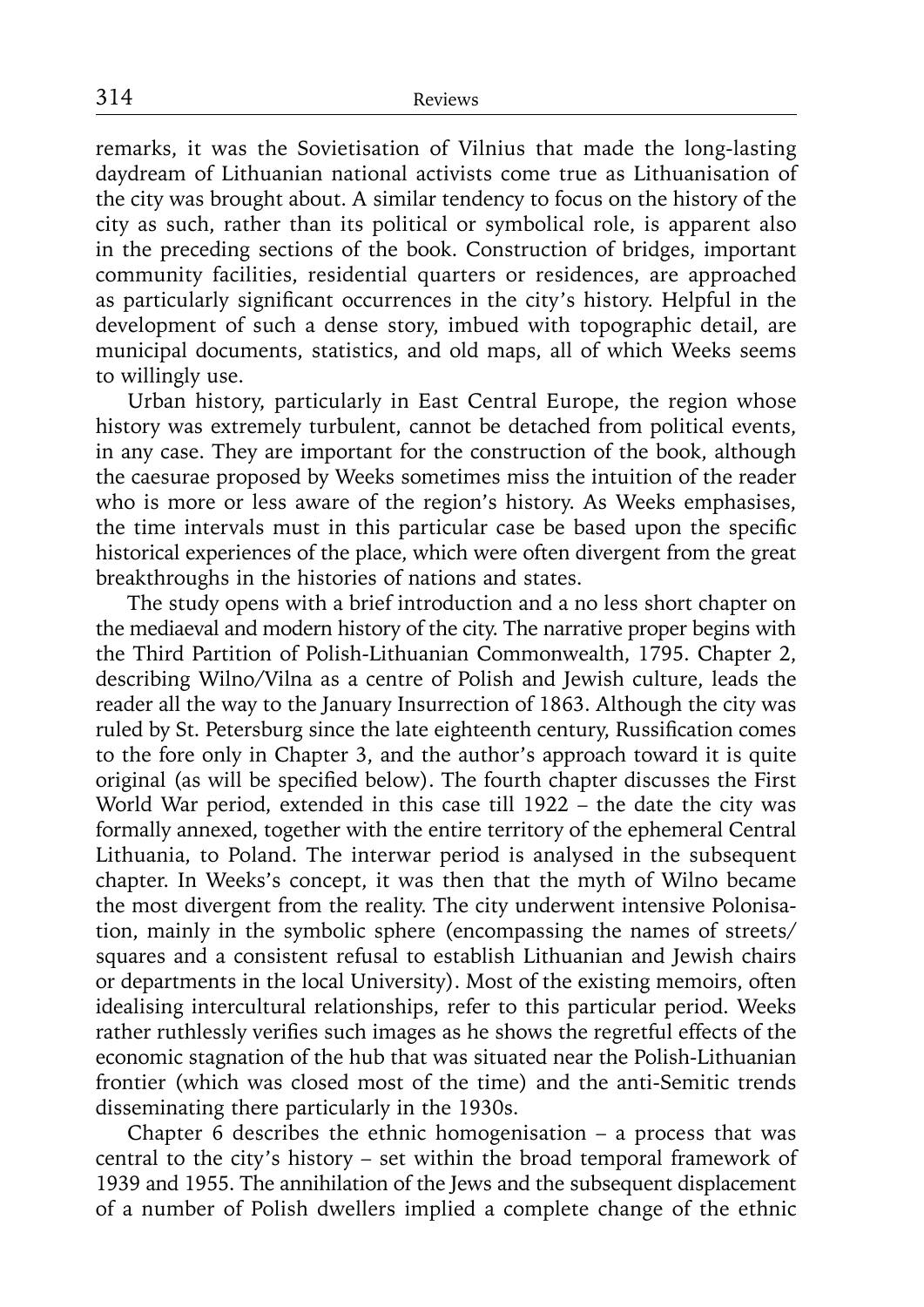remarks, it was the Sovietisation of Vilnius that made the long-lasting daydream of Lithuanian national activists come true as Lithuanisation of the city was brought about. A similar tendency to focus on the history of the city as such, rather than its political or symbolical role, is apparent also in the preceding sections of the book. Construction of bridges, important community facilities, residential quarters or residences, are approached as particularly significant occurrences in the city's history. Helpful in the development of such a dense story, imbued with topographic detail, are municipal documents, statistics, and old maps, all of which Weeks seems to willingly use.

Urban history, particularly in East Central Europe, the region whose history was extremely turbulent, cannot be detached from political events, in any case. They are important for the construction of the book, although the caesurae proposed by Weeks sometimes miss the intuition of the reader who is more or less aware of the region's history. As Weeks emphasises, the time intervals must in this particular case be based upon the specific historical experiences of the place, which were often divergent from the great breakthroughs in the histories of nations and states.

The study opens with a brief introduction and a no less short chapter on the mediaeval and modern history of the city. The narrative proper begins with the Third Partition of Polish-Lithuanian Commonwealth, 1795. Chapter 2, describing Wilno/Vilna as a centre of Polish and Jewish culture, leads the reader all the way to the January Insurrection of 1863. Although the city was ruled by St. Petersburg since the late eighteenth century, Russification comes to the fore only in Chapter 3, and the author's approach toward it is quite original (as will be specified below). The fourth chapter discusses the First World War period, extended in this case till 1922 – the date the city was formally annexed, together with the entire territory of the ephemeral Central Lithuania, to Poland. The interwar period is analysed in the subsequent chapter. In Weeks's concept, it was then that the myth of Wilno became the most divergent from the reality. The city underwent intensive Polonisation, mainly in the symbolic sphere (encompassing the names of streets/squares and a consistent refusal to establish Lithuanian and Jewish chairs or departments in the local University). Most of the existing memoirs, often idealising intercultural relationships, refer to this particular period. Weeks rather ruthlessly verifies such images as he shows the regretful effects of the economic stagnation of the hub that was situated near the Polish-Lithuanian frontier (which was closed most of the time) and the anti-Semitic trends disseminating there particularly in the 1930s.

Chapter 6 describes the ethnic homogenisation – a process that was central to the city's history – set within the broad temporal framework of 1939 and 1955. The annihilation of the Jews and the subsequent displacement of a number of Polish dwellers implied a complete change of the ethnic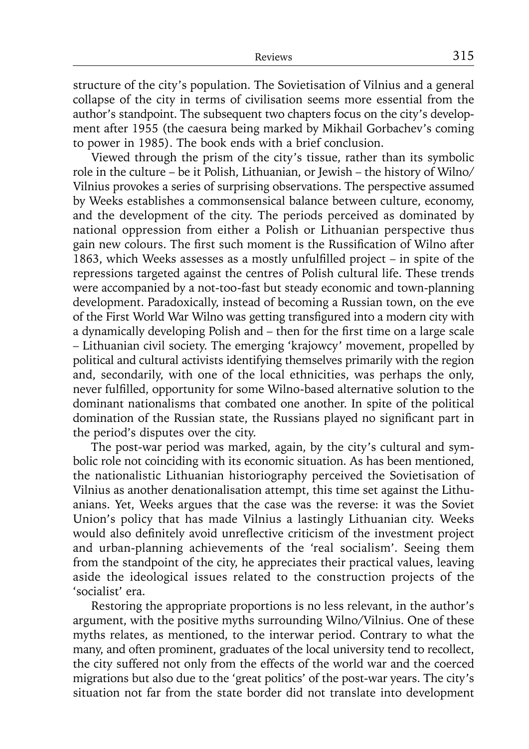structure of the city's population. The Sovietisation of Vilnius and a general collapse of the city in terms of civilisation seems more essential from the author's standpoint. The subsequent two chapters focus on the city's development after 1955 (the caesura being marked by Mikhail Gorbachev's coming to power in 1985). The book ends with a brief conclusion.

Viewed through the prism of the city's tissue, rather than its symbolic role in the culture – be it Polish, Lithuanian, or Jewish – the history of Wilno/Vilnius provokes a series of surprising observations. The perspective assumed by Weeks establishes a commonsensical balance between culture, economy, and the development of the city. The periods perceived as dominated by national oppression from either a Polish or Lithuanian perspective thus gain new colours. The first such moment is the Russification of Wilno after 1863, which Weeks assesses as a mostly unfulfilled project – in spite of the repressions targeted against the centres of Polish cultural life. These trends were accompanied by a not-too-fast but steady economic and town-planning development. Paradoxically, instead of becoming a Russian town, on the eve of the First World War Wilno was getting transfigured into a modern city with a dynamically developing Polish and – then for the first time on a large scale – Lithuanian civil society. The emerging 'krajowcy' movement, propelled by political and cultural activists identifying themselves primarily with the region and, secondarily, with one of the local ethnicities, was perhaps the only, never fulfilled, opportunity for some Wilno-based alternative solution to the dominant nationalisms that combated one another. In spite of the political domination of the Russian state, the Russians played no significant part in the period's disputes over the city.

The post-war period was marked, again, by the city's cultural and symbolic role not coinciding with its economic situation. As has been mentioned, the nationalistic Lithuanian historiography perceived the Sovietisation of Vilnius as another denationalisation attempt, this time set against the Lithuanians. Yet, Weeks argues that the case was the reverse: it was the Soviet Union's policy that has made Vilnius a lastingly Lithuanian city. Weeks would also definitely avoid unreflective criticism of the investment project and urban-planning achievements of the 'real socialism'. Seeing them from the standpoint of the city, he appreciates their practical values, leaving aside the ideological issues related to the construction projects of the 'socialist' era.

Restoring the appropriate proportions is no less relevant, in the author's argument, with the positive myths surrounding Wilno/Vilnius. One of these myths relates, as mentioned, to the interwar period. Contrary to what the many, and often prominent, graduates of the local university tend to recollect, the city suffered not only from the effects of the world war and the coerced migrations but also due to the 'great politics' of the post-war years. The city's situation not far from the state border did not translate into development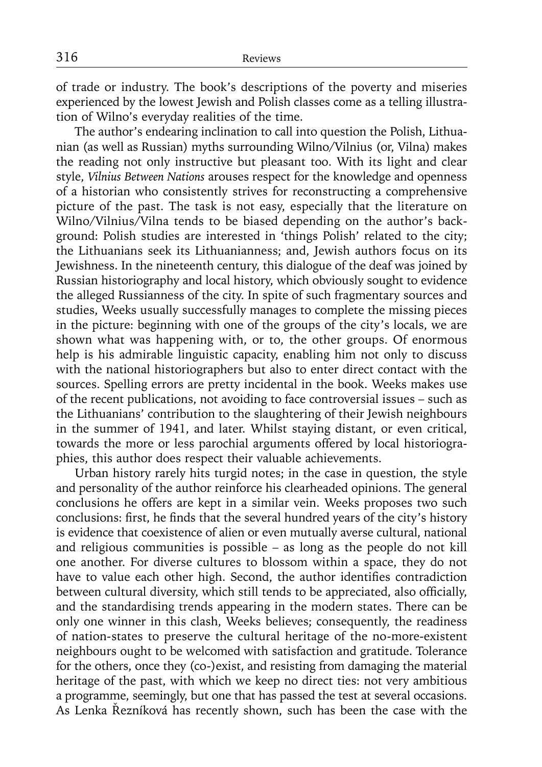of trade or industry. The book's descriptions of the poverty and miseries experienced by the lowest Jewish and Polish classes come as a telling illustration of Wilno's everyday realities of the time.

The author's endearing inclination to call into question the Polish, Lithuanian (as well as Russian) myths surrounding Wilno/Vilnius (or, Vilna) makes the reading not only instructive but pleasant too. With its light and clear style, *Vilnius Between Nations* arouses respect for the knowledge and openness of a historian who consistently strives for reconstructing a comprehensive picture of the past. The task is not easy, especially that the literature on Wilno/Vilnius/Vilna tends to be biased depending on the author's background: Polish studies are interested in 'things Polish' related to the city; the Lithuanians seek its Lithuanianness; and, Jewish authors focus on its Jewishness. In the nineteenth century, this dialogue of the deaf was joined by Russian historiography and local history, which obviously sought to evidence the alleged Russianness of the city. In spite of such fragmentary sources and studies, Weeks usually successfully manages to complete the missing pieces in the picture: beginning with one of the groups of the city's locals, we are shown what was happening with, or to, the other groups. Of enormous help is his admirable linguistic capacity, enabling him not only to discuss with the national historiographers but also to enter direct contact with the sources. Spelling errors are pretty incidental in the book. Weeks makes use of the recent publications, not avoiding to face controversial issues – such as the Lithuanians' contribution to the slaughtering of their Jewish neighbours in the summer of 1941, and later. Whilst staying distant, or even critical, towards the more or less parochial arguments offered by local historiographies, this author does respect their valuable achievements.

Urban history rarely hits turgid notes; in the case in question, the style and personality of the author reinforce his clearheaded opinions. The general conclusions he offers are kept in a similar vein. Weeks proposes two such conclusions: first, he finds that the several hundred years of the city's history is evidence that coexistence of alien or even mutually averse cultural, national and religious communities is possible – as long as the people do not kill one another. For diverse cultures to blossom within a space, they do not have to value each other high. Second, the author identifies contradiction between cultural diversity, which still tends to be appreciated, also officially, and the standardising trends appearing in the modern states. There can be only one winner in this clash, Weeks believes; consequently, the readiness of nation-states to preserve the cultural heritage of the no-more-existent neighbours ought to be welcomed with satisfaction and gratitude. Tolerance for the others, once they (co-)exist, and resisting from damaging the material heritage of the past, with which we keep no direct ties: not very ambitious a programme, seemingly, but one that has passed the test at several occasions. As Lenka Řezníková has recently shown, such has been the case with the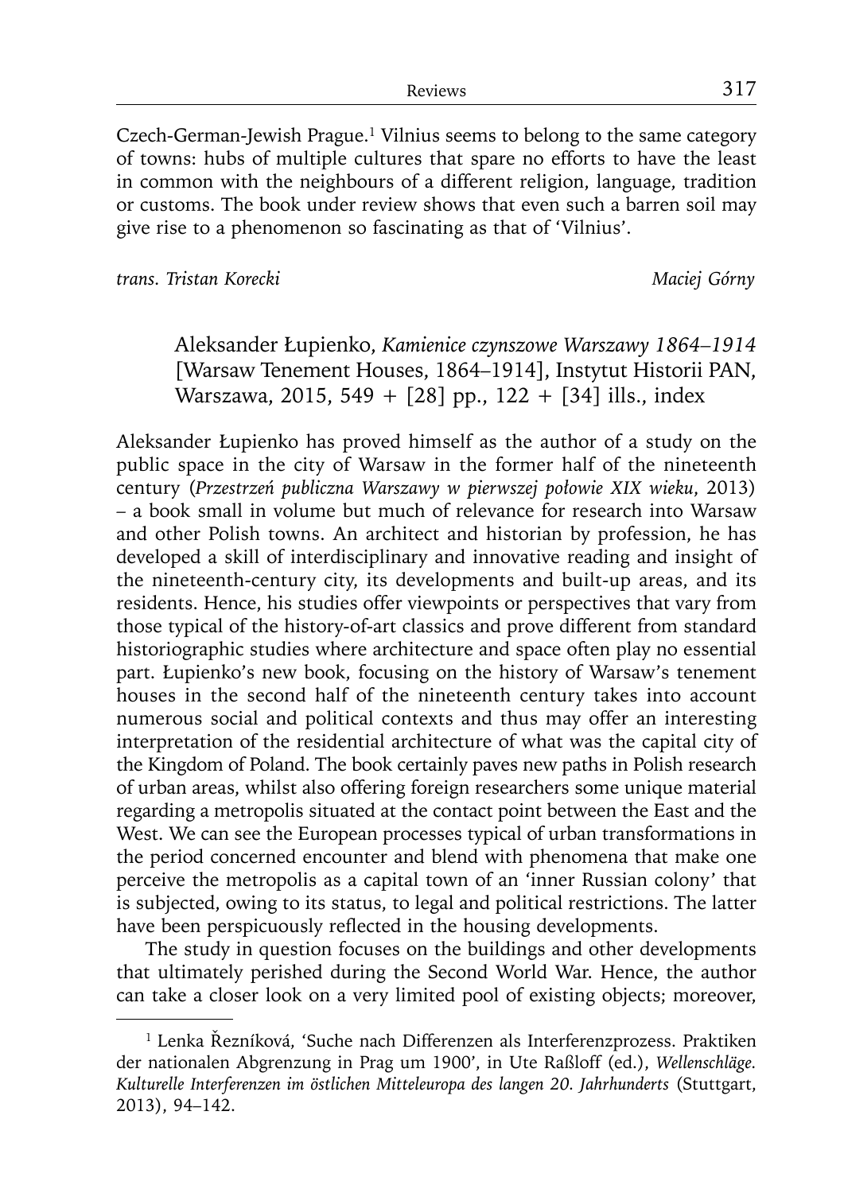Czech-German-Jewish Prague.[1] Vilnius seems to belong to the same category of towns: hubs of multiple cultures that spare no efforts to have the least in common with the neighbours of a different religion, language, tradition or customs. The book under review shows that even such a barren soil may give rise to a phenomenon so fascinating as that of 'Vilnius'.

*trans. Tristan Korecki* *Maciej Górny*

Aleksander Łupienko, *Kamienice czynszowe Warszawy 1864–1914* [Warsaw Tenement Houses, 1864–1914], Instytut Historii PAN, Warszawa, 2015, 549 + [28] pp., 122 + [34] ills., index

Aleksander Łupienko has proved himself as the author of a study on the public space in the city of Warsaw in the former half of the nineteenth century (*Przestrzeń publiczna Warszawy w pierwszej połowie XIX wieku*, 2013) – a book small in volume but much of relevance for research into Warsaw and other Polish towns. An architect and historian by profession, he has developed a skill of interdisciplinary and innovative reading and insight of the nineteenth-century city, its developments and built-up areas, and its residents. Hence, his studies offer viewpoints or perspectives that vary from those typical of the history-of-art classics and prove different from standard historiographic studies where architecture and space often play no essential part. Łupienko's new book, focusing on the history of Warsaw's tenement houses in the second half of the nineteenth century takes into account numerous social and political contexts and thus may offer an interesting interpretation of the residential architecture of what was the capital city of the Kingdom of Poland. The book certainly paves new paths in Polish research of urban areas, whilst also offering foreign researchers some unique material regarding a metropolis situated at the contact point between the East and the West. We can see the European processes typical of urban transformations in the period concerned encounter and blend with phenomena that make one perceive the metropolis as a capital town of an 'inner Russian colony' that is subjected, owing to its status, to legal and political restrictions. The latter have been perspicuously reflected in the housing developments.

The study in question focuses on the buildings and other developments that ultimately perished during the Second World War. Hence, the author can take a closer look on a very limited pool of existing objects; moreover,

[1] Lenka Řezníková, 'Suche nach Differenzen als Interferenzprozess. Praktiken der nationalen Abgrenzung in Prag um 1900', in Ute Raßloff (ed.), *Wellenschläge. Kulturelle Interferenzen im östlichen Mitteleuropa des langen 20. Jahrhunderts* (Stuttgart, 2013), 94–142.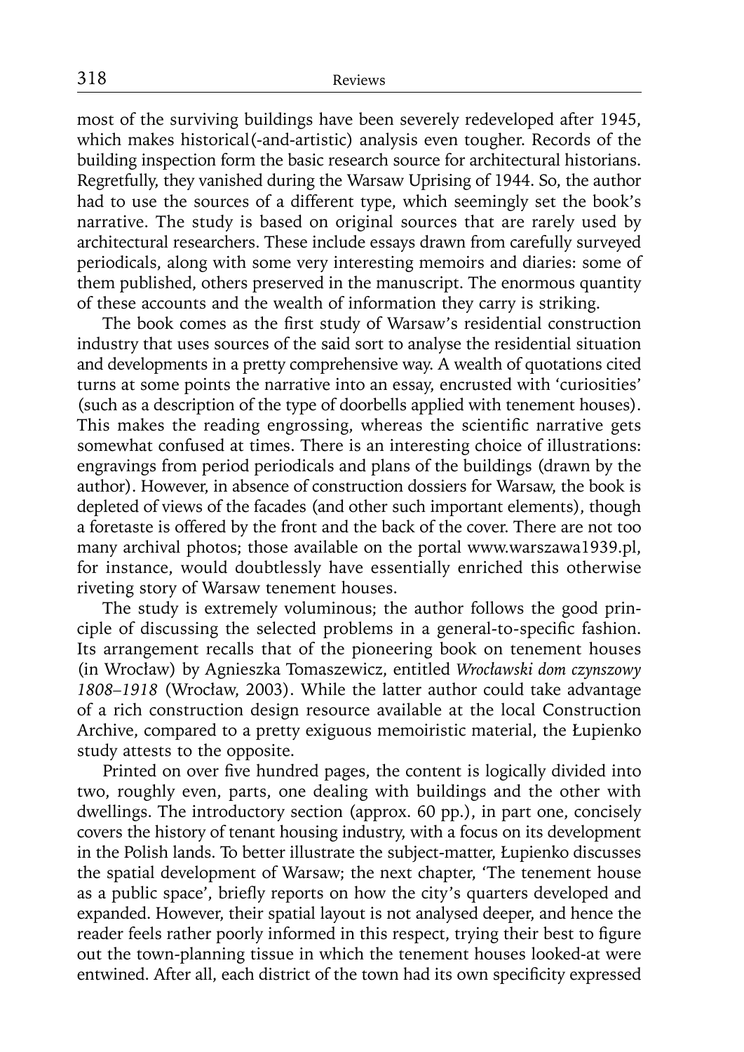most of the surviving buildings have been severely redeveloped after 1945, which makes historical(-and-artistic) analysis even tougher. Records of the building inspection form the basic research source for architectural historians. Regretfully, they vanished during the Warsaw Uprising of 1944. So, the author had to use the sources of a different type, which seemingly set the book's narrative. The study is based on original sources that are rarely used by architectural researchers. These include essays drawn from carefully surveyed periodicals, along with some very interesting memoirs and diaries: some of them published, others preserved in the manuscript. The enormous quantity of these accounts and the wealth of information they carry is striking.

The book comes as the first study of Warsaw's residential construction industry that uses sources of the said sort to analyse the residential situation and developments in a pretty comprehensive way. A wealth of quotations cited turns at some points the narrative into an essay, encrusted with 'curiosities' (such as a description of the type of doorbells applied with tenement houses). This makes the reading engrossing, whereas the scientific narrative gets somewhat confused at times. There is an interesting choice of illustrations: engravings from period periodicals and plans of the buildings (drawn by the author). However, in absence of construction dossiers for Warsaw, the book is depleted of views of the facades (and other such important elements), though a foretaste is offered by the front and the back of the cover. There are not too many archival photos; those available on the portal www.warszawa1939.pl, for instance, would doubtlessly have essentially enriched this otherwise riveting story of Warsaw tenement houses.

The study is extremely voluminous; the author follows the good principle of discussing the selected problems in a general-to-specific fashion. Its arrangement recalls that of the pioneering book on tenement houses (in Wrocław) by Agnieszka Tomaszewicz, entitled *Wrocławski dom czynszowy 1808–1918* (Wrocław, 2003). While the latter author could take advantage of a rich construction design resource available at the local Construction Archive, compared to a pretty exiguous memoiristic material, the Łupienko study attests to the opposite.

Printed on over five hundred pages, the content is logically divided into two, roughly even, parts, one dealing with buildings and the other with dwellings. The introductory section (approx. 60 pp.), in part one, concisely covers the history of tenant housing industry, with a focus on its development in the Polish lands. To better illustrate the subject-matter, Łupienko discusses the spatial development of Warsaw; the next chapter, 'The tenement house as a public space', briefly reports on how the city's quarters developed and expanded. However, their spatial layout is not analysed deeper, and hence the reader feels rather poorly informed in this respect, trying their best to figure out the town-planning tissue in which the tenement houses looked-at were entwined. After all, each district of the town had its own specificity expressed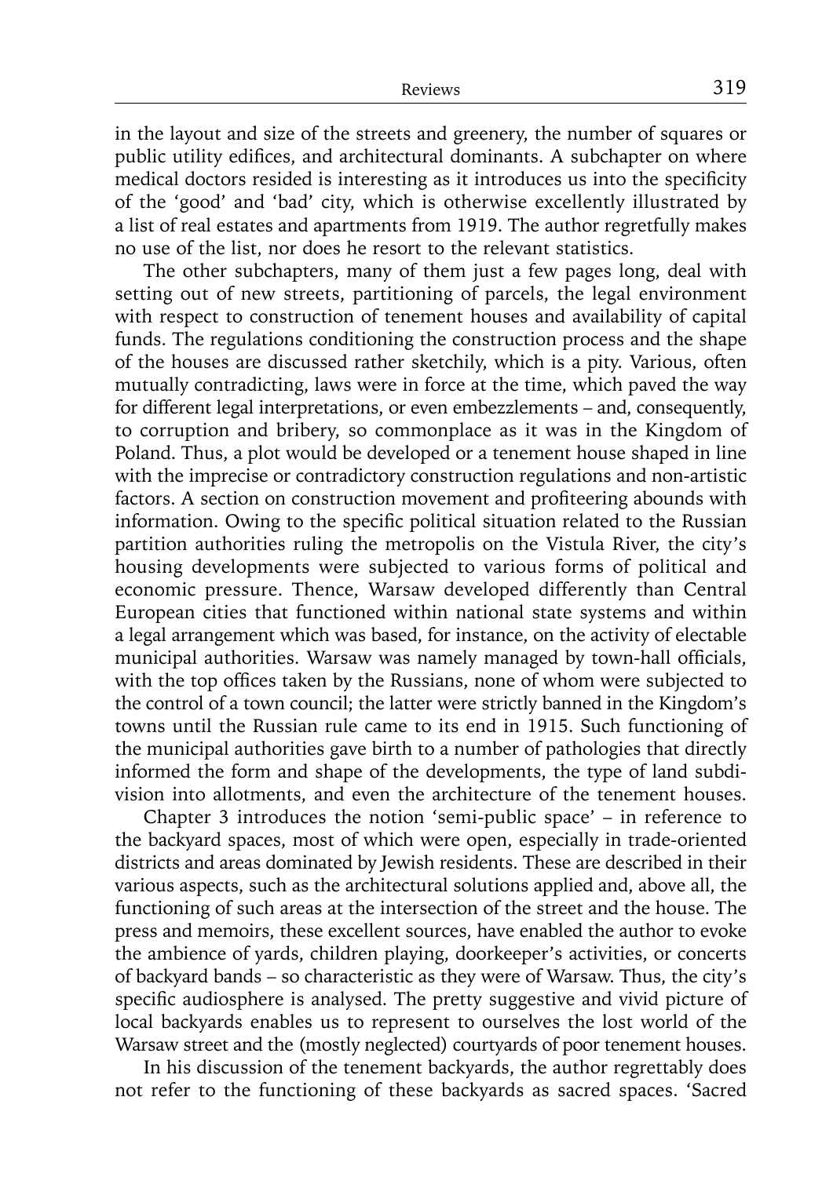in the layout and size of the streets and greenery, the number of squares or public utility edifices, and architectural dominants. A subchapter on where medical doctors resided is interesting as it introduces us into the specificity of the 'good' and 'bad' city, which is otherwise excellently illustrated by a list of real estates and apartments from 1919. The author regretfully makes no use of the list, nor does he resort to the relevant statistics.

The other subchapters, many of them just a few pages long, deal with setting out of new streets, partitioning of parcels, the legal environment with respect to construction of tenement houses and availability of capital funds. The regulations conditioning the construction process and the shape of the houses are discussed rather sketchily, which is a pity. Various, often mutually contradicting, laws were in force at the time, which paved the way for different legal interpretations, or even embezzlements – and, consequently, to corruption and bribery, so commonplace as it was in the Kingdom of Poland. Thus, a plot would be developed or a tenement house shaped in line with the imprecise or contradictory construction regulations and non-artistic factors. A section on construction movement and profiteering abounds with information. Owing to the specific political situation related to the Russian partition authorities ruling the metropolis on the Vistula River, the city's housing developments were subjected to various forms of political and economic pressure. Thence, Warsaw developed differently than Central European cities that functioned within national state systems and within a legal arrangement which was based, for instance, on the activity of electable municipal authorities. Warsaw was namely managed by town-hall officials, with the top offices taken by the Russians, none of whom were subjected to the control of a town council; the latter were strictly banned in the Kingdom's towns until the Russian rule came to its end in 1915. Such functioning of the municipal authorities gave birth to a number of pathologies that directly informed the form and shape of the developments, the type of land subdivision into allotments, and even the architecture of the tenement houses.

Chapter 3 introduces the notion 'semi-public space' – in reference to the backyard spaces, most of which were open, especially in trade-oriented districts and areas dominated by Jewish residents. These are described in their various aspects, such as the architectural solutions applied and, above all, the functioning of such areas at the intersection of the street and the house. The press and memoirs, these excellent sources, have enabled the author to evoke the ambience of yards, children playing, doorkeeper's activities, or concerts of backyard bands – so characteristic as they were of Warsaw. Thus, the city's specific audiosphere is analysed. The pretty suggestive and vivid picture of local backyards enables us to represent to ourselves the lost world of the Warsaw street and the (mostly neglected) courtyards of poor tenement houses.

In his discussion of the tenement backyards, the author regrettably does not refer to the functioning of these backyards as sacred spaces. 'Sacred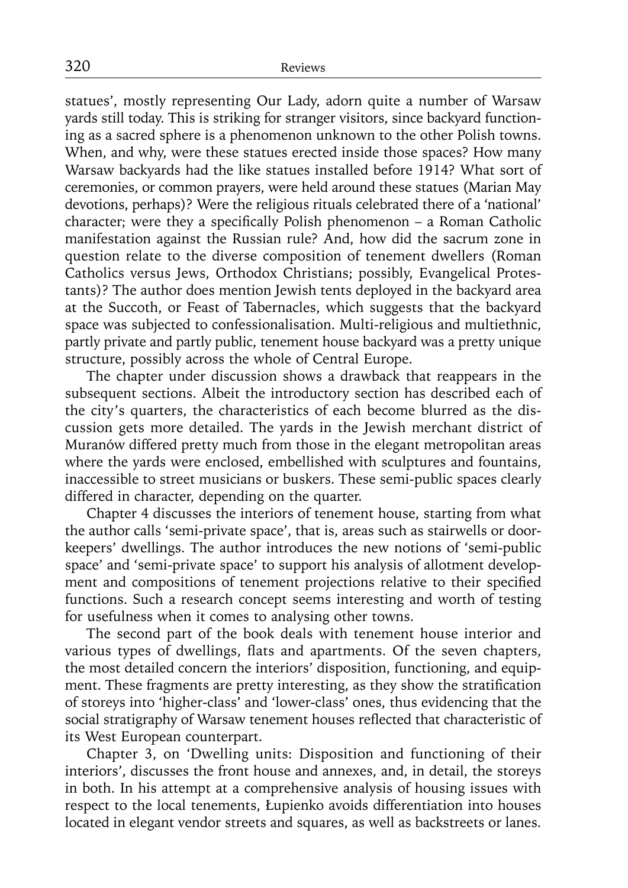statues', mostly representing Our Lady, adorn quite a number of Warsaw yards still today. This is striking for stranger visitors, since backyard functioning as a sacred sphere is a phenomenon unknown to the other Polish towns. When, and why, were these statues erected inside those spaces? How many Warsaw backyards had the like statues installed before 1914? What sort of ceremonies, or common prayers, were held around these statues (Marian May devotions, perhaps)? Were the religious rituals celebrated there of a 'national' character; were they a specifically Polish phenomenon – a Roman Catholic manifestation against the Russian rule? And, how did the sacrum zone in question relate to the diverse composition of tenement dwellers (Roman Catholics versus Jews, Orthodox Christians; possibly, Evangelical Protestants)? The author does mention Jewish tents deployed in the backyard area at the Succoth, or Feast of Tabernacles, which suggests that the backyard space was subjected to confessionalisation. Multi-religious and multiethnic, partly private and partly public, tenement house backyard was a pretty unique structure, possibly across the whole of Central Europe.

The chapter under discussion shows a drawback that reappears in the subsequent sections. Albeit the introductory section has described each of the city's quarters, the characteristics of each become blurred as the discussion gets more detailed. The yards in the Jewish merchant district of Muranów differed pretty much from those in the elegant metropolitan areas where the yards were enclosed, embellished with sculptures and fountains, inaccessible to street musicians or buskers. These semi-public spaces clearly differed in character, depending on the quarter.

Chapter 4 discusses the interiors of tenement house, starting from what the author calls 'semi-private space', that is, areas such as stairwells or doorkeepers' dwellings. The author introduces the new notions of 'semi-public space' and 'semi-private space' to support his analysis of allotment development and compositions of tenement projections relative to their specified functions. Such a research concept seems interesting and worth of testing for usefulness when it comes to analysing other towns.

The second part of the book deals with tenement house interior and various types of dwellings, flats and apartments. Of the seven chapters, the most detailed concern the interiors' disposition, functioning, and equipment. These fragments are pretty interesting, as they show the stratification of storeys into 'higher-class' and 'lower-class' ones, thus evidencing that the social stratigraphy of Warsaw tenement houses reflected that characteristic of its West European counterpart.

Chapter 3, on 'Dwelling units: Disposition and functioning of their interiors', discusses the front house and annexes, and, in detail, the storeys in both. In his attempt at a comprehensive analysis of housing issues with respect to the local tenements, Łupienko avoids differentiation into houses located in elegant vendor streets and squares, as well as backstreets or lanes.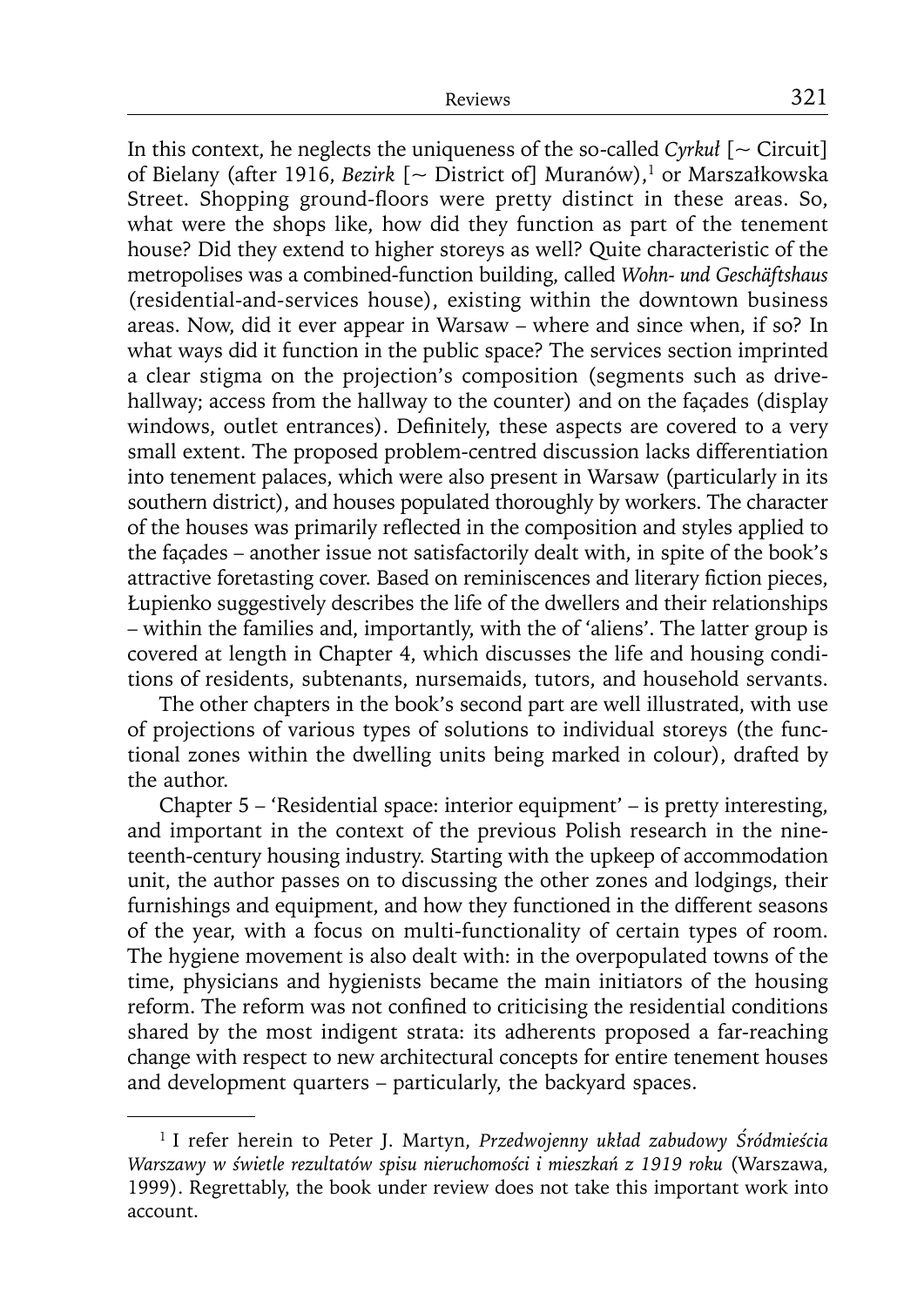In this context, he neglects the uniqueness of the so-called *Cyrkuł* [~ Circuit] of Bielany (after 1916, *Bezirk* [~ District of] Muranów),[1] or Marszałkowska Street. Shopping ground-floors were pretty distinct in these areas. So, what were the shops like, how did they function as part of the tenement house? Did they extend to higher storeys as well? Quite characteristic of the metropolises was a combined-function building, called *Wohn- und Geschäftshaus* (residential-and-services house), existing within the downtown business areas. Now, did it ever appear in Warsaw – where and since when, if so? In what ways did it function in the public space? The services section imprinted a clear stigma on the projection's composition (segments such as drive-hallway; access from the hallway to the counter) and on the façades (display windows, outlet entrances). Definitely, these aspects are covered to a very small extent. The proposed problem-centred discussion lacks differentiation into tenement palaces, which were also present in Warsaw (particularly in its southern district), and houses populated thoroughly by workers. The character of the houses was primarily reflected in the composition and styles applied to the façades – another issue not satisfactorily dealt with, in spite of the book's attractive foretasting cover. Based on reminiscences and literary fiction pieces, Łupienko suggestively describes the life of the dwellers and their relationships – within the families and, importantly, with the of 'aliens'. The latter group is covered at length in Chapter 4, which discusses the life and housing conditions of residents, subtenants, nursemaids, tutors, and household servants.

The other chapters in the book's second part are well illustrated, with use of projections of various types of solutions to individual storeys (the functional zones within the dwelling units being marked in colour), drafted by the author.

Chapter 5 – 'Residential space: interior equipment' – is pretty interesting, and important in the context of the previous Polish research in the nineteenth-century housing industry. Starting with the upkeep of accommodation unit, the author passes on to discussing the other zones and lodgings, their furnishings and equipment, and how they functioned in the different seasons of the year, with a focus on multi-functionality of certain types of room. The hygiene movement is also dealt with: in the overpopulated towns of the time, physicians and hygienists became the main initiators of the housing reform. The reform was not confined to criticising the residential conditions shared by the most indigent strata: its adherents proposed a far-reaching change with respect to new architectural concepts for entire tenement houses and development quarters – particularly, the backyard spaces.

---

[1] I refer herein to Peter J. Martyn, *Przedwojenny układ zabudowy Śródmieścia Warszawy w świetle rezultatów spisu nieruchomości i mieszkań z 1919 roku* (Warszawa, 1999). Regrettably, the book under review does not take this important work into account.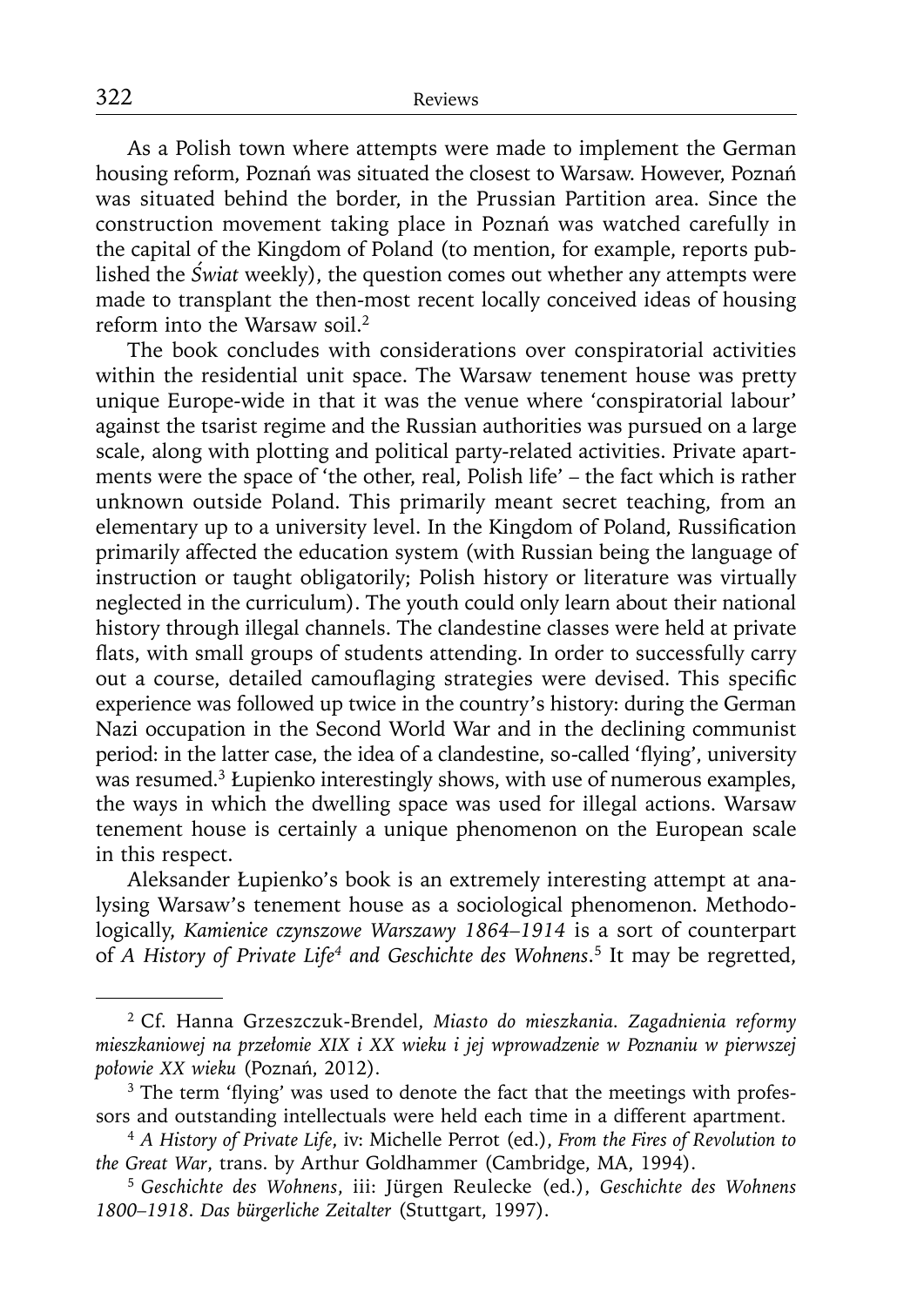As a Polish town where attempts were made to implement the German housing reform, Poznań was situated the closest to Warsaw. However, Poznań was situated behind the border, in the Prussian Partition area. Since the construction movement taking place in Poznań was watched carefully in the capital of the Kingdom of Poland (to mention, for example, reports published the *Świat* weekly), the question comes out whether any attempts were made to transplant the then-most recent locally conceived ideas of housing reform into the Warsaw soil.[2]

The book concludes with considerations over conspiratorial activities within the residential unit space. The Warsaw tenement house was pretty unique Europe-wide in that it was the venue where 'conspiratorial labour' against the tsarist regime and the Russian authorities was pursued on a large scale, along with plotting and political party-related activities. Private apartments were the space of 'the other, real, Polish life' – the fact which is rather unknown outside Poland. This primarily meant secret teaching, from an elementary up to a university level. In the Kingdom of Poland, Russification primarily affected the education system (with Russian being the language of instruction or taught obligatorily; Polish history or literature was virtually neglected in the curriculum). The youth could only learn about their national history through illegal channels. The clandestine classes were held at private flats, with small groups of students attending. In order to successfully carry out a course, detailed camouflaging strategies were devised. This specific experience was followed up twice in the country's history: during the German Nazi occupation in the Second World War and in the declining communist period: in the latter case, the idea of a clandestine, so-called 'flying', university was resumed.[3] Łupienko interestingly shows, with use of numerous examples, the ways in which the dwelling space was used for illegal actions. Warsaw tenement house is certainly a unique phenomenon on the European scale in this respect.

Aleksander Łupienko's book is an extremely interesting attempt at analysing Warsaw's tenement house as a sociological phenomenon. Methodologically, *Kamienice czynszowe Warszawy 1864–1914* is a sort of counterpart of *A History of Private Life*[4] *and Geschichte des Wohnens*.[5] It may be regretted,

---

[2] Cf. Hanna Grzeszczuk-Brendel, *Miasto do mieszkania. Zagadnienia reformy mieszkaniowej na przełomie XIX i XX wieku i jej wprowadzenie w Poznaniu w pierwszej połowie XX wieku* (Poznań, 2012).

[3] The term 'flying' was used to denote the fact that the meetings with professors and outstanding intellectuals were held each time in a different apartment.

[4] *A History of Private Life*, iv: Michelle Perrot (ed.), *From the Fires of Revolution to the Great War*, trans. by Arthur Goldhammer (Cambridge, MA, 1994).

[5] *Geschichte des Wohnens*, iii: Jürgen Reulecke (ed.), *Geschichte des Wohnens 1800–1918. Das bürgerliche Zeitalter* (Stuttgart, 1997).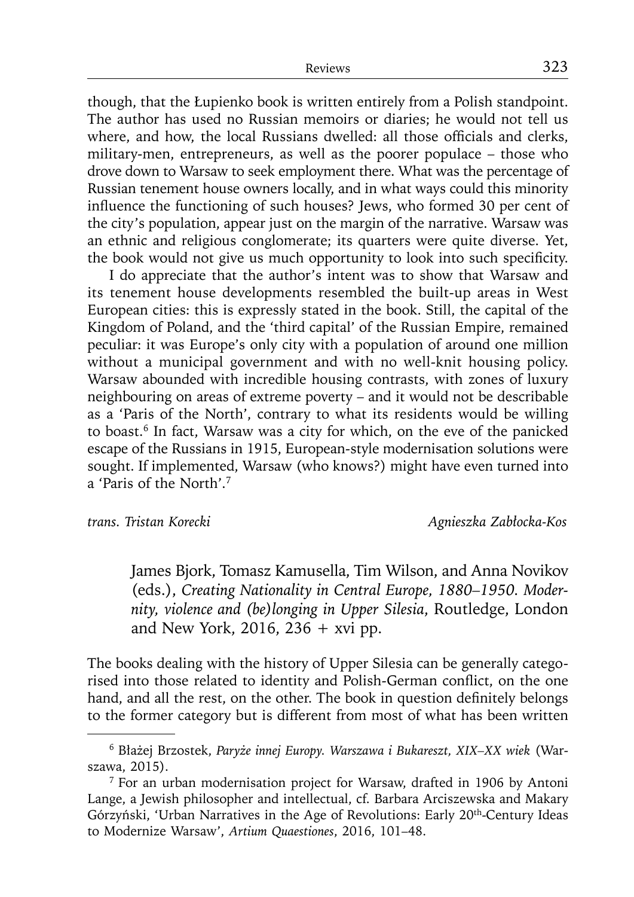though, that the Łupienko book is written entirely from a Polish standpoint. The author has used no Russian memoirs or diaries; he would not tell us where, and how, the local Russians dwelled: all those officials and clerks, military-men, entrepreneurs, as well as the poorer populace – those who drove down to Warsaw to seek employment there. What was the percentage of Russian tenement house owners locally, and in what ways could this minority influence the functioning of such houses? Jews, who formed 30 per cent of the city's population, appear just on the margin of the narrative. Warsaw was an ethnic and religious conglomerate; its quarters were quite diverse. Yet, the book would not give us much opportunity to look into such specificity.

I do appreciate that the author's intent was to show that Warsaw and its tenement house developments resembled the built-up areas in West European cities: this is expressly stated in the book. Still, the capital of the Kingdom of Poland, and the 'third capital' of the Russian Empire, remained peculiar: it was Europe's only city with a population of around one million without a municipal government and with no well-knit housing policy. Warsaw abounded with incredible housing contrasts, with zones of luxury neighbouring on areas of extreme poverty – and it would not be describable as a 'Paris of the North', contrary to what its residents would be willing to boast.[6] In fact, Warsaw was a city for which, on the eve of the panicked escape of the Russians in 1915, European-style modernisation solutions were sought. If implemented, Warsaw (who knows?) might have even turned into a 'Paris of the North'.[7]

*trans. Tristan Korecki* — *Agnieszka Zabłocka-Kos*

James Bjork, Tomasz Kamusella, Tim Wilson, and Anna Novikov (eds.), *Creating Nationality in Central Europe, 1880–1950. Modernity, violence and (be)longing in Upper Silesia*, Routledge, London and New York, 2016, 236 + xvi pp.

The books dealing with the history of Upper Silesia can be generally categorised into those related to identity and Polish-German conflict, on the one hand, and all the rest, on the other. The book in question definitely belongs to the former category but is different from most of what has been written

[6] Błażej Brzostek, *Paryże innej Europy. Warszawa i Bukareszt, XIX–XX wiek* (Warszawa, 2015).

[7] For an urban modernisation project for Warsaw, drafted in 1906 by Antoni Lange, a Jewish philosopher and intellectual, cf. Barbara Arciszewska and Makary Górzyński, 'Urban Narratives in the Age of Revolutions: Early 20th-Century Ideas to Modernize Warsaw', *Artium Quaestiones*, 2016, 101–48.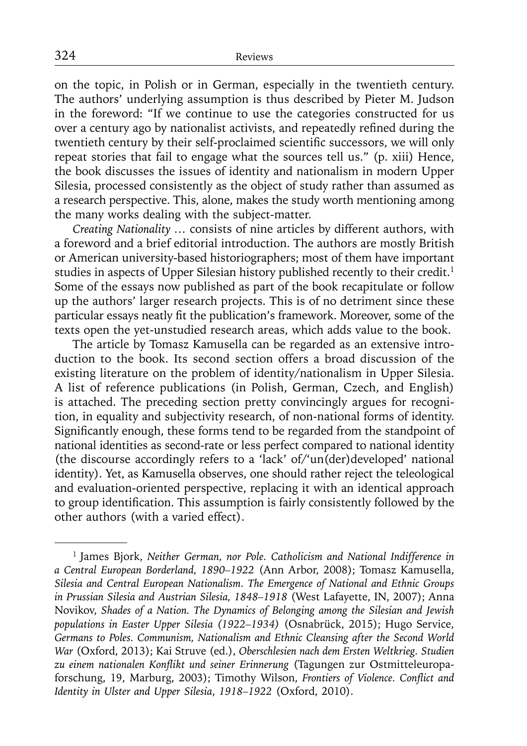on the topic, in Polish or in German, especially in the twentieth century. The authors' underlying assumption is thus described by Pieter M. Judson in the foreword: "If we continue to use the categories constructed for us over a century ago by nationalist activists, and repeatedly refined during the twentieth century by their self-proclaimed scientific successors, we will only repeat stories that fail to engage what the sources tell us." (p. xiii) Hence, the book discusses the issues of identity and nationalism in modern Upper Silesia, processed consistently as the object of study rather than assumed as a research perspective. This, alone, makes the study worth mentioning among the many works dealing with the subject-matter.

*Creating Nationality* … consists of nine articles by different authors, with a foreword and a brief editorial introduction. The authors are mostly British or American university-based historiographers; most of them have important studies in aspects of Upper Silesian history published recently to their credit.[1] Some of the essays now published as part of the book recapitulate or follow up the authors' larger research projects. This is of no detriment since these particular essays neatly fit the publication's framework. Moreover, some of the texts open the yet-unstudied research areas, which adds value to the book.

The article by Tomasz Kamusella can be regarded as an extensive introduction to the book. Its second section offers a broad discussion of the existing literature on the problem of identity/nationalism in Upper Silesia. A list of reference publications (in Polish, German, Czech, and English) is attached. The preceding section pretty convincingly argues for recognition, in equality and subjectivity research, of non-national forms of identity. Significantly enough, these forms tend to be regarded from the standpoint of national identities as second-rate or less perfect compared to national identity (the discourse accordingly refers to a 'lack' of/'un(der)developed' national identity). Yet, as Kamusella observes, one should rather reject the teleological and evaluation-oriented perspective, replacing it with an identical approach to group identification. This assumption is fairly consistently followed by the other authors (with a varied effect).

---

[1] James Bjork, *Neither German, nor Pole. Catholicism and National Indifference in a Central European Borderland, 1890–1922* (Ann Arbor, 2008); Tomasz Kamusella, *Silesia and Central European Nationalism. The Emergence of National and Ethnic Groups in Prussian Silesia and Austrian Silesia, 1848–1918* (West Lafayette, IN, 2007); Anna Novikov, *Shades of a Nation. The Dynamics of Belonging among the Silesian and Jewish populations in Easter Upper Silesia (1922–1934)* (Osnabrück, 2015); Hugo Service, *Germans to Poles. Communism, Nationalism and Ethnic Cleansing after the Second World War* (Oxford, 2013); Kai Struve (ed.), *Oberschlesien nach dem Ersten Weltkrieg. Studien zu einem nationalen Konflikt und seiner Erinnerung* (Tagungen zur Ostmitteleuropaforschung, 19, Marburg, 2003); Timothy Wilson, *Frontiers of Violence. Conflict and Identity in Ulster and Upper Silesia, 1918–1922* (Oxford, 2010).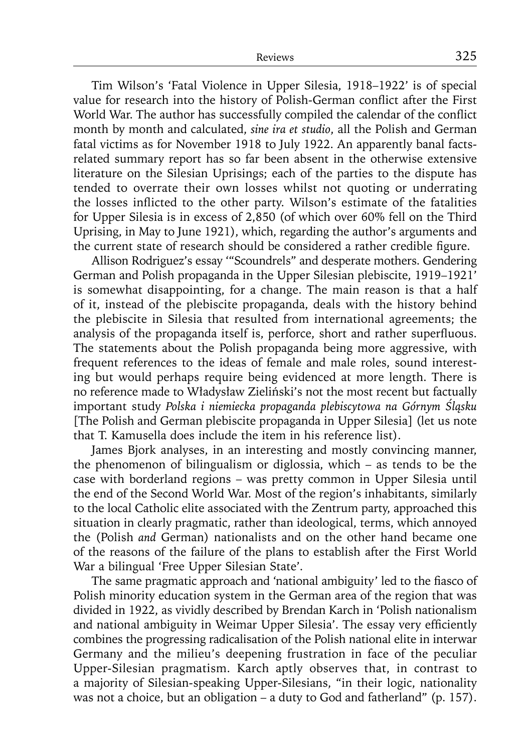Tim Wilson's 'Fatal Violence in Upper Silesia, 1918–1922' is of special value for research into the history of Polish-German conflict after the First World War. The author has successfully compiled the calendar of the conflict month by month and calculated, *sine ira et studio*, all the Polish and German fatal victims as for November 1918 to July 1922. An apparently banal facts-related summary report has so far been absent in the otherwise extensive literature on the Silesian Uprisings; each of the parties to the dispute has tended to overrate their own losses whilst not quoting or underrating the losses inflicted to the other party. Wilson's estimate of the fatalities for Upper Silesia is in excess of 2,850 (of which over 60% fell on the Third Uprising, in May to June 1921), which, regarding the author's arguments and the current state of research should be considered a rather credible figure.

Allison Rodriguez's essay '"Scoundrels" and desperate mothers. Gendering German and Polish propaganda in the Upper Silesian plebiscite, 1919–1921' is somewhat disappointing, for a change. The main reason is that a half of it, instead of the plebiscite propaganda, deals with the history behind the plebiscite in Silesia that resulted from international agreements; the analysis of the propaganda itself is, perforce, short and rather superfluous. The statements about the Polish propaganda being more aggressive, with frequent references to the ideas of female and male roles, sound interesting but would perhaps require being evidenced at more length. There is no reference made to Władysław Zieliński's not the most recent but factually important study *Polska i niemiecka propaganda plebiscytowa na Górnym Śląsku* [The Polish and German plebiscite propaganda in Upper Silesia] (let us note that T. Kamusella does include the item in his reference list).

James Bjork analyses, in an interesting and mostly convincing manner, the phenomenon of bilingualism or diglossia, which – as tends to be the case with borderland regions – was pretty common in Upper Silesia until the end of the Second World War. Most of the region's inhabitants, similarly to the local Catholic elite associated with the Zentrum party, approached this situation in clearly pragmatic, rather than ideological, terms, which annoyed the (Polish *and* German) nationalists and on the other hand became one of the reasons of the failure of the plans to establish after the First World War a bilingual 'Free Upper Silesian State'.

The same pragmatic approach and 'national ambiguity' led to the fiasco of Polish minority education system in the German area of the region that was divided in 1922, as vividly described by Brendan Karch in 'Polish nationalism and national ambiguity in Weimar Upper Silesia'. The essay very efficiently combines the progressing radicalisation of the Polish national elite in interwar Germany and the milieu's deepening frustration in face of the peculiar Upper-Silesian pragmatism. Karch aptly observes that, in contrast to a majority of Silesian-speaking Upper-Silesians, "in their logic, nationality was not a choice, but an obligation – a duty to God and fatherland" (p. 157).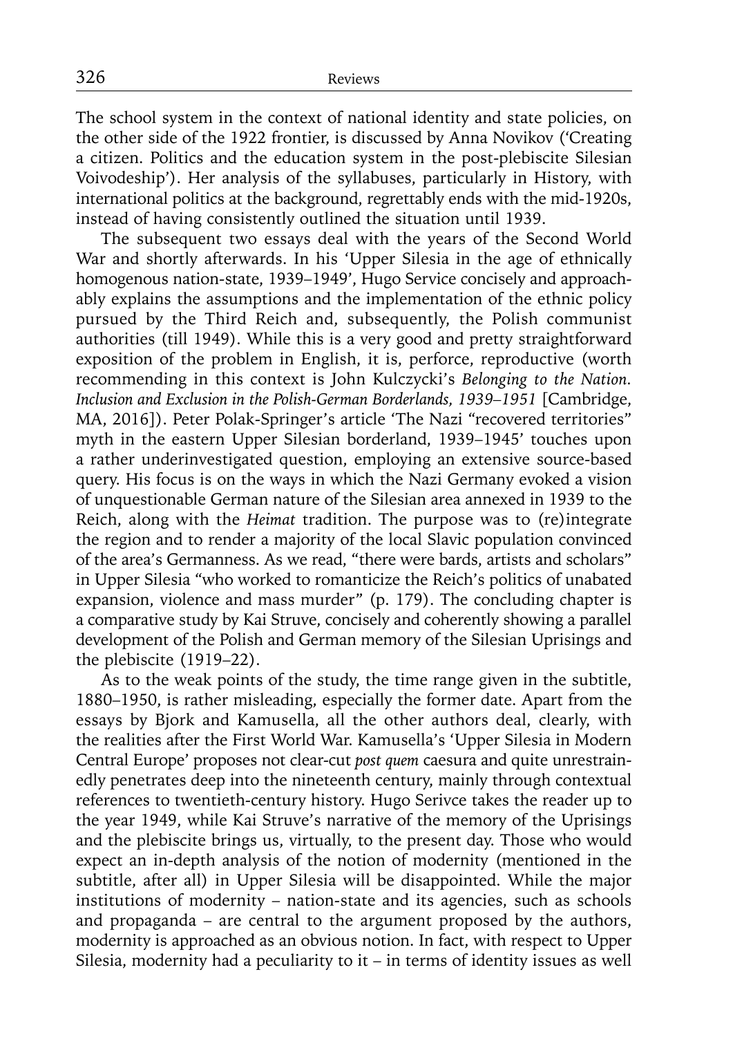The school system in the context of national identity and state policies, on the other side of the 1922 frontier, is discussed by Anna Novikov ('Creating a citizen. Politics and the education system in the post-plebiscite Silesian Voivodeship'). Her analysis of the syllabuses, particularly in History, with international politics at the background, regrettably ends with the mid-1920s, instead of having consistently outlined the situation until 1939.

The subsequent two essays deal with the years of the Second World War and shortly afterwards. In his 'Upper Silesia in the age of ethnically homogenous nation-state, 1939–1949', Hugo Service concisely and approachably explains the assumptions and the implementation of the ethnic policy pursued by the Third Reich and, subsequently, the Polish communist authorities (till 1949). While this is a very good and pretty straightforward exposition of the problem in English, it is, perforce, reproductive (worth recommending in this context is John Kulczycki's *Belonging to the Nation. Inclusion and Exclusion in the Polish-German Borderlands, 1939–1951* [Cambridge, MA, 2016]). Peter Polak-Springer's article 'The Nazi "recovered territories" myth in the eastern Upper Silesian borderland, 1939–1945' touches upon a rather underinvestigated question, employing an extensive source-based query. His focus is on the ways in which the Nazi Germany evoked a vision of unquestionable German nature of the Silesian area annexed in 1939 to the Reich, along with the *Heimat* tradition. The purpose was to (re)integrate the region and to render a majority of the local Slavic population convinced of the area's Germanness. As we read, "there were bards, artists and scholars" in Upper Silesia "who worked to romanticize the Reich's politics of unabated expansion, violence and mass murder" (p. 179). The concluding chapter is a comparative study by Kai Struve, concisely and coherently showing a parallel development of the Polish and German memory of the Silesian Uprisings and the plebiscite (1919–22).

As to the weak points of the study, the time range given in the subtitle, 1880–1950, is rather misleading, especially the former date. Apart from the essays by Bjork and Kamusella, all the other authors deal, clearly, with the realities after the First World War. Kamusella's 'Upper Silesia in Modern Central Europe' proposes not clear-cut *post quem* caesura and quite unrestrainedly penetrates deep into the nineteenth century, mainly through contextual references to twentieth-century history. Hugo Serivce takes the reader up to the year 1949, while Kai Struve's narrative of the memory of the Uprisings and the plebiscite brings us, virtually, to the present day. Those who would expect an in-depth analysis of the notion of modernity (mentioned in the subtitle, after all) in Upper Silesia will be disappointed. While the major institutions of modernity – nation-state and its agencies, such as schools and propaganda – are central to the argument proposed by the authors, modernity is approached as an obvious notion. In fact, with respect to Upper Silesia, modernity had a peculiarity to it – in terms of identity issues as well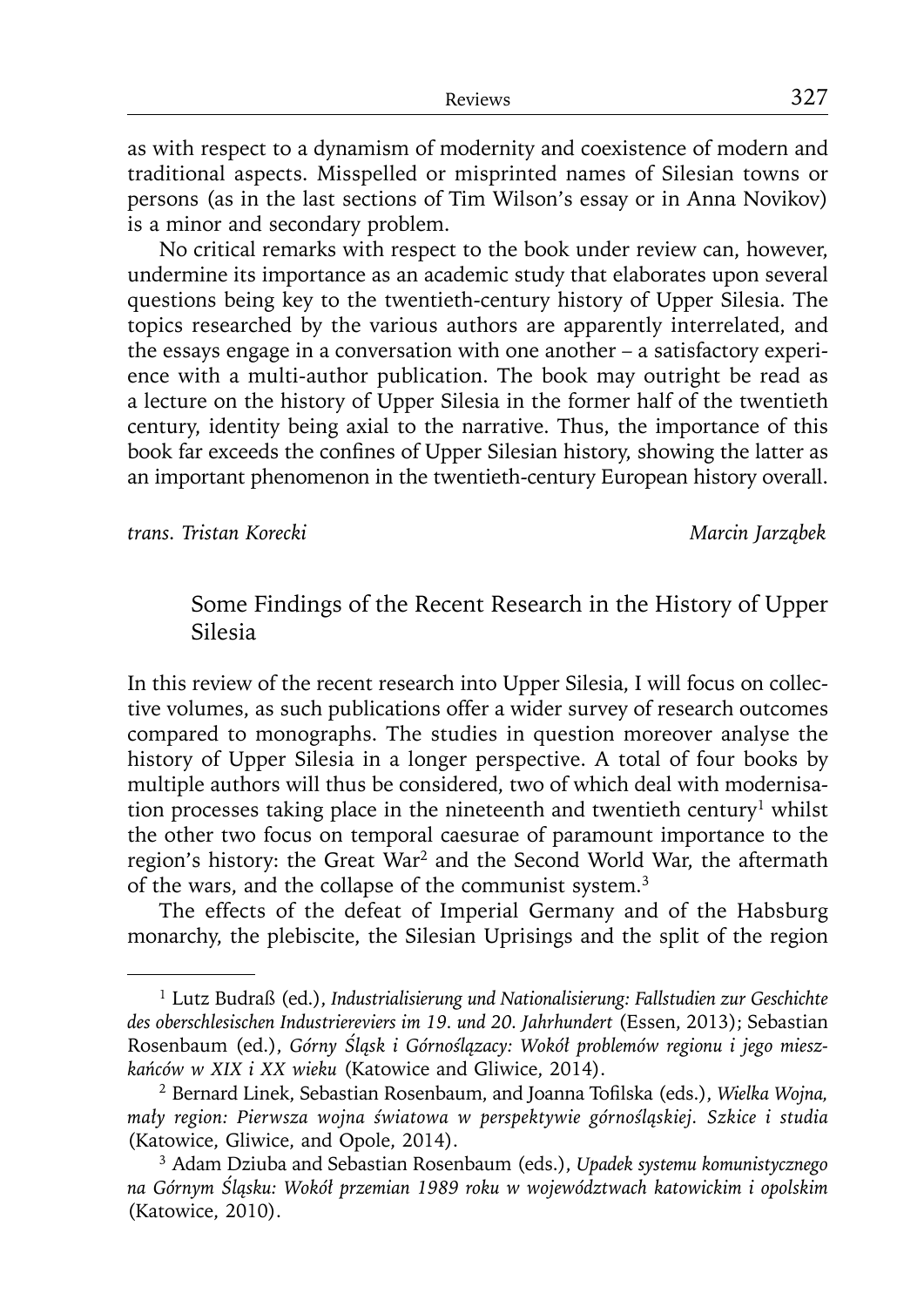as with respect to a dynamism of modernity and coexistence of modern and traditional aspects. Misspelled or misprinted names of Silesian towns or persons (as in the last sections of Tim Wilson's essay or in Anna Novikov) is a minor and secondary problem.

No critical remarks with respect to the book under review can, however, undermine its importance as an academic study that elaborates upon several questions being key to the twentieth-century history of Upper Silesia. The topics researched by the various authors are apparently interrelated, and the essays engage in a conversation with one another – a satisfactory experience with a multi-author publication. The book may outright be read as a lecture on the history of Upper Silesia in the former half of the twentieth century, identity being axial to the narrative. Thus, the importance of this book far exceeds the confines of Upper Silesian history, showing the latter as an important phenomenon in the twentieth-century European history overall.

*trans. Tristan Korecki* *Marcin Jarząbek*

## Some Findings of the Recent Research in the History of Upper Silesia

In this review of the recent research into Upper Silesia, I will focus on collective volumes, as such publications offer a wider survey of research outcomes compared to monographs. The studies in question moreover analyse the history of Upper Silesia in a longer perspective. A total of four books by multiple authors will thus be considered, two of which deal with modernisation processes taking place in the nineteenth and twentieth century[1] whilst the other two focus on temporal caesurae of paramount importance to the region's history: the Great War[2] and the Second World War, the aftermath of the wars, and the collapse of the communist system.[3]

The effects of the defeat of Imperial Germany and of the Habsburg monarchy, the plebiscite, the Silesian Uprisings and the split of the region

---

[1] Lutz Budraß (ed.), *Industrialisierung und Nationalisierung: Fallstudien zur Geschichte des oberschlesischen Industriereviers im 19. und 20. Jahrhundert* (Essen, 2013); Sebastian Rosenbaum (ed.), *Górny Śląsk i Górnoślązacy: Wokół problemów regionu i jego mieszkańców w XIX i XX wieku* (Katowice and Gliwice, 2014).

[2] Bernard Linek, Sebastian Rosenbaum, and Joanna Tofilska (eds.), *Wielka Wojna, mały region: Pierwsza wojna światowa w perspektywie górnośląskiej. Szkice i studia* (Katowice, Gliwice, and Opole, 2014).

[3] Adam Dziuba and Sebastian Rosenbaum (eds.), *Upadek systemu komunistycznego na Górnym Śląsku: Wokół przemian 1989 roku w województwach katowickim i opolskim* (Katowice, 2010).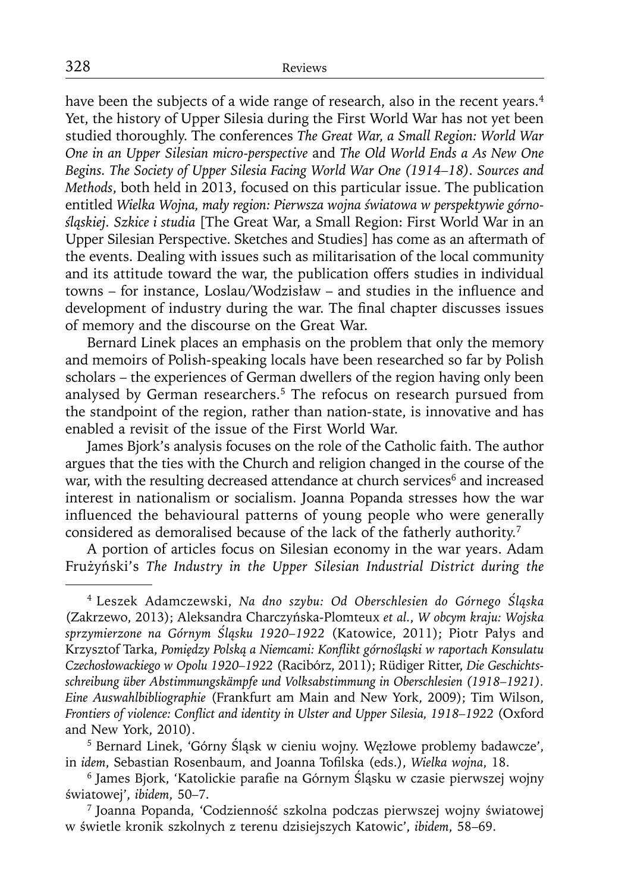have been the subjects of a wide range of research, also in the recent years.[4] Yet, the history of Upper Silesia during the First World War has not yet been studied thoroughly. The conferences *The Great War, a Small Region: World War One in an Upper Silesian micro-perspective* and *The Old World Ends a As New One Begins. The Society of Upper Silesia Facing World War One (1914–18). Sources and Methods*, both held in 2013, focused on this particular issue. The publication entitled *Wielka Wojna, mały region: Pierwsza wojna światowa w perspektywie górnośląskiej. Szkice i studia* [The Great War, a Small Region: First World War in an Upper Silesian Perspective. Sketches and Studies] has come as an aftermath of the events. Dealing with issues such as militarisation of the local community and its attitude toward the war, the publication offers studies in individual towns – for instance, Loslau/Wodzisław – and studies in the influence and development of industry during the war. The final chapter discusses issues of memory and the discourse on the Great War.

Bernard Linek places an emphasis on the problem that only the memory and memoirs of Polish-speaking locals have been researched so far by Polish scholars – the experiences of German dwellers of the region having only been analysed by German researchers.[5] The refocus on research pursued from the standpoint of the region, rather than nation-state, is innovative and has enabled a revisit of the issue of the First World War.

James Bjork's analysis focuses on the role of the Catholic faith. The author argues that the ties with the Church and religion changed in the course of the war, with the resulting decreased attendance at church services[6] and increased interest in nationalism or socialism. Joanna Popanda stresses how the war influenced the behavioural patterns of young people who were generally considered as demoralised because of the lack of the fatherly authority.[7]

A portion of articles focus on Silesian economy in the war years. Adam Frużyński's *The Industry in the Upper Silesian Industrial District during the*

---

[4] Leszek Adamczewski, *Na dno szybu: Od Oberschlesien do Górnego Śląska* (Zakrzewo, 2013); Aleksandra Charczyńska-Plomteux *et al.*, *W obcym kraju: Wojska sprzymierzone na Górnym Śląsku 1920–1922* (Katowice, 2011); Piotr Pałys and Krzysztof Tarka, *Pomiędzy Polską a Niemcami: Konflikt górnośląski w raportach Konsulatu Czechosłowackiego w Opolu 1920–1922* (Racibórz, 2011); Rüdiger Ritter, *Die Geschichtsschreibung über Abstimmungskämpfe und Volksabstimmung in Oberschlesien (1918–1921). Eine Auswahlbibliographie* (Frankfurt am Main and New York, 2009); Tim Wilson, *Frontiers of violence: Conflict and identity in Ulster and Upper Silesia, 1918–1922* (Oxford and New York, 2010).

[5] Bernard Linek, 'Górny Śląsk w cieniu wojny. Węzłowe problemy badawcze', in *idem*, Sebastian Rosenbaum, and Joanna Tofilska (eds.), *Wielka wojna*, 18.

[6] James Bjork, 'Katolickie parafie na Górnym Śląsku w czasie pierwszej wojny światowej', *ibidem*, 50–7.

[7] Joanna Popanda, 'Codzienność szkolna podczas pierwszej wojny światowej w świetle kronik szkolnych z terenu dzisiejszych Katowic', *ibidem*, 58–69.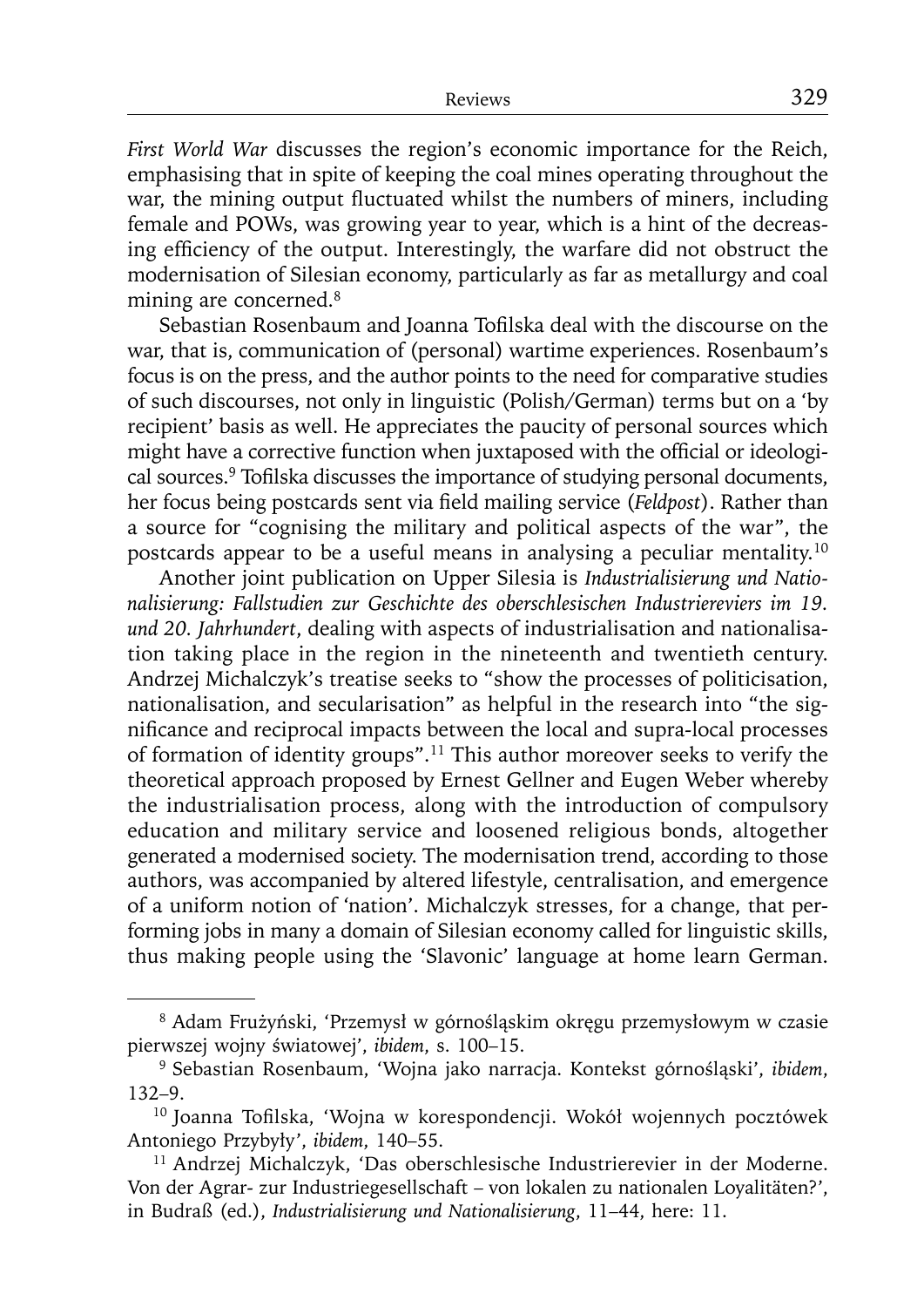*First World War* discusses the region's economic importance for the Reich, emphasising that in spite of keeping the coal mines operating throughout the war, the mining output fluctuated whilst the numbers of miners, including female and POWs, was growing year to year, which is a hint of the decreasing efficiency of the output. Interestingly, the warfare did not obstruct the modernisation of Silesian economy, particularly as far as metallurgy and coal mining are concerned.[8]

Sebastian Rosenbaum and Joanna Tofilska deal with the discourse on the war, that is, communication of (personal) wartime experiences. Rosenbaum's focus is on the press, and the author points to the need for comparative studies of such discourses, not only in linguistic (Polish/German) terms but on a 'by recipient' basis as well. He appreciates the paucity of personal sources which might have a corrective function when juxtaposed with the official or ideological sources.[9] Tofilska discusses the importance of studying personal documents, her focus being postcards sent via field mailing service (*Feldpost*). Rather than a source for "cognising the military and political aspects of the war", the postcards appear to be a useful means in analysing a peculiar mentality.[10]

Another joint publication on Upper Silesia is *Industrialisierung und Nationalisierung: Fallstudien zur Geschichte des oberschlesischen Industriereviers im 19. und 20. Jahrhundert*, dealing with aspects of industrialisation and nationalisation taking place in the region in the nineteenth and twentieth century. Andrzej Michalczyk's treatise seeks to "show the processes of politicisation, nationalisation, and secularisation" as helpful in the research into "the significance and reciprocal impacts between the local and supra-local processes of formation of identity groups".[11] This author moreover seeks to verify the theoretical approach proposed by Ernest Gellner and Eugen Weber whereby the industrialisation process, along with the introduction of compulsory education and military service and loosened religious bonds, altogether generated a modernised society. The modernisation trend, according to those authors, was accompanied by altered lifestyle, centralisation, and emergence of a uniform notion of 'nation'. Michalczyk stresses, for a change, that performing jobs in many a domain of Silesian economy called for linguistic skills, thus making people using the 'Slavonic' language at home learn German.

---

[8] Adam Frużyński, 'Przemysł w górnośląskim okręgu przemysłowym w czasie pierwszej wojny światowej', *ibidem*, s. 100–15.

[9] Sebastian Rosenbaum, 'Wojna jako narracja. Kontekst górnośląski', *ibidem*, 132–9.

[10] Joanna Tofilska, 'Wojna w korespondencji. Wokół wojennych pocztówek Antoniego Przybyły', *ibidem*, 140–55.

[11] Andrzej Michalczyk, 'Das oberschlesische Industrierevier in der Moderne. Von der Agrar- zur Industriegesellschaft – von lokalen zu nationalen Loyalitäten?', in Budraß (ed.), *Industrialisierung und Nationalisierung*, 11–44, here: 11.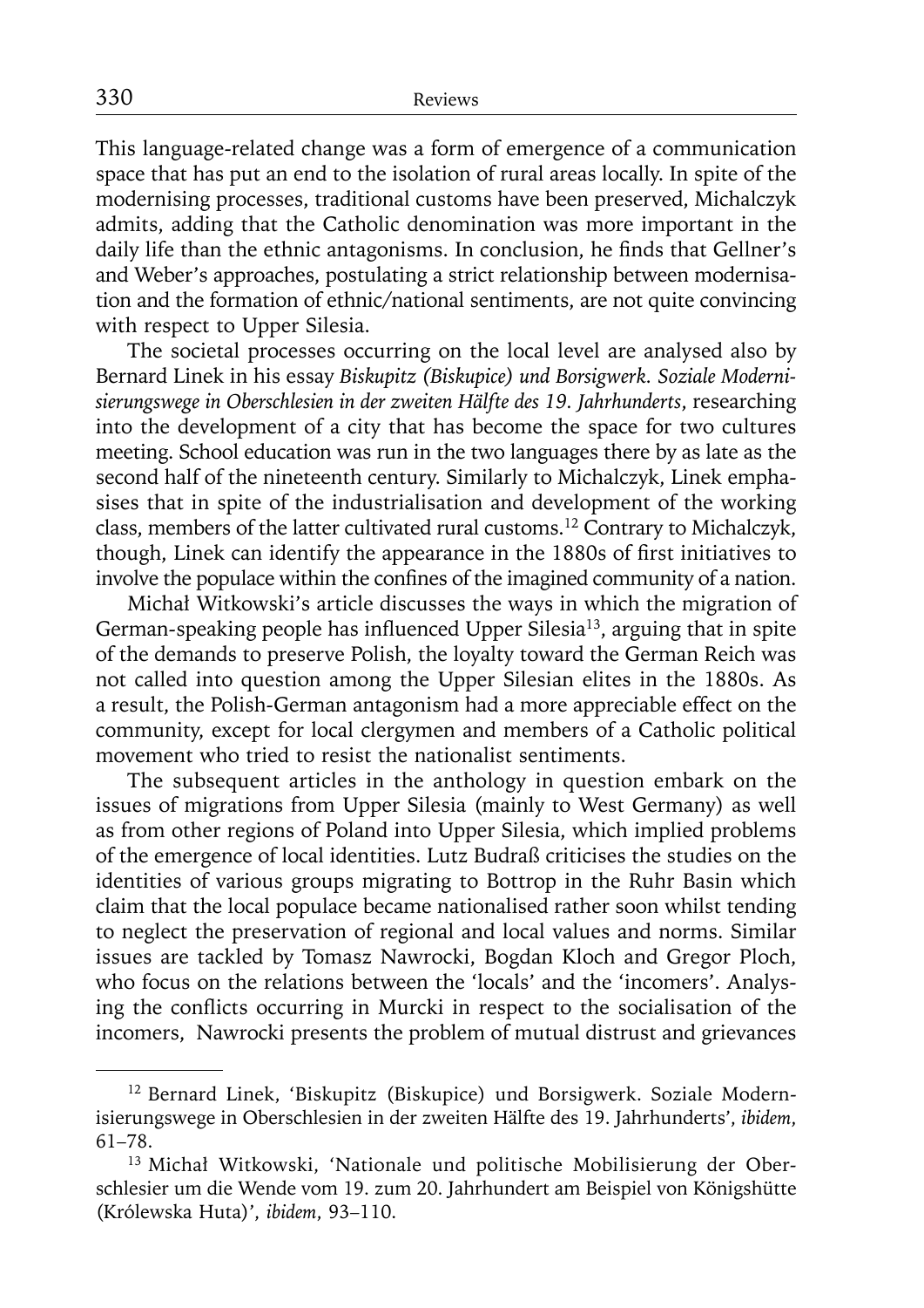This language-related change was a form of emergence of a communication space that has put an end to the isolation of rural areas locally. In spite of the modernising processes, traditional customs have been preserved, Michalczyk admits, adding that the Catholic denomination was more important in the daily life than the ethnic antagonisms. In conclusion, he finds that Gellner's and Weber's approaches, postulating a strict relationship between modernisation and the formation of ethnic/national sentiments, are not quite convincing with respect to Upper Silesia.

The societal processes occurring on the local level are analysed also by Bernard Linek in his essay *Biskupitz (Biskupice) und Borsigwerk. Soziale Modernisierungswege in Oberschlesien in der zweiten Hälfte des 19. Jahrhunderts*, researching into the development of a city that has become the space for two cultures meeting. School education was run in the two languages there by as late as the second half of the nineteenth century. Similarly to Michalczyk, Linek emphasises that in spite of the industrialisation and development of the working class, members of the latter cultivated rural customs.[12] Contrary to Michalczyk, though, Linek can identify the appearance in the 1880s of first initiatives to involve the populace within the confines of the imagined community of a nation.

Michał Witkowski's article discusses the ways in which the migration of German-speaking people has influenced Upper Silesia[13], arguing that in spite of the demands to preserve Polish, the loyalty toward the German Reich was not called into question among the Upper Silesian elites in the 1880s. As a result, the Polish-German antagonism had a more appreciable effect on the community, except for local clergymen and members of a Catholic political movement who tried to resist the nationalist sentiments.

The subsequent articles in the anthology in question embark on the issues of migrations from Upper Silesia (mainly to West Germany) as well as from other regions of Poland into Upper Silesia, which implied problems of the emergence of local identities. Lutz Budraß criticises the studies on the identities of various groups migrating to Bottrop in the Ruhr Basin which claim that the local populace became nationalised rather soon whilst tending to neglect the preservation of regional and local values and norms. Similar issues are tackled by Tomasz Nawrocki, Bogdan Kloch and Gregor Ploch, who focus on the relations between the 'locals' and the 'incomers'. Analysing the conflicts occurring in Murcki in respect to the socialisation of the incomers, Nawrocki presents the problem of mutual distrust and grievances

---

[12] Bernard Linek, 'Biskupitz (Biskupice) und Borsigwerk. Soziale Modernisierungswege in Oberschlesien in der zweiten Hälfte des 19. Jahrhunderts', *ibidem*, 61–78.

[13] Michał Witkowski, 'Nationale und politische Mobilisierung der Oberschlesier um die Wende vom 19. zum 20. Jahrhundert am Beispiel von Königshütte (Królewska Huta)', *ibidem*, 93–110.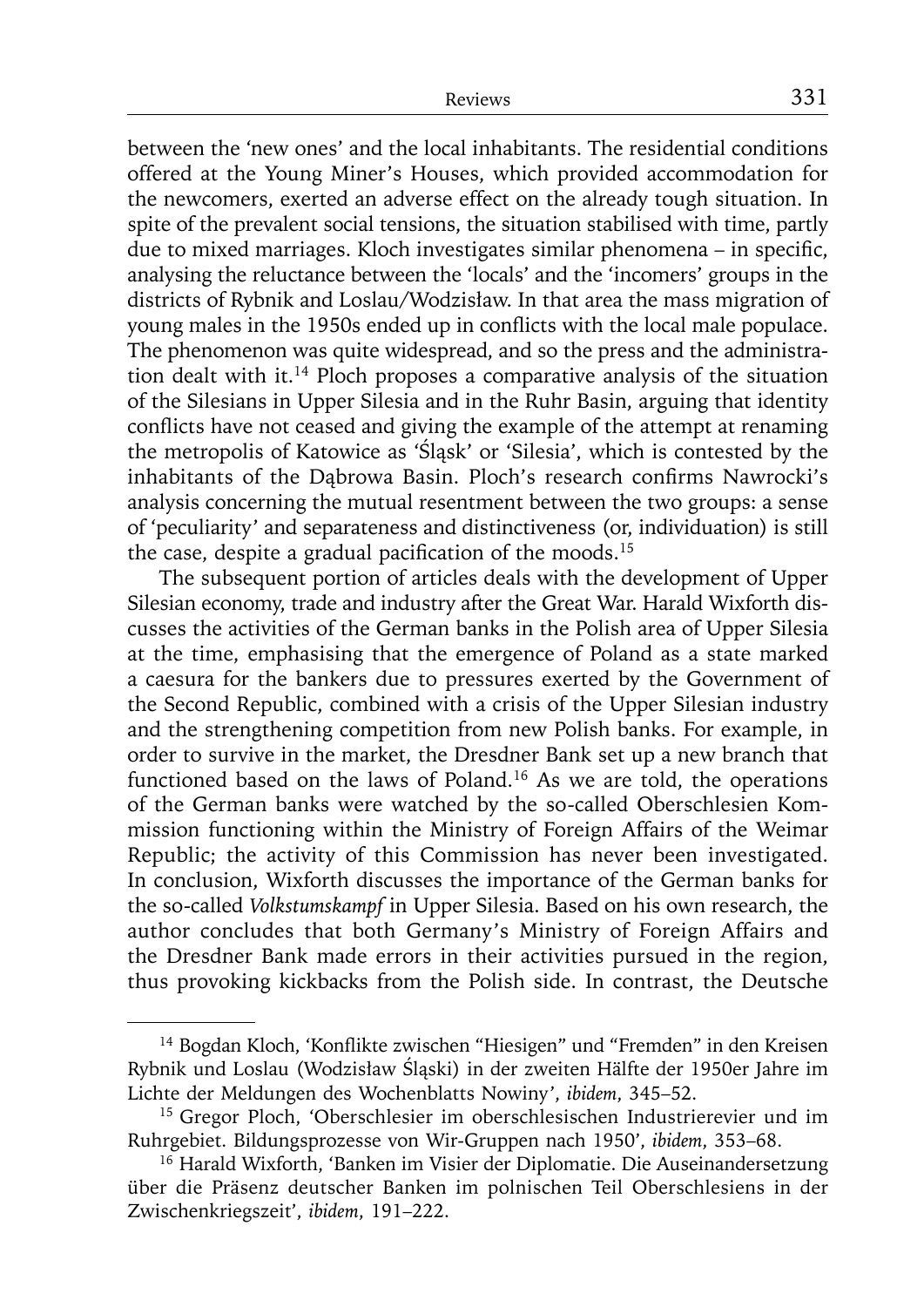between the 'new ones' and the local inhabitants. The residential conditions offered at the Young Miner's Houses, which provided accommodation for the newcomers, exerted an adverse effect on the already tough situation. In spite of the prevalent social tensions, the situation stabilised with time, partly due to mixed marriages. Kloch investigates similar phenomena – in specific, analysing the reluctance between the 'locals' and the 'incomers' groups in the districts of Rybnik and Loslau/Wodzisław. In that area the mass migration of young males in the 1950s ended up in conflicts with the local male populace. The phenomenon was quite widespread, and so the press and the administration dealt with it.[14] Ploch proposes a comparative analysis of the situation of the Silesians in Upper Silesia and in the Ruhr Basin, arguing that identity conflicts have not ceased and giving the example of the attempt at renaming the metropolis of Katowice as 'Śląsk' or 'Silesia', which is contested by the inhabitants of the Dąbrowa Basin. Ploch's research confirms Nawrocki's analysis concerning the mutual resentment between the two groups: a sense of 'peculiarity' and separateness and distinctiveness (or, individuation) is still the case, despite a gradual pacification of the moods.[15]

The subsequent portion of articles deals with the development of Upper Silesian economy, trade and industry after the Great War. Harald Wixforth discusses the activities of the German banks in the Polish area of Upper Silesia at the time, emphasising that the emergence of Poland as a state marked a caesura for the bankers due to pressures exerted by the Government of the Second Republic, combined with a crisis of the Upper Silesian industry and the strengthening competition from new Polish banks. For example, in order to survive in the market, the Dresdner Bank set up a new branch that functioned based on the laws of Poland.[16] As we are told, the operations of the German banks were watched by the so-called Oberschlesien Kommission functioning within the Ministry of Foreign Affairs of the Weimar Republic; the activity of this Commission has never been investigated. In conclusion, Wixforth discusses the importance of the German banks for the so-called *Volkstumskampf* in Upper Silesia. Based on his own research, the author concludes that both Germany's Ministry of Foreign Affairs and the Dresdner Bank made errors in their activities pursued in the region, thus provoking kickbacks from the Polish side. In contrast, the Deutsche

---

[14] Bogdan Kloch, 'Konflikte zwischen "Hiesigen" und "Fremden" in den Kreisen Rybnik und Loslau (Wodzisław Śląski) in der zweiten Hälfte der 1950er Jahre im Lichte der Meldungen des Wochenblatts Nowiny', *ibidem*, 345–52.

[15] Gregor Ploch, 'Oberschlesier im oberschlesischen Industrierevier und im Ruhrgebiet. Bildungsprozesse von Wir-Gruppen nach 1950', *ibidem*, 353–68.

[16] Harald Wixforth, 'Banken im Visier der Diplomatie. Die Auseinandersetzung über die Präsenz deutscher Banken im polnischen Teil Oberschlesiens in der Zwischenkriegszeit', *ibidem*, 191–222.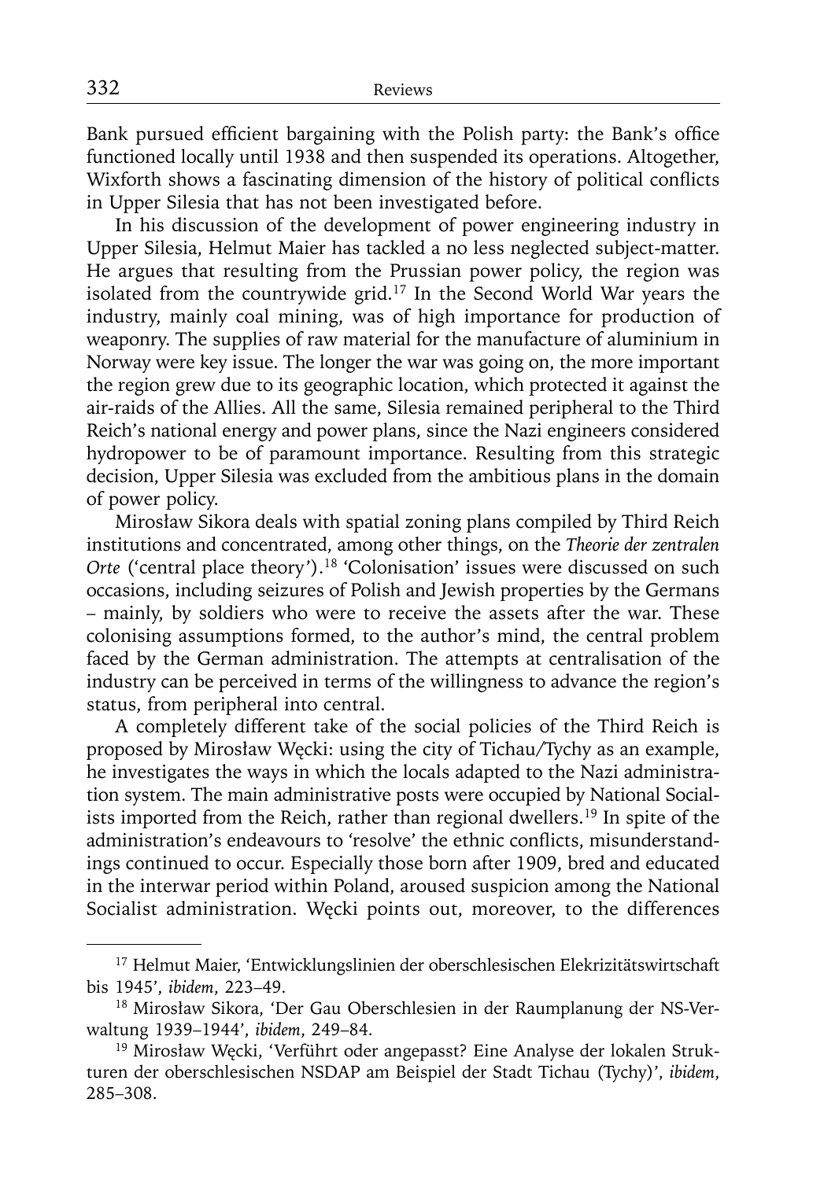Bank pursued efficient bargaining with the Polish party: the Bank's office functioned locally until 1938 and then suspended its operations. Altogether, Wixforth shows a fascinating dimension of the history of political conflicts in Upper Silesia that has not been investigated before.

In his discussion of the development of power engineering industry in Upper Silesia, Helmut Maier has tackled a no less neglected subject-matter. He argues that resulting from the Prussian power policy, the region was isolated from the countrywide grid.[17] In the Second World War years the industry, mainly coal mining, was of high importance for production of weaponry. The supplies of raw material for the manufacture of aluminium in Norway were key issue. The longer the war was going on, the more important the region grew due to its geographic location, which protected it against the air-raids of the Allies. All the same, Silesia remained peripheral to the Third Reich's national energy and power plans, since the Nazi engineers considered hydropower to be of paramount importance. Resulting from this strategic decision, Upper Silesia was excluded from the ambitious plans in the domain of power policy.

Mirosław Sikora deals with spatial zoning plans compiled by Third Reich institutions and concentrated, among other things, on the *Theorie der zentralen Orte* ('central place theory').[18] 'Colonisation' issues were discussed on such occasions, including seizures of Polish and Jewish properties by the Germans – mainly, by soldiers who were to receive the assets after the war. These colonising assumptions formed, to the author's mind, the central problem faced by the German administration. The attempts at centralisation of the industry can be perceived in terms of the willingness to advance the region's status, from peripheral into central.

A completely different take of the social policies of the Third Reich is proposed by Mirosław Węcki: using the city of Tichau/Tychy as an example, he investigates the ways in which the locals adapted to the Nazi administration system. The main administrative posts were occupied by National Socialists imported from the Reich, rather than regional dwellers.[19] In spite of the administration's endeavours to 'resolve' the ethnic conflicts, misunderstandings continued to occur. Especially those born after 1909, bred and educated in the interwar period within Poland, aroused suspicion among the National Socialist administration. Węcki points out, moreover, to the differences

---

[17] Helmut Maier, 'Entwicklungslinien der oberschlesischen Elekrizitätswirtschaft bis 1945', *ibidem*, 223–49.

[18] Mirosław Sikora, 'Der Gau Oberschlesien in der Raumplanung der NS-Verwaltung 1939–1944', *ibidem*, 249–84.

[19] Mirosław Węcki, 'Verführt oder angepasst? Eine Analyse der lokalen Strukturen der oberschlesischen NSDAP am Beispiel der Stadt Tichau (Tychy)', *ibidem*, 285–308.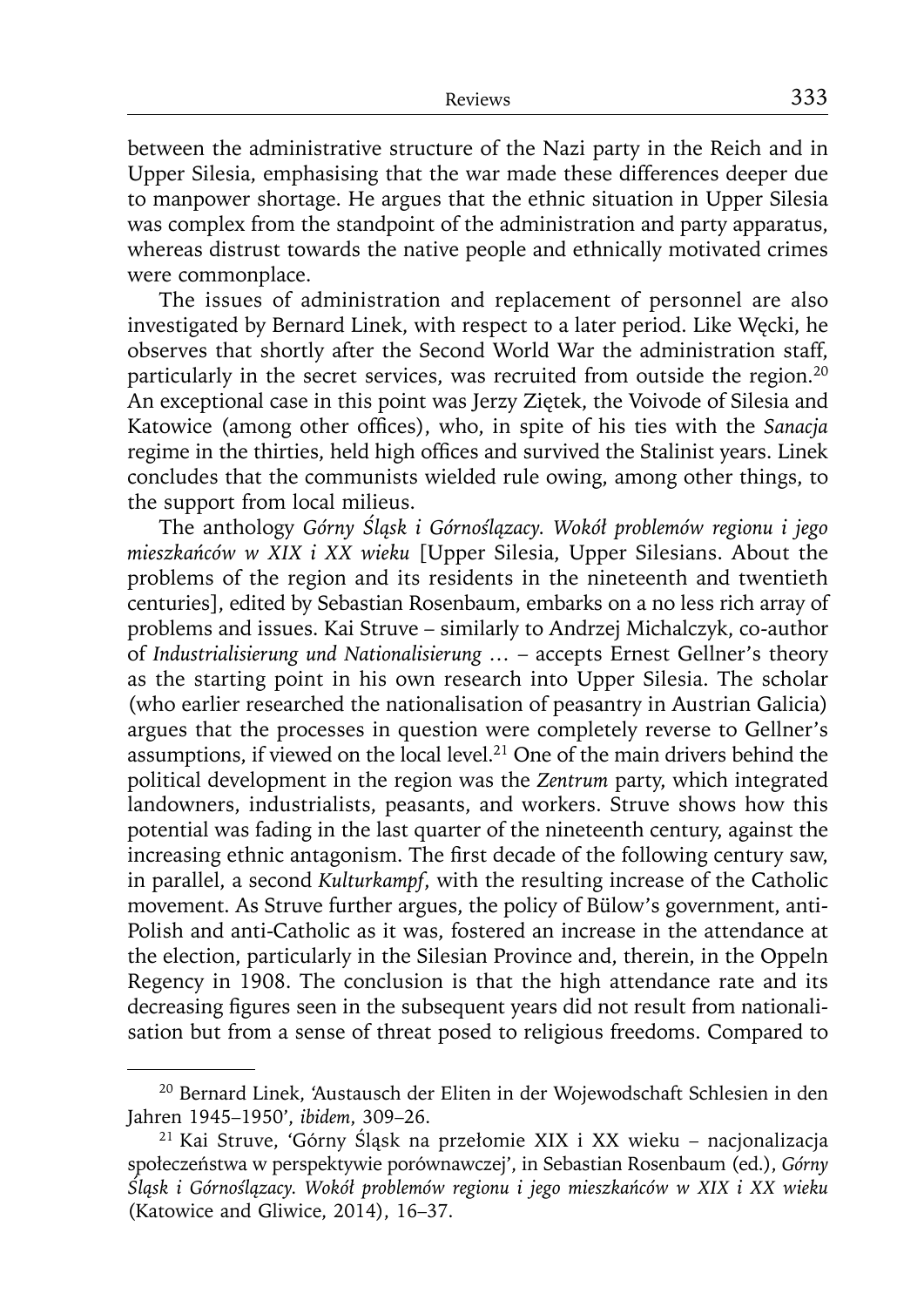between the administrative structure of the Nazi party in the Reich and in Upper Silesia, emphasising that the war made these differences deeper due to manpower shortage. He argues that the ethnic situation in Upper Silesia was complex from the standpoint of the administration and party apparatus, whereas distrust towards the native people and ethnically motivated crimes were commonplace.

The issues of administration and replacement of personnel are also investigated by Bernard Linek, with respect to a later period. Like Węcki, he observes that shortly after the Second World War the administration staff, particularly in the secret services, was recruited from outside the region.[20] An exceptional case in this point was Jerzy Ziętek, the Voivode of Silesia and Katowice (among other offices), who, in spite of his ties with the *Sanacja* regime in the thirties, held high offices and survived the Stalinist years. Linek concludes that the communists wielded rule owing, among other things, to the support from local milieus.

The anthology *Górny Śląsk i Górnoślązacy. Wokół problemów regionu i jego mieszkańców w XIX i XX wieku* [Upper Silesia, Upper Silesians. About the problems of the region and its residents in the nineteenth and twentieth centuries], edited by Sebastian Rosenbaum, embarks on a no less rich array of problems and issues. Kai Struve – similarly to Andrzej Michalczyk, co-author of *Industrialisierung und Nationalisierung …* – accepts Ernest Gellner's theory as the starting point in his own research into Upper Silesia. The scholar (who earlier researched the nationalisation of peasantry in Austrian Galicia) argues that the processes in question were completely reverse to Gellner's assumptions, if viewed on the local level.[21] One of the main drivers behind the political development in the region was the *Zentrum* party, which integrated landowners, industrialists, peasants, and workers. Struve shows how this potential was fading in the last quarter of the nineteenth century, against the increasing ethnic antagonism. The first decade of the following century saw, in parallel, a second *Kulturkampf*, with the resulting increase of the Catholic movement. As Struve further argues, the policy of Bülow's government, anti-Polish and anti-Catholic as it was, fostered an increase in the attendance at the election, particularly in the Silesian Province and, therein, in the Oppeln Regency in 1908. The conclusion is that the high attendance rate and its decreasing figures seen in the subsequent years did not result from nationalisation but from a sense of threat posed to religious freedoms. Compared to

[20] Bernard Linek, 'Austausch der Eliten in der Wojewodschaft Schlesien in den Jahren 1945–1950', *ibidem*, 309–26.

[21] Kai Struve, 'Górny Śląsk na przełomie XIX i XX wieku – nacjonalizacja społeczeństwa w perspektywie porównawczej', in Sebastian Rosenbaum (ed.), *Górny Śląsk i Górnoślązacy. Wokół problemów regionu i jego mieszkańców w XIX i XX wieku* (Katowice and Gliwice, 2014), 16–37.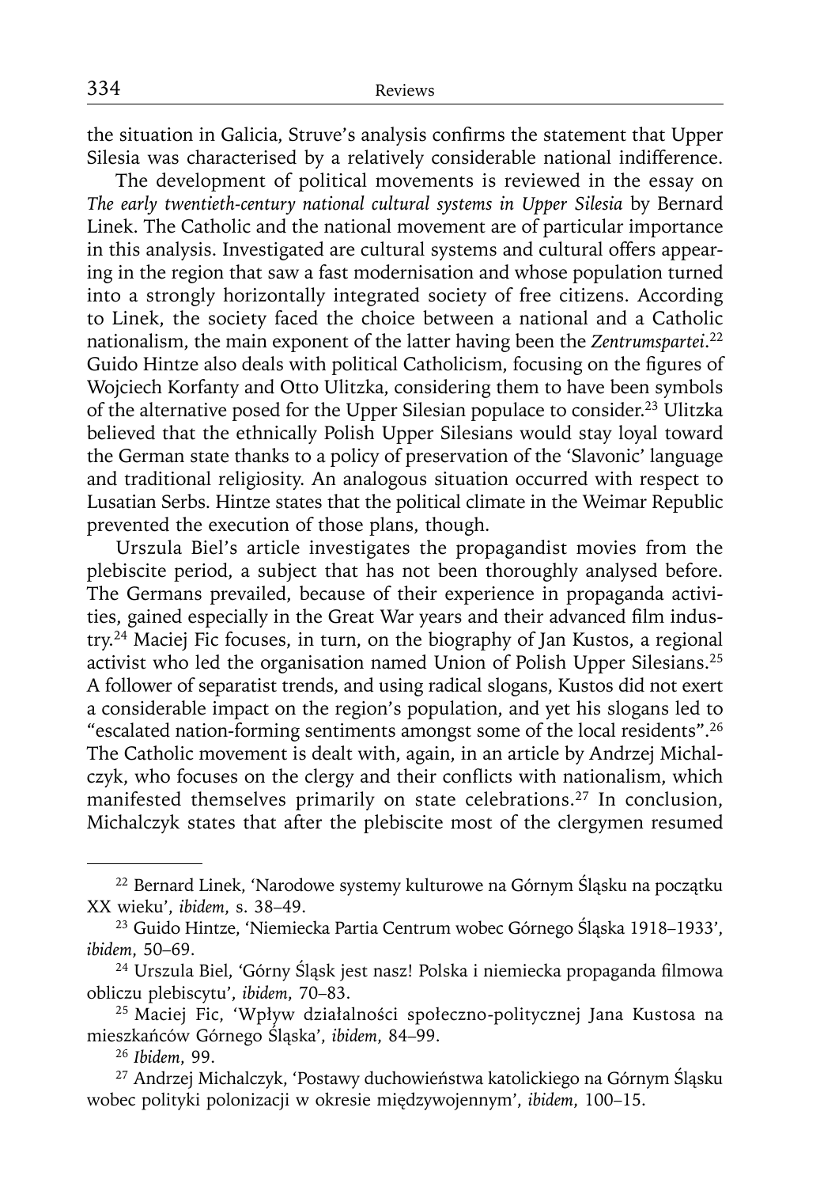the situation in Galicia, Struve's analysis confirms the statement that Upper Silesia was characterised by a relatively considerable national indifference.

The development of political movements is reviewed in the essay on *The early twentieth-century national cultural systems in Upper Silesia* by Bernard Linek. The Catholic and the national movement are of particular importance in this analysis. Investigated are cultural systems and cultural offers appearing in the region that saw a fast modernisation and whose population turned into a strongly horizontally integrated society of free citizens. According to Linek, the society faced the choice between a national and a Catholic nationalism, the main exponent of the latter having been the *Zentrumspartei*.[22] Guido Hintze also deals with political Catholicism, focusing on the figures of Wojciech Korfanty and Otto Ulitzka, considering them to have been symbols of the alternative posed for the Upper Silesian populace to consider.[23] Ulitzka believed that the ethnically Polish Upper Silesians would stay loyal toward the German state thanks to a policy of preservation of the 'Slavonic' language and traditional religiosity. An analogous situation occurred with respect to Lusatian Serbs. Hintze states that the political climate in the Weimar Republic prevented the execution of those plans, though.

Urszula Biel's article investigates the propagandist movies from the plebiscite period, a subject that has not been thoroughly analysed before. The Germans prevailed, because of their experience in propaganda activities, gained especially in the Great War years and their advanced film industry.[24] Maciej Fic focuses, in turn, on the biography of Jan Kustos, a regional activist who led the organisation named Union of Polish Upper Silesians.[25] A follower of separatist trends, and using radical slogans, Kustos did not exert a considerable impact on the region's population, and yet his slogans led to "escalated nation-forming sentiments amongst some of the local residents".[26] The Catholic movement is dealt with, again, in an article by Andrzej Michalczyk, who focuses on the clergy and their conflicts with nationalism, which manifested themselves primarily on state celebrations.[27] In conclusion, Michalczyk states that after the plebiscite most of the clergymen resumed

---

[22] Bernard Linek, 'Narodowe systemy kulturowe na Górnym Śląsku na początku XX wieku', *ibidem*, s. 38–49.

[23] Guido Hintze, 'Niemiecka Partia Centrum wobec Górnego Śląska 1918–1933', *ibidem*, 50–69.

[24] Urszula Biel, 'Górny Śląsk jest nasz! Polska i niemiecka propaganda filmowa obliczu plebiscytu', *ibidem*, 70–83.

[25] Maciej Fic, 'Wpływ działalności społeczno-politycznej Jana Kustosa na mieszkańców Górnego Śląska', *ibidem*, 84–99.

[26] *Ibidem*, 99.

[27] Andrzej Michalczyk, 'Postawy duchowieństwa katolickiego na Górnym Śląsku wobec polityki polonizacji w okresie międzywojennym', *ibidem*, 100–15.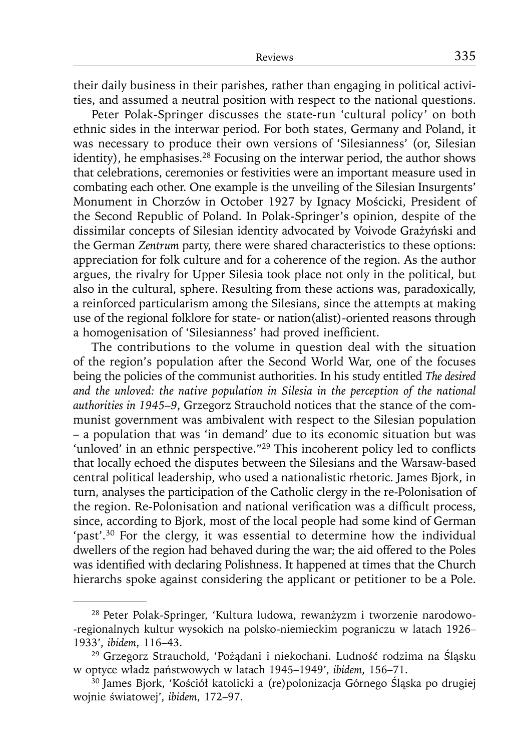their daily business in their parishes, rather than engaging in political activities, and assumed a neutral position with respect to the national questions.

Peter Polak-Springer discusses the state-run 'cultural policy' on both ethnic sides in the interwar period. For both states, Germany and Poland, it was necessary to produce their own versions of 'Silesianness' (or, Silesian identity), he emphasises.[28] Focusing on the interwar period, the author shows that celebrations, ceremonies or festivities were an important measure used in combating each other. One example is the unveiling of the Silesian Insurgents' Monument in Chorzów in October 1927 by Ignacy Mościcki, President of the Second Republic of Poland. In Polak-Springer's opinion, despite of the dissimilar concepts of Silesian identity advocated by Voivode Grażyński and the German *Zentrum* party, there were shared characteristics to these options: appreciation for folk culture and for a coherence of the region. As the author argues, the rivalry for Upper Silesia took place not only in the political, but also in the cultural, sphere. Resulting from these actions was, paradoxically, a reinforced particularism among the Silesians, since the attempts at making use of the regional folklore for state- or nation(alist)-oriented reasons through a homogenisation of 'Silesianness' had proved inefficient.

The contributions to the volume in question deal with the situation of the region's population after the Second World War, one of the focuses being the policies of the communist authorities. In his study entitled *The desired and the unloved: the native population in Silesia in the perception of the national authorities in 1945–9*, Grzegorz Strauchold notices that the stance of the communist government was ambivalent with respect to the Silesian population – a population that was 'in demand' due to its economic situation but was 'unloved' in an ethnic perspective."[29] This incoherent policy led to conflicts that locally echoed the disputes between the Silesians and the Warsaw-based central political leadership, who used a nationalistic rhetoric. James Bjork, in turn, analyses the participation of the Catholic clergy in the re-Polonisation of the region. Re-Polonisation and national verification was a difficult process, since, according to Bjork, most of the local people had some kind of German 'past'.[30] For the clergy, it was essential to determine how the individual dwellers of the region had behaved during the war; the aid offered to the Poles was identified with declaring Polishness. It happened at times that the Church hierarchs spoke against considering the applicant or petitioner to be a Pole.

---

[28] Peter Polak-Springer, 'Kultura ludowa, rewanżyzm i tworzenie narodowo--regionalnych kultur wysokich na polsko-niemieckim pograniczu w latach 1926–1933', *ibidem*, 116–43.

[29] Grzegorz Strauchold, 'Pożądani i niekochani. Ludność rodzima na Śląsku w optyce władz państwowych w latach 1945–1949', *ibidem*, 156–71.

[30] James Bjork, 'Kościół katolicki a (re)polonizacja Górnego Śląska po drugiej wojnie światowej', *ibidem*, 172–97.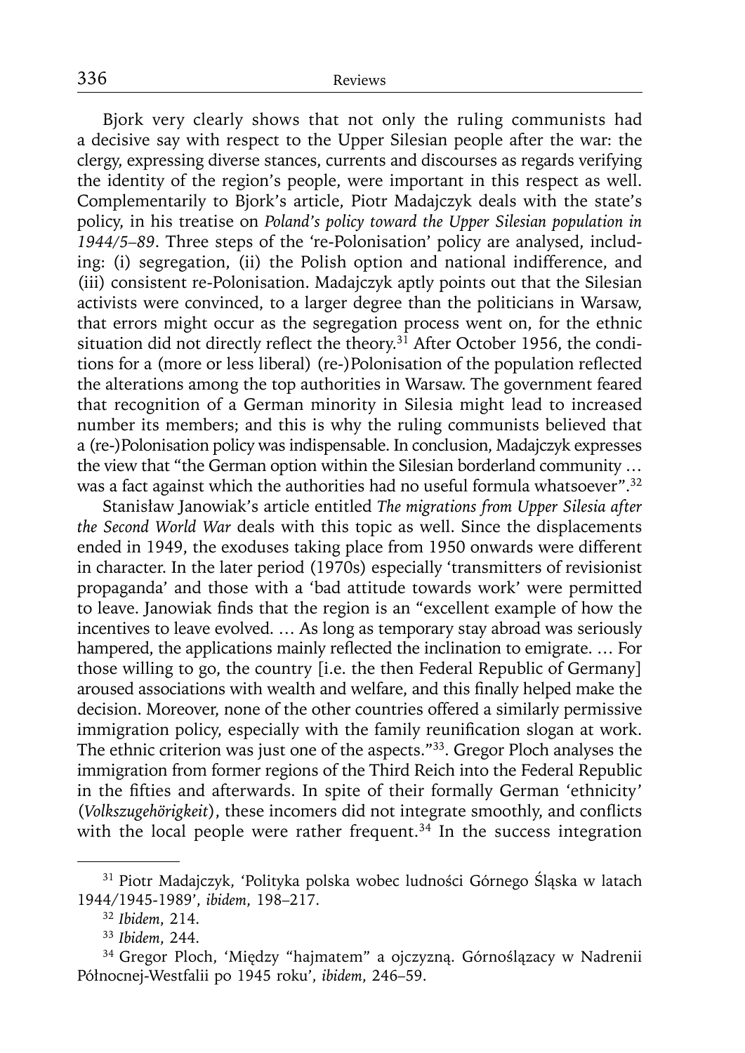Bjork very clearly shows that not only the ruling communists had a decisive say with respect to the Upper Silesian people after the war: the clergy, expressing diverse stances, currents and discourses as regards verifying the identity of the region's people, were important in this respect as well. Complementarily to Bjork's article, Piotr Madajczyk deals with the state's policy, in his treatise on *Poland's policy toward the Upper Silesian population in 1944/5–89*. Three steps of the 're-Polonisation' policy are analysed, including: (i) segregation, (ii) the Polish option and national indifference, and (iii) consistent re-Polonisation. Madajczyk aptly points out that the Silesian activists were convinced, to a larger degree than the politicians in Warsaw, that errors might occur as the segregation process went on, for the ethnic situation did not directly reflect the theory.[31] After October 1956, the conditions for a (more or less liberal) (re-)Polonisation of the population reflected the alterations among the top authorities in Warsaw. The government feared that recognition of a German minority in Silesia might lead to increased number its members; and this is why the ruling communists believed that a (re-)Polonisation policy was indispensable. In conclusion, Madajczyk expresses the view that "the German option within the Silesian borderland community … was a fact against which the authorities had no useful formula whatsoever".[32]

Stanisław Janowiak's article entitled *The migrations from Upper Silesia after the Second World War* deals with this topic as well. Since the displacements ended in 1949, the exoduses taking place from 1950 onwards were different in character. In the later period (1970s) especially 'transmitters of revisionist propaganda' and those with a 'bad attitude towards work' were permitted to leave. Janowiak finds that the region is an "excellent example of how the incentives to leave evolved. … As long as temporary stay abroad was seriously hampered, the applications mainly reflected the inclination to emigrate. … For those willing to go, the country [i.e. the then Federal Republic of Germany] aroused associations with wealth and welfare, and this finally helped make the decision. Moreover, none of the other countries offered a similarly permissive immigration policy, especially with the family reunification slogan at work. The ethnic criterion was just one of the aspects."[33]. Gregor Ploch analyses the immigration from former regions of the Third Reich into the Federal Republic in the fifties and afterwards. In spite of their formally German 'ethnicity' (*Volkszugehörigkeit*), these incomers did not integrate smoothly, and conflicts with the local people were rather frequent.[34] In the success integration

---

[31] Piotr Madajczyk, 'Polityka polska wobec ludności Górnego Śląska w latach 1944/1945-1989', *ibidem*, 198–217.

[32] *Ibidem*, 214.

[33] *Ibidem*, 244.

[34] Gregor Ploch, 'Między "hajmatem" a ojczyzną. Górnoślązacy w Nadrenii Północnej-Westfalii po 1945 roku', *ibidem*, 246–59.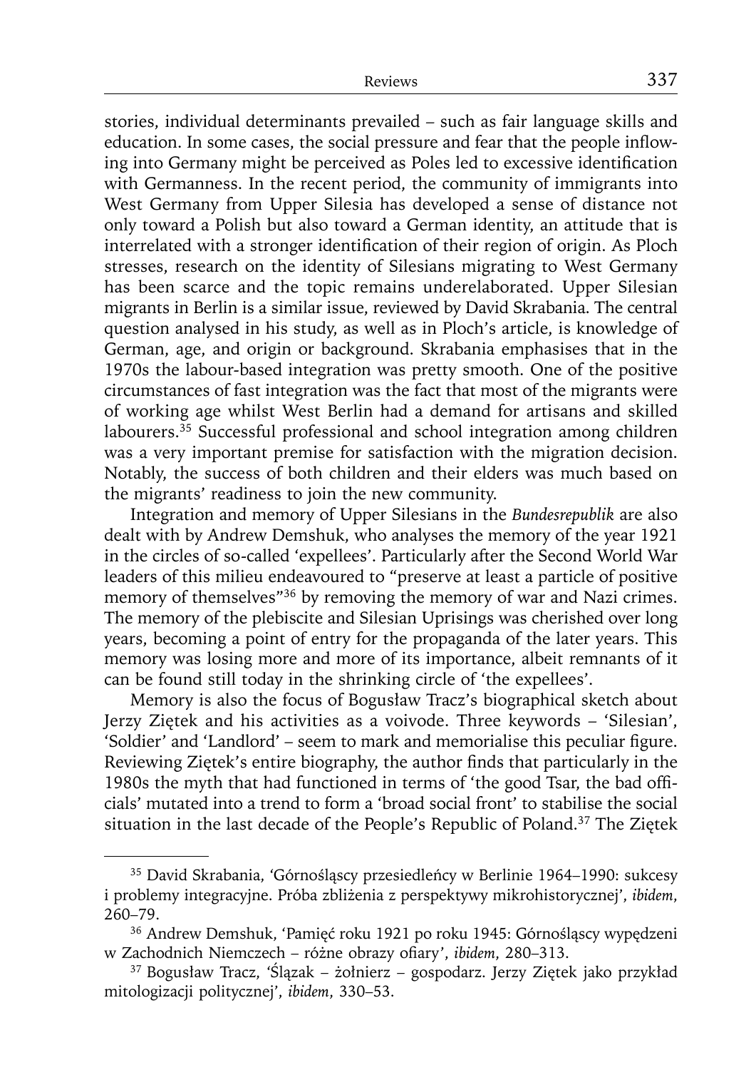stories, individual determinants prevailed – such as fair language skills and education. In some cases, the social pressure and fear that the people inflowing into Germany might be perceived as Poles led to excessive identification with Germanness. In the recent period, the community of immigrants into West Germany from Upper Silesia has developed a sense of distance not only toward a Polish but also toward a German identity, an attitude that is interrelated with a stronger identification of their region of origin. As Ploch stresses, research on the identity of Silesians migrating to West Germany has been scarce and the topic remains underelaborated. Upper Silesian migrants in Berlin is a similar issue, reviewed by David Skrabania. The central question analysed in his study, as well as in Ploch's article, is knowledge of German, age, and origin or background. Skrabania emphasises that in the 1970s the labour-based integration was pretty smooth. One of the positive circumstances of fast integration was the fact that most of the migrants were of working age whilst West Berlin had a demand for artisans and skilled labourers.[35] Successful professional and school integration among children was a very important premise for satisfaction with the migration decision. Notably, the success of both children and their elders was much based on the migrants' readiness to join the new community.

Integration and memory of Upper Silesians in the *Bundesrepublik* are also dealt with by Andrew Demshuk, who analyses the memory of the year 1921 in the circles of so-called 'expellees'. Particularly after the Second World War leaders of this milieu endeavoured to "preserve at least a particle of positive memory of themselves"[36] by removing the memory of war and Nazi crimes. The memory of the plebiscite and Silesian Uprisings was cherished over long years, becoming a point of entry for the propaganda of the later years. This memory was losing more and more of its importance, albeit remnants of it can be found still today in the shrinking circle of 'the expellees'.

Memory is also the focus of Bogusław Tracz's biographical sketch about Jerzy Ziętek and his activities as a voivode. Three keywords – 'Silesian', 'Soldier' and 'Landlord' – seem to mark and memorialise this peculiar figure. Reviewing Ziętek's entire biography, the author finds that particularly in the 1980s the myth that had functioned in terms of 'the good Tsar, the bad officials' mutated into a trend to form a 'broad social front' to stabilise the social situation in the last decade of the People's Republic of Poland.[37] The Ziętek

---

[35] David Skrabania, 'Górnośląscy przesiedleńcy w Berlinie 1964–1990: sukcesy i problemy integracyjne. Próba zbliżenia z perspektywy mikrohistorycznej', *ibidem*, 260–79.

[36] Andrew Demshuk, 'Pamięć roku 1921 po roku 1945: Górnośląscy wypędzeni w Zachodnich Niemczech – różne obrazy ofiary', *ibidem*, 280–313.

[37] Bogusław Tracz, 'Ślązak – żołnierz – gospodarz. Jerzy Ziętek jako przykład mitologizacji politycznej', *ibidem*, 330–53.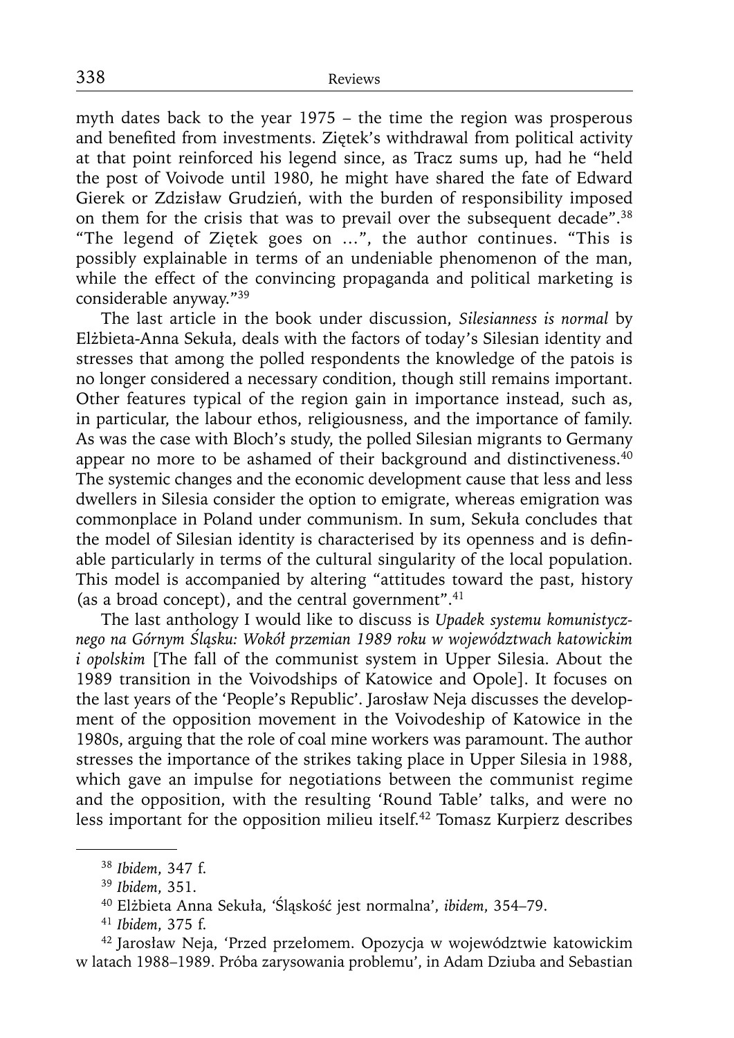myth dates back to the year 1975 – the time the region was prosperous and benefited from investments. Ziętek's withdrawal from political activity at that point reinforced his legend since, as Tracz sums up, had he "held the post of Voivode until 1980, he might have shared the fate of Edward Gierek or Zdzisław Grudzień, with the burden of responsibility imposed on them for the crisis that was to prevail over the subsequent decade".[38] "The legend of Ziętek goes on …", the author continues. "This is possibly explainable in terms of an undeniable phenomenon of the man, while the effect of the convincing propaganda and political marketing is considerable anyway."[39]

The last article in the book under discussion, *Silesianness is normal* by Elżbieta-Anna Sekuła, deals with the factors of today's Silesian identity and stresses that among the polled respondents the knowledge of the patois is no longer considered a necessary condition, though still remains important. Other features typical of the region gain in importance instead, such as, in particular, the labour ethos, religiousness, and the importance of family. As was the case with Bloch's study, the polled Silesian migrants to Germany appear no more to be ashamed of their background and distinctiveness.[40] The systemic changes and the economic development cause that less and less dwellers in Silesia consider the option to emigrate, whereas emigration was commonplace in Poland under communism. In sum, Sekuła concludes that the model of Silesian identity is characterised by its openness and is definable particularly in terms of the cultural singularity of the local population. This model is accompanied by altering "attitudes toward the past, history (as a broad concept), and the central government".[41]

The last anthology I would like to discuss is *Upadek systemu komunistycznego na Górnym Śląsku: Wokół przemian 1989 roku w województwach katowickim i opolskim* [The fall of the communist system in Upper Silesia. About the 1989 transition in the Voivodships of Katowice and Opole]. It focuses on the last years of the 'People's Republic'. Jarosław Neja discusses the development of the opposition movement in the Voivodeship of Katowice in the 1980s, arguing that the role of coal mine workers was paramount. The author stresses the importance of the strikes taking place in Upper Silesia in 1988, which gave an impulse for negotiations between the communist regime and the opposition, with the resulting 'Round Table' talks, and were no less important for the opposition milieu itself.[42] Tomasz Kurpierz describes

---

[38] *Ibidem*, 347 f.

[39] *Ibidem*, 351.

[40] Elżbieta Anna Sekuła, 'Śląskość jest normalna', *ibidem*, 354–79.

[41] *Ibidem*, 375 f.

[42] Jarosław Neja, 'Przed przełomem. Opozycja w województwie katowickim w latach 1988–1989. Próba zarysowania problemu', in Adam Dziuba and Sebastian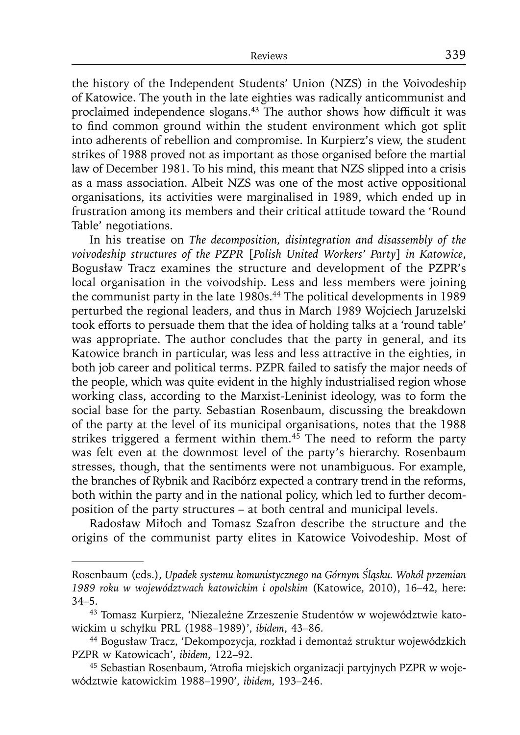the history of the Independent Students' Union (NZS) in the Voivodeship of Katowice. The youth in the late eighties was radically anticommunist and proclaimed independence slogans.[43] The author shows how difficult it was to find common ground within the student environment which got split into adherents of rebellion and compromise. In Kurpierz's view, the student strikes of 1988 proved not as important as those organised before the martial law of December 1981. To his mind, this meant that NZS slipped into a crisis as a mass association. Albeit NZS was one of the most active oppositional organisations, its activities were marginalised in 1989, which ended up in frustration among its members and their critical attitude toward the 'Round Table' negotiations.

In his treatise on *The decomposition, disintegration and disassembly of the voivodeship structures of the PZPR [Polish United Workers' Party] in Katowice*, Bogusław Tracz examines the structure and development of the PZPR's local organisation in the voivodship. Less and less members were joining the communist party in the late 1980s.[44] The political developments in 1989 perturbed the regional leaders, and thus in March 1989 Wojciech Jaruzelski took efforts to persuade them that the idea of holding talks at a 'round table' was appropriate. The author concludes that the party in general, and its Katowice branch in particular, was less and less attractive in the eighties, in both job career and political terms. PZPR failed to satisfy the major needs of the people, which was quite evident in the highly industrialised region whose working class, according to the Marxist-Leninist ideology, was to form the social base for the party. Sebastian Rosenbaum, discussing the breakdown of the party at the level of its municipal organisations, notes that the 1988 strikes triggered a ferment within them.[45] The need to reform the party was felt even at the downmost level of the party's hierarchy. Rosenbaum stresses, though, that the sentiments were not unambiguous. For example, the branches of Rybnik and Racibórz expected a contrary trend in the reforms, both within the party and in the national policy, which led to further decomposition of the party structures – at both central and municipal levels.

Radosław Miłoch and Tomasz Szafron describe the structure and the origins of the communist party elites in Katowice Voivodeship. Most of

---

Rosenbaum (eds.), *Upadek systemu komunistycznego na Górnym Śląsku. Wokół przemian 1989 roku w województwach katowickim i opolskim* (Katowice, 2010), 16–42, here: 34–5.

[43] Tomasz Kurpierz, 'Niezależne Zrzeszenie Studentów w województwie katowickim u schyłku PRL (1988–1989)', *ibidem*, 43–86.

[44] Bogusław Tracz, 'Dekompozycja, rozkład i demontaż struktur wojewódzkich PZPR w Katowicach', *ibidem*, 122–92.

[45] Sebastian Rosenbaum, 'Atrofia miejskich organizacji partyjnych PZPR w województwie katowickim 1988–1990', *ibidem*, 193–246.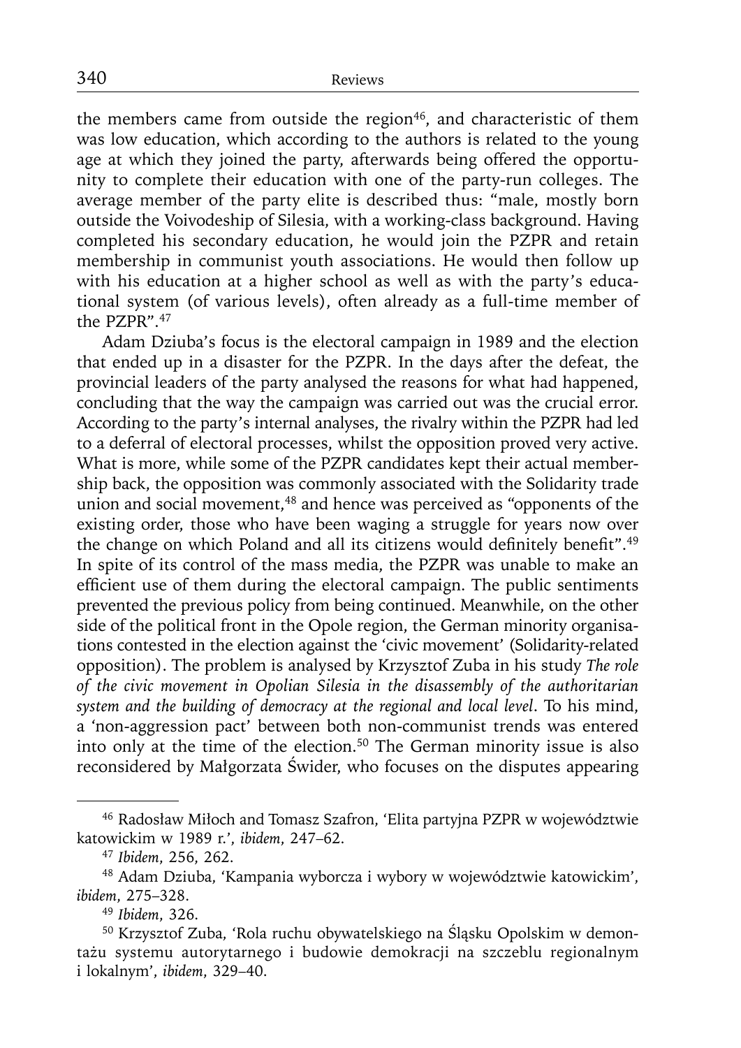the members came from outside the region[46], and characteristic of them was low education, which according to the authors is related to the young age at which they joined the party, afterwards being offered the opportunity to complete their education with one of the party-run colleges. The average member of the party elite is described thus: "male, mostly born outside the Voivodeship of Silesia, with a working-class background. Having completed his secondary education, he would join the PZPR and retain membership in communist youth associations. He would then follow up with his education at a higher school as well as with the party's educational system (of various levels), often already as a full-time member of the PZPR".[47]

Adam Dziuba's focus is the electoral campaign in 1989 and the election that ended up in a disaster for the PZPR. In the days after the defeat, the provincial leaders of the party analysed the reasons for what had happened, concluding that the way the campaign was carried out was the crucial error. According to the party's internal analyses, the rivalry within the PZPR had led to a deferral of electoral processes, whilst the opposition proved very active. What is more, while some of the PZPR candidates kept their actual membership back, the opposition was commonly associated with the Solidarity trade union and social movement,[48] and hence was perceived as "opponents of the existing order, those who have been waging a struggle for years now over the change on which Poland and all its citizens would definitely benefit".[49] In spite of its control of the mass media, the PZPR was unable to make an efficient use of them during the electoral campaign. The public sentiments prevented the previous policy from being continued. Meanwhile, on the other side of the political front in the Opole region, the German minority organisations contested in the election against the 'civic movement' (Solidarity-related opposition). The problem is analysed by Krzysztof Zuba in his study *The role of the civic movement in Opolian Silesia in the disassembly of the authoritarian system and the building of democracy at the regional and local level*. To his mind, a 'non-aggression pact' between both non-communist trends was entered into only at the time of the election.[50] The German minority issue is also reconsidered by Małgorzata Świder, who focuses on the disputes appearing

---

[46] Radosław Miłoch and Tomasz Szafron, 'Elita partyjna PZPR w województwie katowickim w 1989 r.', *ibidem*, 247–62.

[47] *Ibidem*, 256, 262.

[48] Adam Dziuba, 'Kampania wyborcza i wybory w województwie katowickim', *ibidem*, 275–328.

[49] *Ibidem*, 326.

[50] Krzysztof Zuba, 'Rola ruchu obywatelskiego na Śląsku Opolskim w demontażu systemu autorytarnego i budowie demokracji na szczeblu regionalnym i lokalnym', *ibidem*, 329–40.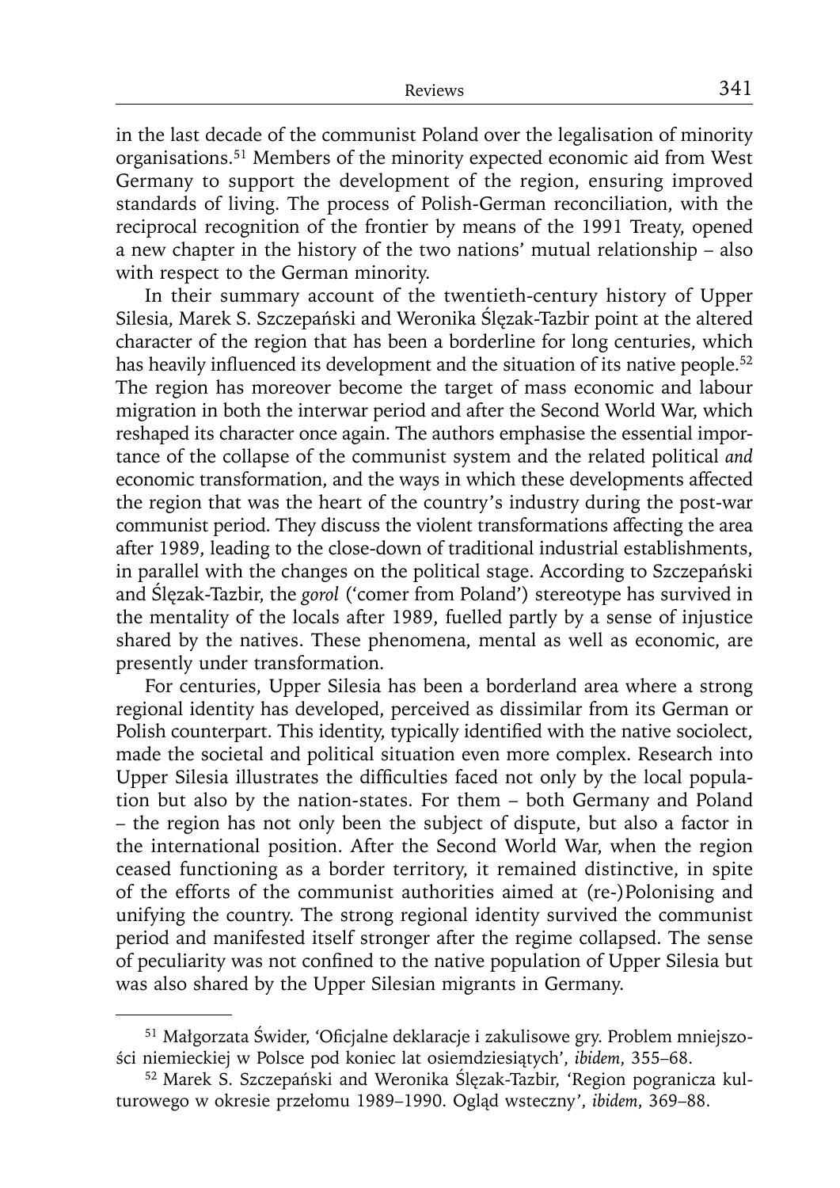in the last decade of the communist Poland over the legalisation of minority organisations.[51] Members of the minority expected economic aid from West Germany to support the development of the region, ensuring improved standards of living. The process of Polish-German reconciliation, with the reciprocal recognition of the frontier by means of the 1991 Treaty, opened a new chapter in the history of the two nations' mutual relationship – also with respect to the German minority.

In their summary account of the twentieth-century history of Upper Silesia, Marek S. Szczepański and Weronika Ślęzak-Tazbir point at the altered character of the region that has been a borderline for long centuries, which has heavily influenced its development and the situation of its native people.[52] The region has moreover become the target of mass economic and labour migration in both the interwar period and after the Second World War, which reshaped its character once again. The authors emphasise the essential importance of the collapse of the communist system and the related political *and* economic transformation, and the ways in which these developments affected the region that was the heart of the country's industry during the post-war communist period. They discuss the violent transformations affecting the area after 1989, leading to the close-down of traditional industrial establishments, in parallel with the changes on the political stage. According to Szczepański and Ślęzak-Tazbir, the *gorol* ('comer from Poland') stereotype has survived in the mentality of the locals after 1989, fuelled partly by a sense of injustice shared by the natives. These phenomena, mental as well as economic, are presently under transformation.

For centuries, Upper Silesia has been a borderland area where a strong regional identity has developed, perceived as dissimilar from its German or Polish counterpart. This identity, typically identified with the native sociolect, made the societal and political situation even more complex. Research into Upper Silesia illustrates the difficulties faced not only by the local population but also by the nation-states. For them – both Germany and Poland – the region has not only been the subject of dispute, but also a factor in the international position. After the Second World War, when the region ceased functioning as a border territory, it remained distinctive, in spite of the efforts of the communist authorities aimed at (re-)Polonising and unifying the country. The strong regional identity survived the communist period and manifested itself stronger after the regime collapsed. The sense of peculiarity was not confined to the native population of Upper Silesia but was also shared by the Upper Silesian migrants in Germany.

---

[51] Małgorzata Świder, 'Oficjalne deklaracje i zakulisowe gry. Problem mniejszości niemieckiej w Polsce pod koniec lat osiemdziesiątych', *ibidem*, 355–68.

[52] Marek S. Szczepański and Weronika Ślęzak-Tazbir, 'Region pogranicza kulturowego w okresie przełomu 1989–1990. Ogląd wsteczny', *ibidem*, 369–88.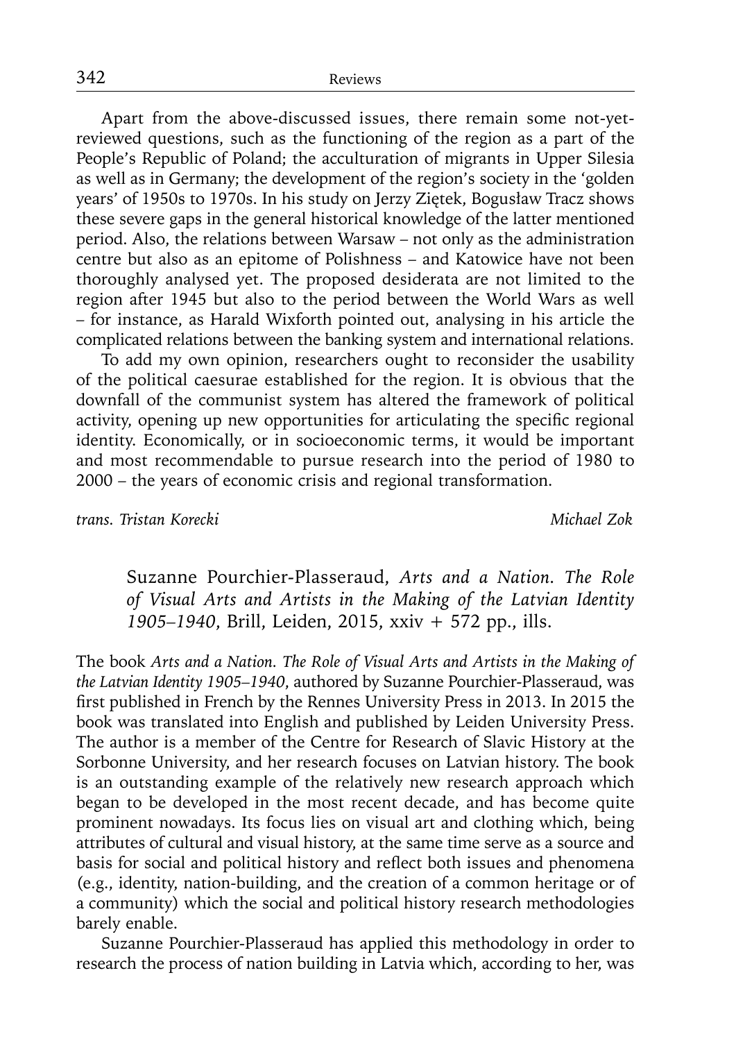Apart from the above-discussed issues, there remain some not-yet-reviewed questions, such as the functioning of the region as a part of the People's Republic of Poland; the acculturation of migrants in Upper Silesia as well as in Germany; the development of the region's society in the 'golden years' of 1950s to 1970s. In his study on Jerzy Ziętek, Bogusław Tracz shows these severe gaps in the general historical knowledge of the latter mentioned period. Also, the relations between Warsaw – not only as the administration centre but also as an epitome of Polishness – and Katowice have not been thoroughly analysed yet. The proposed desiderata are not limited to the region after 1945 but also to the period between the World Wars as well – for instance, as Harald Wixforth pointed out, analysing in his article the complicated relations between the banking system and international relations.

To add my own opinion, researchers ought to reconsider the usability of the political caesurae established for the region. It is obvious that the downfall of the communist system has altered the framework of political activity, opening up new opportunities for articulating the specific regional identity. Economically, or in socioeconomic terms, it would be important and most recommendable to pursue research into the period of 1980 to 2000 – the years of economic crisis and regional transformation.

*trans. Tristan Korecki* *Michael Zok*

Suzanne Pourchier-Plasseraud, *Arts and a Nation. The Role of Visual Arts and Artists in the Making of the Latvian Identity 1905–1940*, Brill, Leiden, 2015, xxiv + 572 pp., ills.

The book *Arts and a Nation. The Role of Visual Arts and Artists in the Making of the Latvian Identity 1905–1940*, authored by Suzanne Pourchier-Plasseraud, was first published in French by the Rennes University Press in 2013. In 2015 the book was translated into English and published by Leiden University Press. The author is a member of the Centre for Research of Slavic History at the Sorbonne University, and her research focuses on Latvian history. The book is an outstanding example of the relatively new research approach which began to be developed in the most recent decade, and has become quite prominent nowadays. Its focus lies on visual art and clothing which, being attributes of cultural and visual history, at the same time serve as a source and basis for social and political history and reflect both issues and phenomena (e.g., identity, nation-building, and the creation of a common heritage or of a community) which the social and political history research methodologies barely enable.

Suzanne Pourchier-Plasseraud has applied this methodology in order to research the process of nation building in Latvia which, according to her, was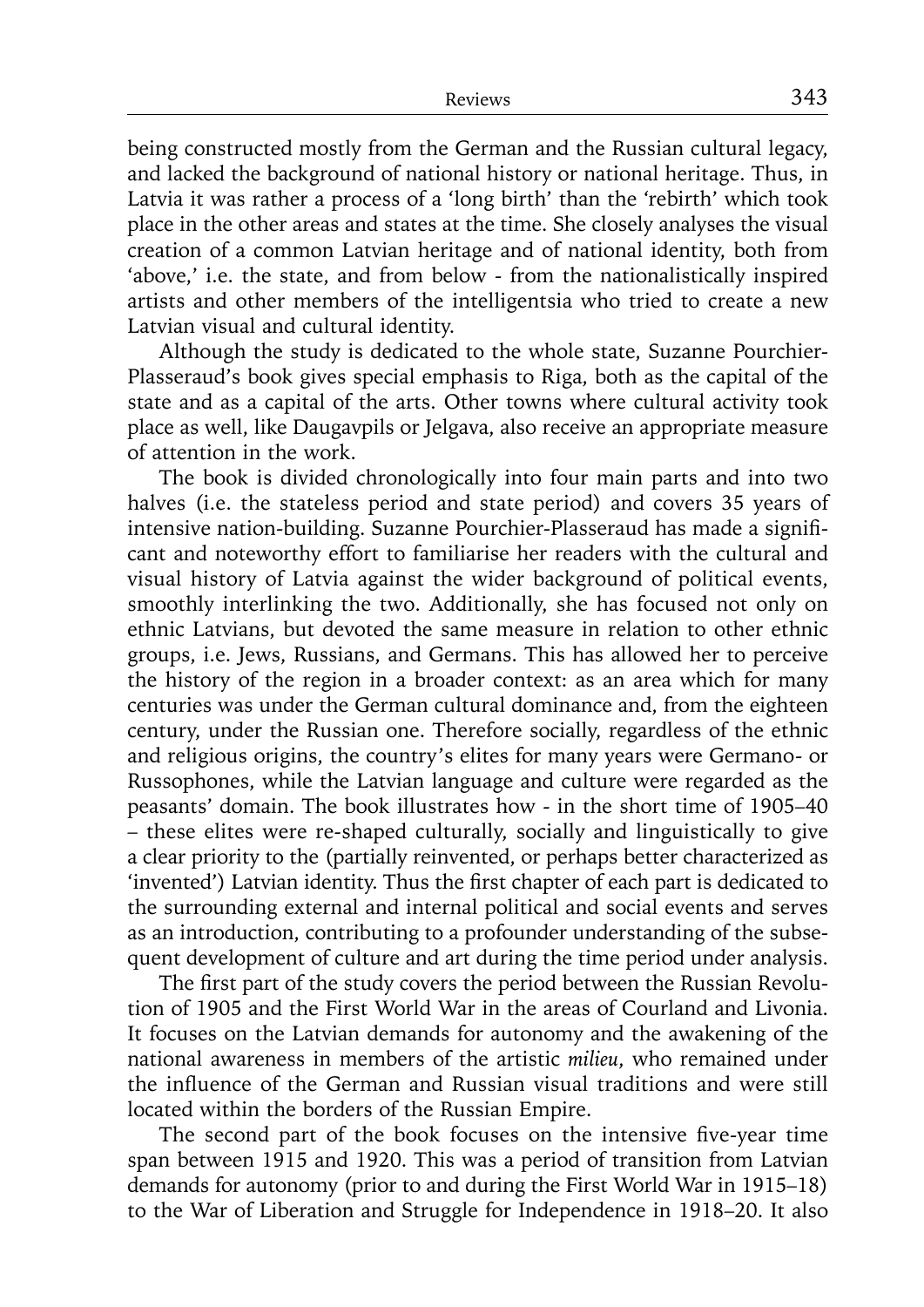being constructed mostly from the German and the Russian cultural legacy, and lacked the background of national history or national heritage. Thus, in Latvia it was rather a process of a 'long birth' than the 'rebirth' which took place in the other areas and states at the time. She closely analyses the visual creation of a common Latvian heritage and of national identity, both from 'above,' i.e. the state, and from below - from the nationalistically inspired artists and other members of the intelligentsia who tried to create a new Latvian visual and cultural identity.

Although the study is dedicated to the whole state, Suzanne Pourchier-Plasseraud's book gives special emphasis to Riga, both as the capital of the state and as a capital of the arts. Other towns where cultural activity took place as well, like Daugavpils or Jelgava, also receive an appropriate measure of attention in the work.

The book is divided chronologically into four main parts and into two halves (i.e. the stateless period and state period) and covers 35 years of intensive nation-building. Suzanne Pourchier-Plasseraud has made a significant and noteworthy effort to familiarise her readers with the cultural and visual history of Latvia against the wider background of political events, smoothly interlinking the two. Additionally, she has focused not only on ethnic Latvians, but devoted the same measure in relation to other ethnic groups, i.e. Jews, Russians, and Germans. This has allowed her to perceive the history of the region in a broader context: as an area which for many centuries was under the German cultural dominance and, from the eighteen century, under the Russian one. Therefore socially, regardless of the ethnic and religious origins, the country's elites for many years were Germano- or Russophones, while the Latvian language and culture were regarded as the peasants' domain. The book illustrates how - in the short time of 1905–40 – these elites were re-shaped culturally, socially and linguistically to give a clear priority to the (partially reinvented, or perhaps better characterized as 'invented') Latvian identity. Thus the first chapter of each part is dedicated to the surrounding external and internal political and social events and serves as an introduction, contributing to a profounder understanding of the subsequent development of culture and art during the time period under analysis.

The first part of the study covers the period between the Russian Revolution of 1905 and the First World War in the areas of Courland and Livonia. It focuses on the Latvian demands for autonomy and the awakening of the national awareness in members of the artistic *milieu*, who remained under the influence of the German and Russian visual traditions and were still located within the borders of the Russian Empire.

The second part of the book focuses on the intensive five-year time span between 1915 and 1920. This was a period of transition from Latvian demands for autonomy (prior to and during the First World War in 1915–18) to the War of Liberation and Struggle for Independence in 1918–20. It also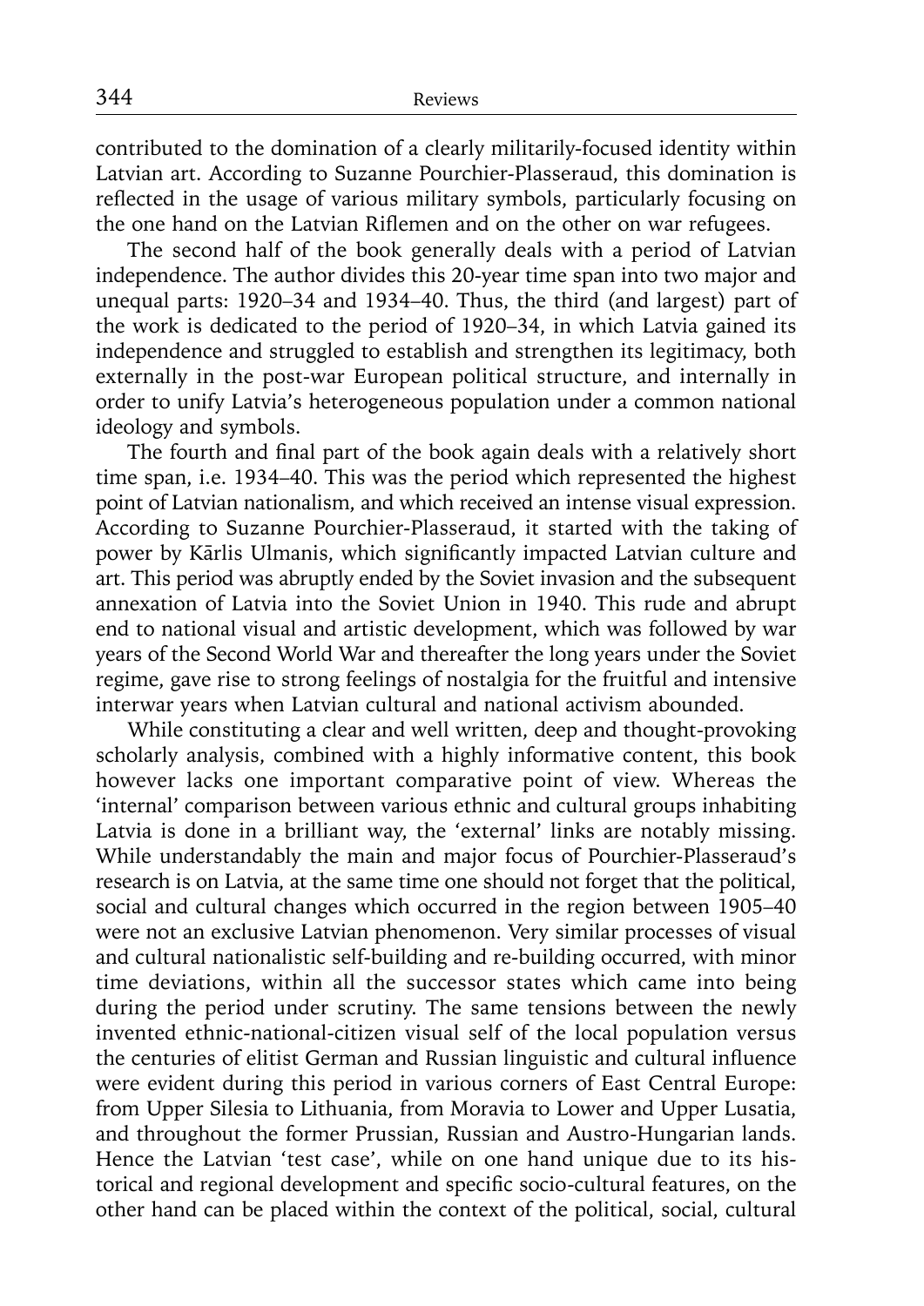contributed to the domination of a clearly militarily-focused identity within Latvian art. According to Suzanne Pourchier-Plasseraud, this domination is reflected in the usage of various military symbols, particularly focusing on the one hand on the Latvian Riflemen and on the other on war refugees.

The second half of the book generally deals with a period of Latvian independence. The author divides this 20-year time span into two major and unequal parts: 1920–34 and 1934–40. Thus, the third (and largest) part of the work is dedicated to the period of 1920–34, in which Latvia gained its independence and struggled to establish and strengthen its legitimacy, both externally in the post-war European political structure, and internally in order to unify Latvia's heterogeneous population under a common national ideology and symbols.

The fourth and final part of the book again deals with a relatively short time span, i.e. 1934–40. This was the period which represented the highest point of Latvian nationalism, and which received an intense visual expression. According to Suzanne Pourchier-Plasseraud, it started with the taking of power by Kārlis Ulmanis, which significantly impacted Latvian culture and art. This period was abruptly ended by the Soviet invasion and the subsequent annexation of Latvia into the Soviet Union in 1940. This rude and abrupt end to national visual and artistic development, which was followed by war years of the Second World War and thereafter the long years under the Soviet regime, gave rise to strong feelings of nostalgia for the fruitful and intensive interwar years when Latvian cultural and national activism abounded.

While constituting a clear and well written, deep and thought-provoking scholarly analysis, combined with a highly informative content, this book however lacks one important comparative point of view. Whereas the 'internal' comparison between various ethnic and cultural groups inhabiting Latvia is done in a brilliant way, the 'external' links are notably missing. While understandably the main and major focus of Pourchier-Plasseraud's research is on Latvia, at the same time one should not forget that the political, social and cultural changes which occurred in the region between 1905–40 were not an exclusive Latvian phenomenon. Very similar processes of visual and cultural nationalistic self-building and re-building occurred, with minor time deviations, within all the successor states which came into being during the period under scrutiny. The same tensions between the newly invented ethnic-national-citizen visual self of the local population versus the centuries of elitist German and Russian linguistic and cultural influence were evident during this period in various corners of East Central Europe: from Upper Silesia to Lithuania, from Moravia to Lower and Upper Lusatia, and throughout the former Prussian, Russian and Austro-Hungarian lands. Hence the Latvian 'test case', while on one hand unique due to its historical and regional development and specific socio-cultural features, on the other hand can be placed within the context of the political, social, cultural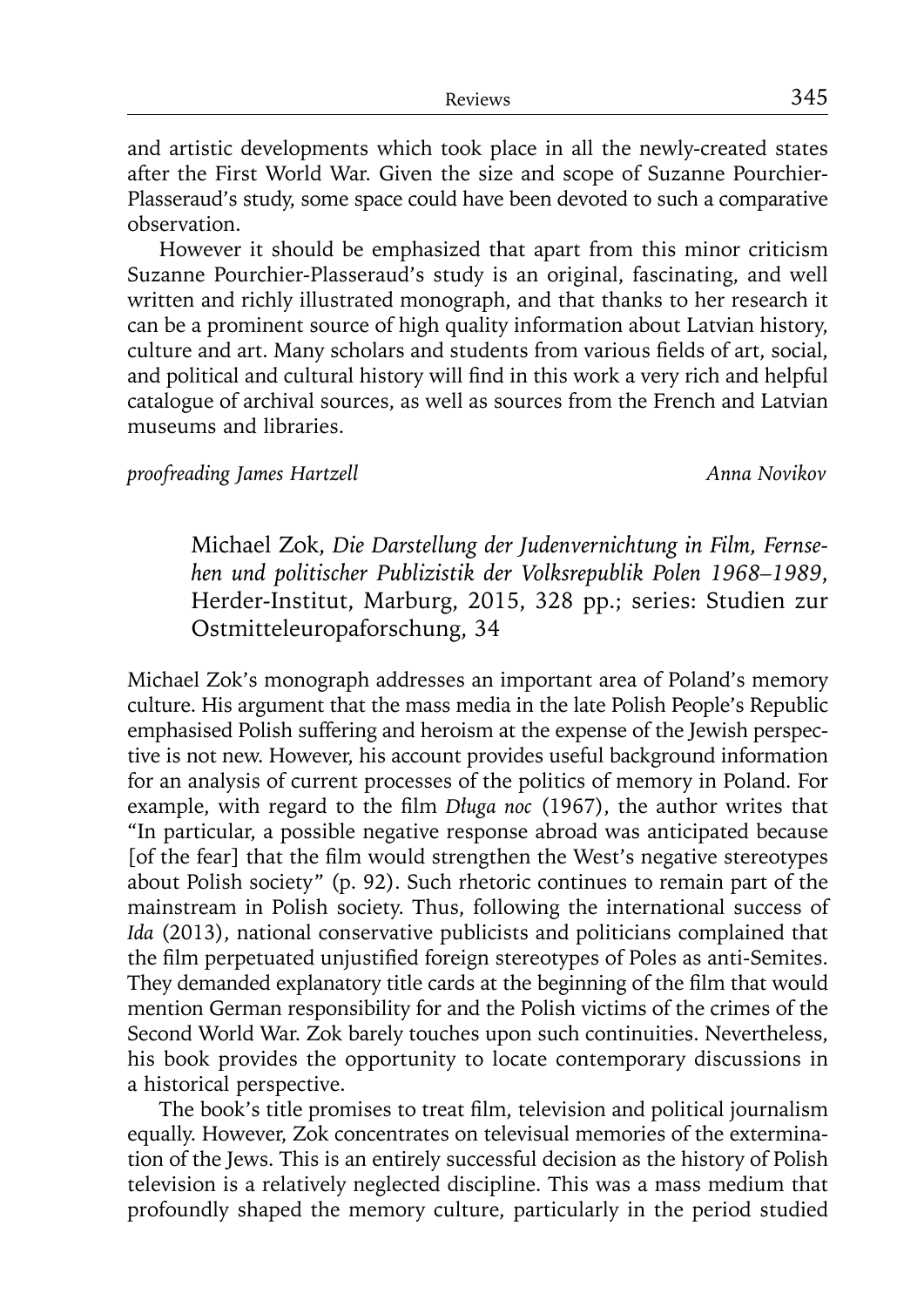and artistic developments which took place in all the newly-created states after the First World War. Given the size and scope of Suzanne Pourchier-Plasseraud's study, some space could have been devoted to such a comparative observation.

However it should be emphasized that apart from this minor criticism Suzanne Pourchier-Plasseraud's study is an original, fascinating, and well written and richly illustrated monograph, and that thanks to her research it can be a prominent source of high quality information about Latvian history, culture and art. Many scholars and students from various fields of art, social, and political and cultural history will find in this work a very rich and helpful catalogue of archival sources, as well as sources from the French and Latvian museums and libraries.

*proofreading James Hartzell* *Anna Novikov*

## Michael Zok, *Die Darstellung der Judenvernichtung in Film, Fernsehen und politischer Publizistik der Volksrepublik Polen 1968–1989*, Herder-Institut, Marburg, 2015, 328 pp.; series: Studien zur Ostmitteleuropaforschung, 34

Michael Zok's monograph addresses an important area of Poland's memory culture. His argument that the mass media in the late Polish People's Republic emphasised Polish suffering and heroism at the expense of the Jewish perspective is not new. However, his account provides useful background information for an analysis of current processes of the politics of memory in Poland. For example, with regard to the film *Długa noc* (1967), the author writes that "In particular, a possible negative response abroad was anticipated because [of the fear] that the film would strengthen the West's negative stereotypes about Polish society" (p. 92). Such rhetoric continues to remain part of the mainstream in Polish society. Thus, following the international success of *Ida* (2013), national conservative publicists and politicians complained that the film perpetuated unjustified foreign stereotypes of Poles as anti-Semites. They demanded explanatory title cards at the beginning of the film that would mention German responsibility for and the Polish victims of the crimes of the Second World War. Zok barely touches upon such continuities. Nevertheless, his book provides the opportunity to locate contemporary discussions in a historical perspective.

The book's title promises to treat film, television and political journalism equally. However, Zok concentrates on televisual memories of the extermination of the Jews. This is an entirely successful decision as the history of Polish television is a relatively neglected discipline. This was a mass medium that profoundly shaped the memory culture, particularly in the period studied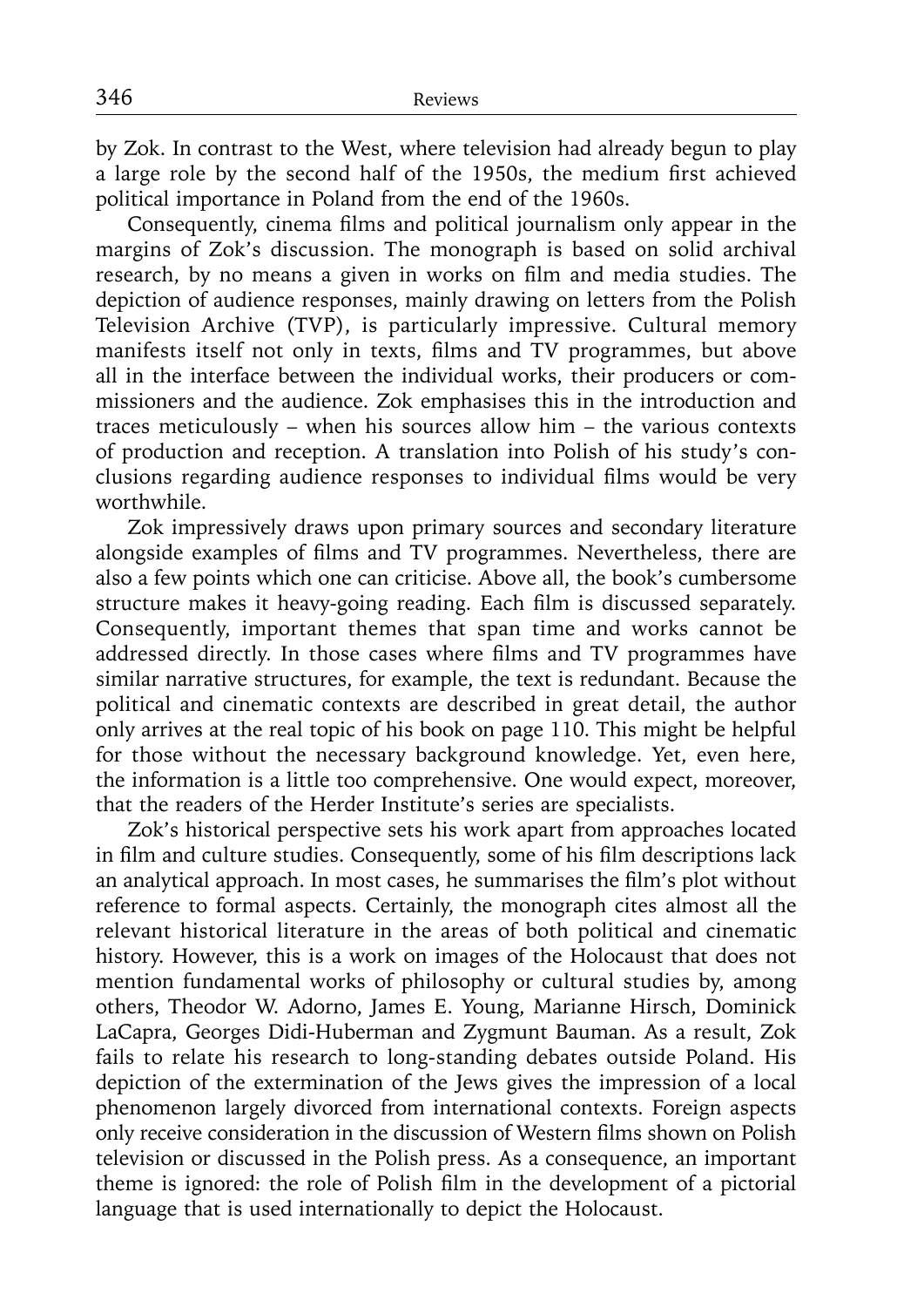by Zok. In contrast to the West, where television had already begun to play a large role by the second half of the 1950s, the medium first achieved political importance in Poland from the end of the 1960s.

Consequently, cinema films and political journalism only appear in the margins of Zok's discussion. The monograph is based on solid archival research, by no means a given in works on film and media studies. The depiction of audience responses, mainly drawing on letters from the Polish Television Archive (TVP), is particularly impressive. Cultural memory manifests itself not only in texts, films and TV programmes, but above all in the interface between the individual works, their producers or commissioners and the audience. Zok emphasises this in the introduction and traces meticulously – when his sources allow him – the various contexts of production and reception. A translation into Polish of his study's conclusions regarding audience responses to individual films would be very worthwhile.

Zok impressively draws upon primary sources and secondary literature alongside examples of films and TV programmes. Nevertheless, there are also a few points which one can criticise. Above all, the book's cumbersome structure makes it heavy-going reading. Each film is discussed separately. Consequently, important themes that span time and works cannot be addressed directly. In those cases where films and TV programmes have similar narrative structures, for example, the text is redundant. Because the political and cinematic contexts are described in great detail, the author only arrives at the real topic of his book on page 110. This might be helpful for those without the necessary background knowledge. Yet, even here, the information is a little too comprehensive. One would expect, moreover, that the readers of the Herder Institute's series are specialists.

Zok's historical perspective sets his work apart from approaches located in film and culture studies. Consequently, some of his film descriptions lack an analytical approach. In most cases, he summarises the film's plot without reference to formal aspects. Certainly, the monograph cites almost all the relevant historical literature in the areas of both political and cinematic history. However, this is a work on images of the Holocaust that does not mention fundamental works of philosophy or cultural studies by, among others, Theodor W. Adorno, James E. Young, Marianne Hirsch, Dominick LaCapra, Georges Didi-Huberman and Zygmunt Bauman. As a result, Zok fails to relate his research to long-standing debates outside Poland. His depiction of the extermination of the Jews gives the impression of a local phenomenon largely divorced from international contexts. Foreign aspects only receive consideration in the discussion of Western films shown on Polish television or discussed in the Polish press. As a consequence, an important theme is ignored: the role of Polish film in the development of a pictorial language that is used internationally to depict the Holocaust.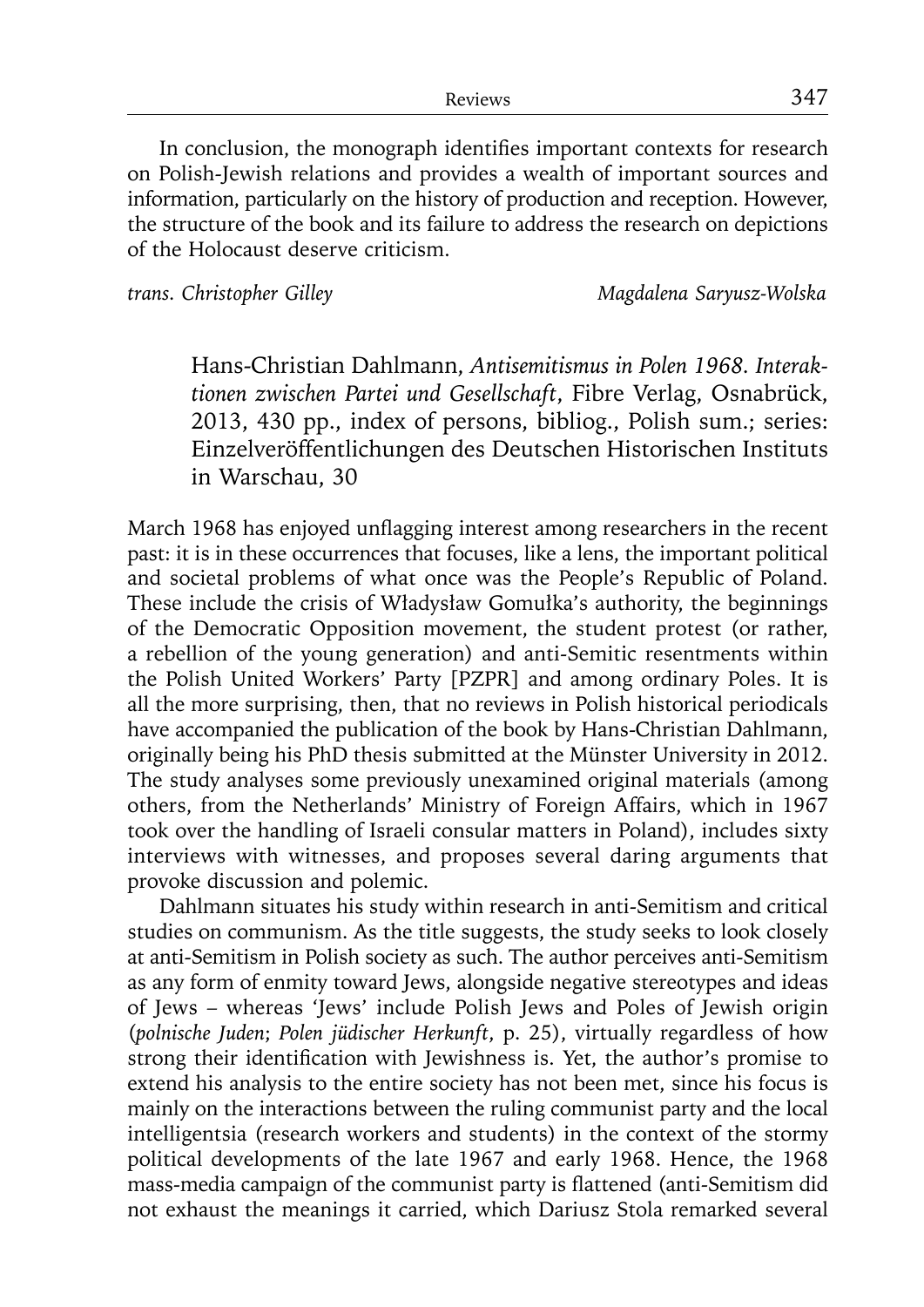In conclusion, the monograph identifies important contexts for research on Polish-Jewish relations and provides a wealth of important sources and information, particularly on the history of production and reception. However, the structure of the book and its failure to address the research on depictions of the Holocaust deserve criticism.

*trans. Christopher Gilley* *Magdalena Saryusz-Wolska*

Hans-Christian Dahlmann, *Antisemitismus in Polen 1968. Interaktionen zwischen Partei und Gesellschaft*, Fibre Verlag, Osnabrück, 2013, 430 pp., index of persons, bibliog., Polish sum.; series: Einzelveröffentlichungen des Deutschen Historischen Instituts in Warschau, 30

March 1968 has enjoyed unflagging interest among researchers in the recent past: it is in these occurrences that focuses, like a lens, the important political and societal problems of what once was the People's Republic of Poland. These include the crisis of Władysław Gomułka's authority, the beginnings of the Democratic Opposition movement, the student protest (or rather, a rebellion of the young generation) and anti-Semitic resentments within the Polish United Workers' Party [PZPR] and among ordinary Poles. It is all the more surprising, then, that no reviews in Polish historical periodicals have accompanied the publication of the book by Hans-Christian Dahlmann, originally being his PhD thesis submitted at the Münster University in 2012. The study analyses some previously unexamined original materials (among others, from the Netherlands' Ministry of Foreign Affairs, which in 1967 took over the handling of Israeli consular matters in Poland), includes sixty interviews with witnesses, and proposes several daring arguments that provoke discussion and polemic.

Dahlmann situates his study within research in anti-Semitism and critical studies on communism. As the title suggests, the study seeks to look closely at anti-Semitism in Polish society as such. The author perceives anti-Semitism as any form of enmity toward Jews, alongside negative stereotypes and ideas of Jews – whereas 'Jews' include Polish Jews and Poles of Jewish origin (*polnische Juden*; *Polen jüdischer Herkunft*, p. 25), virtually regardless of how strong their identification with Jewishness is. Yet, the author's promise to extend his analysis to the entire society has not been met, since his focus is mainly on the interactions between the ruling communist party and the local intelligentsia (research workers and students) in the context of the stormy political developments of the late 1967 and early 1968. Hence, the 1968 mass-media campaign of the communist party is flattened (anti-Semitism did not exhaust the meanings it carried, which Dariusz Stola remarked several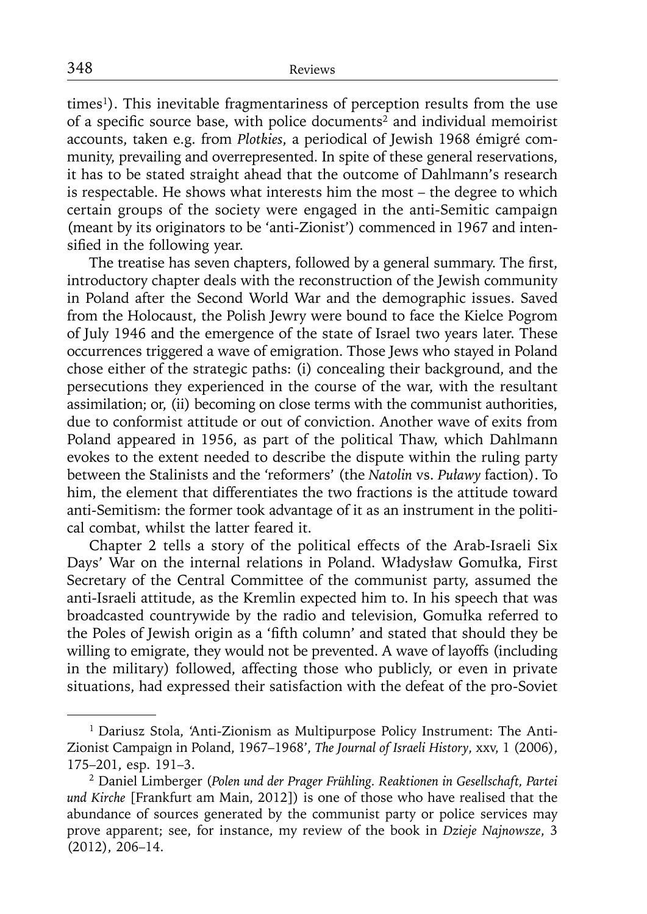times[1]). This inevitable fragmentariness of perception results from the use of a specific source base, with police documents[2] and individual memoirist accounts, taken e.g. from *Plotkies*, a periodical of Jewish 1968 émigré community, prevailing and overrepresented. In spite of these general reservations, it has to be stated straight ahead that the outcome of Dahlmann's research is respectable. He shows what interests him the most – the degree to which certain groups of the society were engaged in the anti-Semitic campaign (meant by its originators to be 'anti-Zionist') commenced in 1967 and intensified in the following year.

The treatise has seven chapters, followed by a general summary. The first, introductory chapter deals with the reconstruction of the Jewish community in Poland after the Second World War and the demographic issues. Saved from the Holocaust, the Polish Jewry were bound to face the Kielce Pogrom of July 1946 and the emergence of the state of Israel two years later. These occurrences triggered a wave of emigration. Those Jews who stayed in Poland chose either of the strategic paths: (i) concealing their background, and the persecutions they experienced in the course of the war, with the resultant assimilation; or, (ii) becoming on close terms with the communist authorities, due to conformist attitude or out of conviction. Another wave of exits from Poland appeared in 1956, as part of the political Thaw, which Dahlmann evokes to the extent needed to describe the dispute within the ruling party between the Stalinists and the 'reformers' (the *Natolin* vs. *Puławy* faction). To him, the element that differentiates the two fractions is the attitude toward anti-Semitism: the former took advantage of it as an instrument in the political combat, whilst the latter feared it.

Chapter 2 tells a story of the political effects of the Arab-Israeli Six Days' War on the internal relations in Poland. Władysław Gomułka, First Secretary of the Central Committee of the communist party, assumed the anti-Israeli attitude, as the Kremlin expected him to. In his speech that was broadcasted countrywide by the radio and television, Gomułka referred to the Poles of Jewish origin as a 'fifth column' and stated that should they be willing to emigrate, they would not be prevented. A wave of layoffs (including in the military) followed, affecting those who publicly, or even in private situations, had expressed their satisfaction with the defeat of the pro-Soviet

---

[1] Dariusz Stola, 'Anti-Zionism as Multipurpose Policy Instrument: The Anti-Zionist Campaign in Poland, 1967–1968', *The Journal of Israeli History*, xxv, 1 (2006), 175–201, esp. 191–3.

[2] Daniel Limberger (*Polen und der Prager Frühling. Reaktionen in Gesellschaft, Partei und Kirche* [Frankfurt am Main, 2012]) is one of those who have realised that the abundance of sources generated by the communist party or police services may prove apparent; see, for instance, my review of the book in *Dzieje Najnowsze*, 3 (2012), 206–14.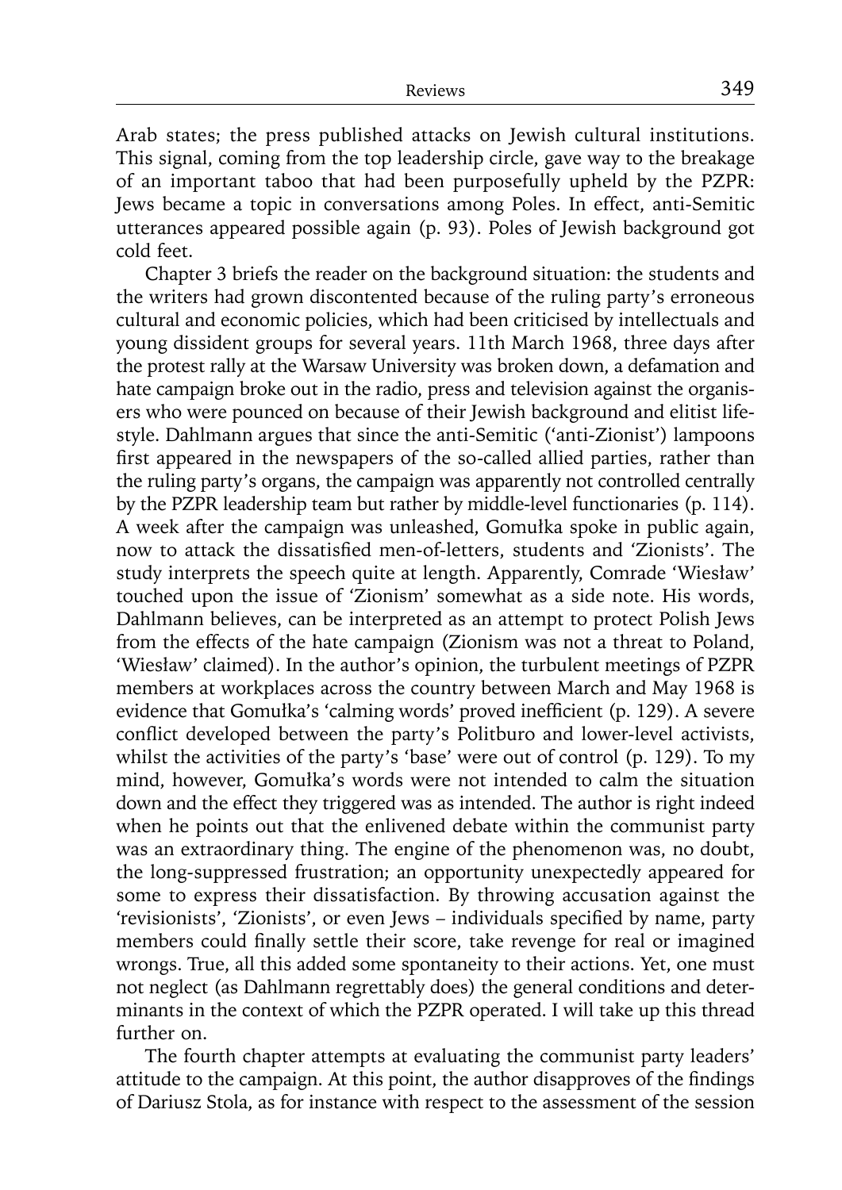Arab states; the press published attacks on Jewish cultural institutions. This signal, coming from the top leadership circle, gave way to the breakage of an important taboo that had been purposefully upheld by the PZPR: Jews became a topic in conversations among Poles. In effect, anti-Semitic utterances appeared possible again (p. 93). Poles of Jewish background got cold feet.

Chapter 3 briefs the reader on the background situation: the students and the writers had grown discontented because of the ruling party's erroneous cultural and economic policies, which had been criticised by intellectuals and young dissident groups for several years. 11th March 1968, three days after the protest rally at the Warsaw University was broken down, a defamation and hate campaign broke out in the radio, press and television against the organisers who were pounced on because of their Jewish background and elitist lifestyle. Dahlmann argues that since the anti-Semitic ('anti-Zionist') lampoons first appeared in the newspapers of the so-called allied parties, rather than the ruling party's organs, the campaign was apparently not controlled centrally by the PZPR leadership team but rather by middle-level functionaries (p. 114). A week after the campaign was unleashed, Gomułka spoke in public again, now to attack the dissatisfied men-of-letters, students and 'Zionists'. The study interprets the speech quite at length. Apparently, Comrade 'Wiesław' touched upon the issue of 'Zionism' somewhat as a side note. His words, Dahlmann believes, can be interpreted as an attempt to protect Polish Jews from the effects of the hate campaign (Zionism was not a threat to Poland, 'Wiesław' claimed). In the author's opinion, the turbulent meetings of PZPR members at workplaces across the country between March and May 1968 is evidence that Gomułka's 'calming words' proved inefficient (p. 129). A severe conflict developed between the party's Politburo and lower-level activists, whilst the activities of the party's 'base' were out of control (p. 129). To my mind, however, Gomułka's words were not intended to calm the situation down and the effect they triggered was as intended. The author is right indeed when he points out that the enlivened debate within the communist party was an extraordinary thing. The engine of the phenomenon was, no doubt, the long-suppressed frustration; an opportunity unexpectedly appeared for some to express their dissatisfaction. By throwing accusation against the 'revisionists', 'Zionists', or even Jews – individuals specified by name, party members could finally settle their score, take revenge for real or imagined wrongs. True, all this added some spontaneity to their actions. Yet, one must not neglect (as Dahlmann regrettably does) the general conditions and determinants in the context of which the PZPR operated. I will take up this thread further on.

The fourth chapter attempts at evaluating the communist party leaders' attitude to the campaign. At this point, the author disapproves of the findings of Dariusz Stola, as for instance with respect to the assessment of the session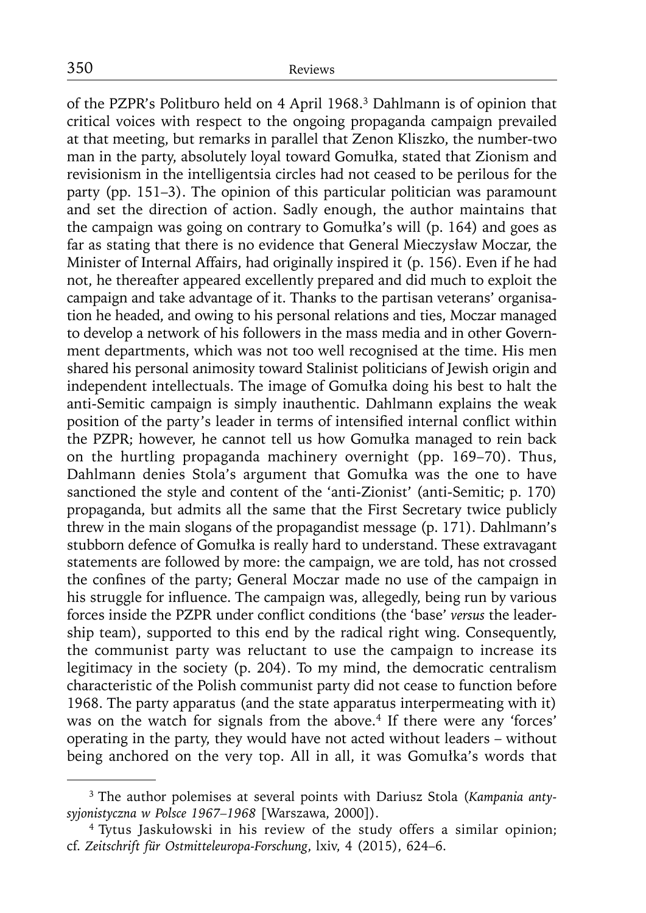of the PZPR's Politburo held on 4 April 1968.[3] Dahlmann is of opinion that critical voices with respect to the ongoing propaganda campaign prevailed at that meeting, but remarks in parallel that Zenon Kliszko, the number-two man in the party, absolutely loyal toward Gomułka, stated that Zionism and revisionism in the intelligentsia circles had not ceased to be perilous for the party (pp. 151–3). The opinion of this particular politician was paramount and set the direction of action. Sadly enough, the author maintains that the campaign was going on contrary to Gomułka's will (p. 164) and goes as far as stating that there is no evidence that General Mieczysław Moczar, the Minister of Internal Affairs, had originally inspired it (p. 156). Even if he had not, he thereafter appeared excellently prepared and did much to exploit the campaign and take advantage of it. Thanks to the partisan veterans' organisation he headed, and owing to his personal relations and ties, Moczar managed to develop a network of his followers in the mass media and in other Government departments, which was not too well recognised at the time. His men shared his personal animosity toward Stalinist politicians of Jewish origin and independent intellectuals. The image of Gomułka doing his best to halt the anti-Semitic campaign is simply inauthentic. Dahlmann explains the weak position of the party's leader in terms of intensified internal conflict within the PZPR; however, he cannot tell us how Gomułka managed to rein back on the hurtling propaganda machinery overnight (pp. 169–70). Thus, Dahlmann denies Stola's argument that Gomułka was the one to have sanctioned the style and content of the 'anti-Zionist' (anti-Semitic; p. 170) propaganda, but admits all the same that the First Secretary twice publicly threw in the main slogans of the propagandist message (p. 171). Dahlmann's stubborn defence of Gomułka is really hard to understand. These extravagant statements are followed by more: the campaign, we are told, has not crossed the confines of the party; General Moczar made no use of the campaign in his struggle for influence. The campaign was, allegedly, being run by various forces inside the PZPR under conflict conditions (the 'base' *versus* the leadership team), supported to this end by the radical right wing. Consequently, the communist party was reluctant to use the campaign to increase its legitimacy in the society (p. 204). To my mind, the democratic centralism characteristic of the Polish communist party did not cease to function before 1968. The party apparatus (and the state apparatus interpermeating with it) was on the watch for signals from the above.[4] If there were any 'forces' operating in the party, they would have not acted without leaders – without being anchored on the very top. All in all, it was Gomułka's words that

---

[3] The author polemises at several points with Dariusz Stola (*Kampania antysyjonistyczna w Polsce 1967–1968* [Warszawa, 2000]).

[4] Tytus Jaskułowski in his review of the study offers a similar opinion; cf. *Zeitschrift für Ostmitteleuropa-Forschung*, lxiv, 4 (2015), 624–6.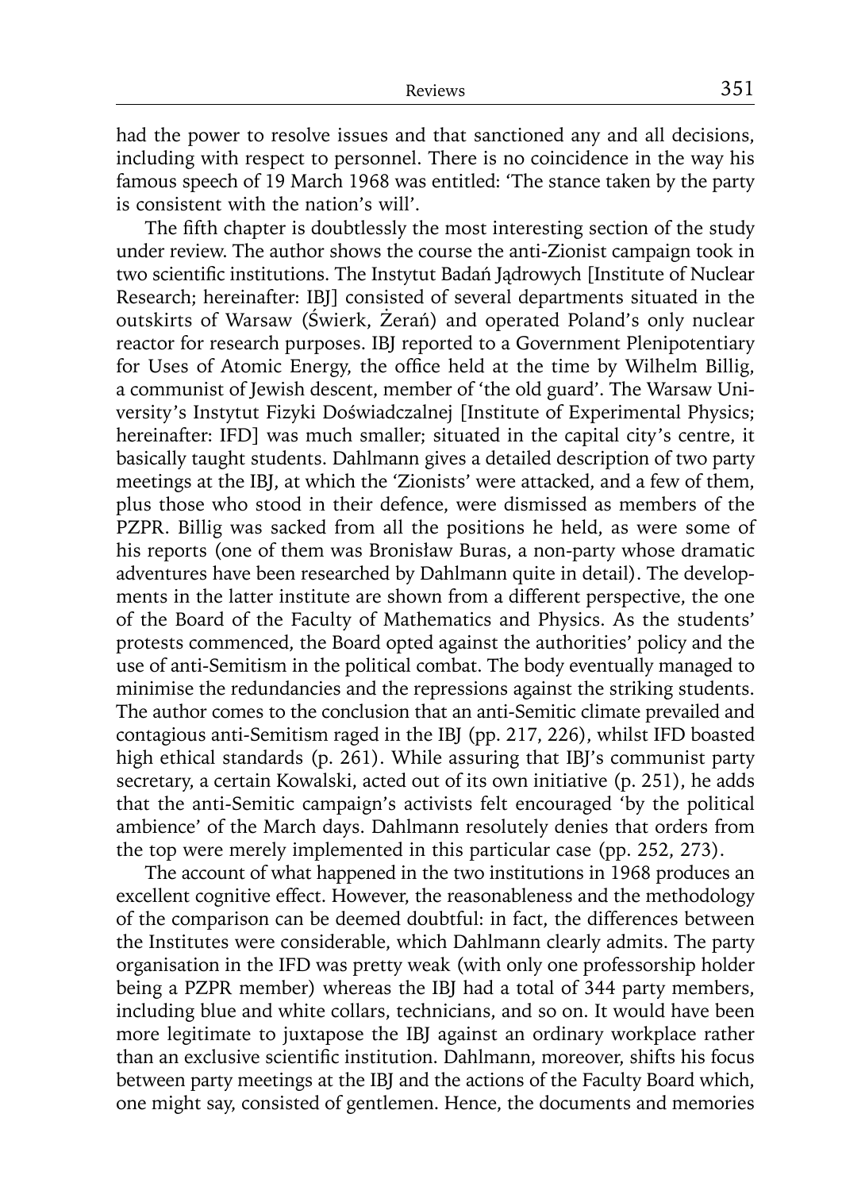had the power to resolve issues and that sanctioned any and all decisions, including with respect to personnel. There is no coincidence in the way his famous speech of 19 March 1968 was entitled: 'The stance taken by the party is consistent with the nation's will'.

The fifth chapter is doubtlessly the most interesting section of the study under review. The author shows the course the anti-Zionist campaign took in two scientific institutions. The Instytut Badań Jądrowych [Institute of Nuclear Research; hereinafter: IBJ] consisted of several departments situated in the outskirts of Warsaw (Świerk, Żerań) and operated Poland's only nuclear reactor for research purposes. IBJ reported to a Government Plenipotentiary for Uses of Atomic Energy, the office held at the time by Wilhelm Billig, a communist of Jewish descent, member of 'the old guard'. The Warsaw University's Instytut Fizyki Doświadczalnej [Institute of Experimental Physics; hereinafter: IFD] was much smaller; situated in the capital city's centre, it basically taught students. Dahlmann gives a detailed description of two party meetings at the IBJ, at which the 'Zionists' were attacked, and a few of them, plus those who stood in their defence, were dismissed as members of the PZPR. Billig was sacked from all the positions he held, as were some of his reports (one of them was Bronisław Buras, a non-party whose dramatic adventures have been researched by Dahlmann quite in detail). The developments in the latter institute are shown from a different perspective, the one of the Board of the Faculty of Mathematics and Physics. As the students' protests commenced, the Board opted against the authorities' policy and the use of anti-Semitism in the political combat. The body eventually managed to minimise the redundancies and the repressions against the striking students. The author comes to the conclusion that an anti-Semitic climate prevailed and contagious anti-Semitism raged in the IBJ (pp. 217, 226), whilst IFD boasted high ethical standards (p. 261). While assuring that IBJ's communist party secretary, a certain Kowalski, acted out of its own initiative (p. 251), he adds that the anti-Semitic campaign's activists felt encouraged 'by the political ambience' of the March days. Dahlmann resolutely denies that orders from the top were merely implemented in this particular case (pp. 252, 273).

The account of what happened in the two institutions in 1968 produces an excellent cognitive effect. However, the reasonableness and the methodology of the comparison can be deemed doubtful: in fact, the differences between the Institutes were considerable, which Dahlmann clearly admits. The party organisation in the IFD was pretty weak (with only one professorship holder being a PZPR member) whereas the IBJ had a total of 344 party members, including blue and white collars, technicians, and so on. It would have been more legitimate to juxtapose the IBJ against an ordinary workplace rather than an exclusive scientific institution. Dahlmann, moreover, shifts his focus between party meetings at the IBJ and the actions of the Faculty Board which, one might say, consisted of gentlemen. Hence, the documents and memories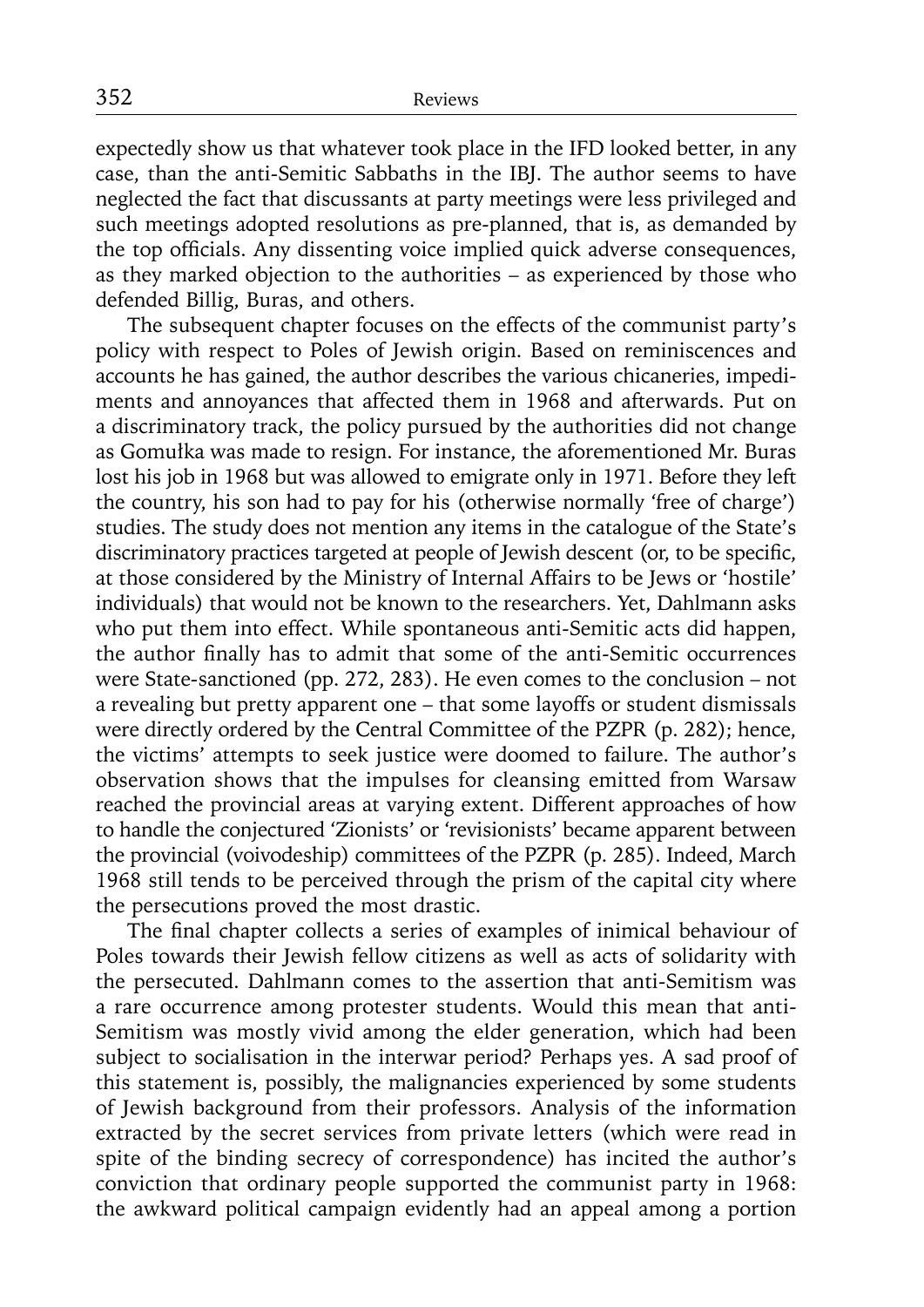expectedly show us that whatever took place in the IFD looked better, in any case, than the anti-Semitic Sabbaths in the IBJ. The author seems to have neglected the fact that discussants at party meetings were less privileged and such meetings adopted resolutions as pre-planned, that is, as demanded by the top officials. Any dissenting voice implied quick adverse consequences, as they marked objection to the authorities – as experienced by those who defended Billig, Buras, and others.

The subsequent chapter focuses on the effects of the communist party's policy with respect to Poles of Jewish origin. Based on reminiscences and accounts he has gained, the author describes the various chicaneries, impediments and annoyances that affected them in 1968 and afterwards. Put on a discriminatory track, the policy pursued by the authorities did not change as Gomułka was made to resign. For instance, the aforementioned Mr. Buras lost his job in 1968 but was allowed to emigrate only in 1971. Before they left the country, his son had to pay for his (otherwise normally 'free of charge') studies. The study does not mention any items in the catalogue of the State's discriminatory practices targeted at people of Jewish descent (or, to be specific, at those considered by the Ministry of Internal Affairs to be Jews or 'hostile' individuals) that would not be known to the researchers. Yet, Dahlmann asks who put them into effect. While spontaneous anti-Semitic acts did happen, the author finally has to admit that some of the anti-Semitic occurrences were State-sanctioned (pp. 272, 283). He even comes to the conclusion – not a revealing but pretty apparent one – that some layoffs or student dismissals were directly ordered by the Central Committee of the PZPR (p. 282); hence, the victims' attempts to seek justice were doomed to failure. The author's observation shows that the impulses for cleansing emitted from Warsaw reached the provincial areas at varying extent. Different approaches of how to handle the conjectured 'Zionists' or 'revisionists' became apparent between the provincial (voivodeship) committees of the PZPR (p. 285). Indeed, March 1968 still tends to be perceived through the prism of the capital city where the persecutions proved the most drastic.

The final chapter collects a series of examples of inimical behaviour of Poles towards their Jewish fellow citizens as well as acts of solidarity with the persecuted. Dahlmann comes to the assertion that anti-Semitism was a rare occurrence among protester students. Would this mean that anti-Semitism was mostly vivid among the elder generation, which had been subject to socialisation in the interwar period? Perhaps yes. A sad proof of this statement is, possibly, the malignancies experienced by some students of Jewish background from their professors. Analysis of the information extracted by the secret services from private letters (which were read in spite of the binding secrecy of correspondence) has incited the author's conviction that ordinary people supported the communist party in 1968: the awkward political campaign evidently had an appeal among a portion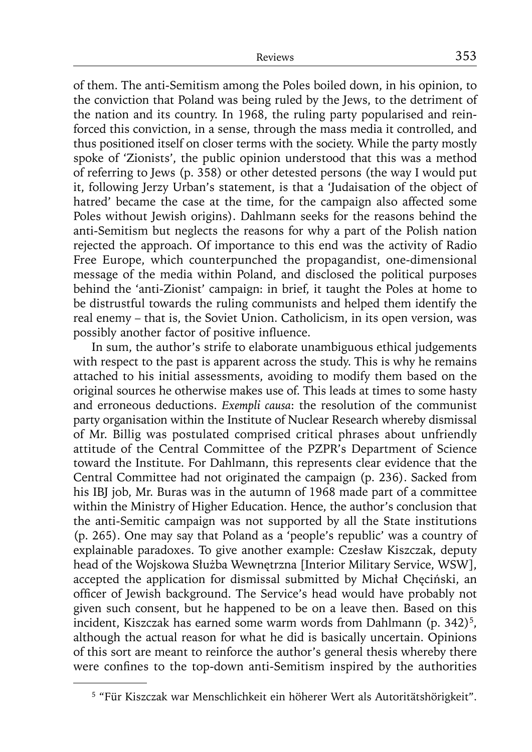of them. The anti-Semitism among the Poles boiled down, in his opinion, to the conviction that Poland was being ruled by the Jews, to the detriment of the nation and its country. In 1968, the ruling party popularised and reinforced this conviction, in a sense, through the mass media it controlled, and thus positioned itself on closer terms with the society. While the party mostly spoke of 'Zionists', the public opinion understood that this was a method of referring to Jews (p. 358) or other detested persons (the way I would put it, following Jerzy Urban's statement, is that a 'Judaisation of the object of hatred' became the case at the time, for the campaign also affected some Poles without Jewish origins). Dahlmann seeks for the reasons behind the anti-Semitism but neglects the reasons for why a part of the Polish nation rejected the approach. Of importance to this end was the activity of Radio Free Europe, which counterpunched the propagandist, one-dimensional message of the media within Poland, and disclosed the political purposes behind the 'anti-Zionist' campaign: in brief, it taught the Poles at home to be distrustful towards the ruling communists and helped them identify the real enemy – that is, the Soviet Union. Catholicism, in its open version, was possibly another factor of positive influence.

In sum, the author's strife to elaborate unambiguous ethical judgements with respect to the past is apparent across the study. This is why he remains attached to his initial assessments, avoiding to modify them based on the original sources he otherwise makes use of. This leads at times to some hasty and erroneous deductions. *Exempli causa*: the resolution of the communist party organisation within the Institute of Nuclear Research whereby dismissal of Mr. Billig was postulated comprised critical phrases about unfriendly attitude of the Central Committee of the PZPR's Department of Science toward the Institute. For Dahlmann, this represents clear evidence that the Central Committee had not originated the campaign (p. 236). Sacked from his IBJ job, Mr. Buras was in the autumn of 1968 made part of a committee within the Ministry of Higher Education. Hence, the author's conclusion that the anti-Semitic campaign was not supported by all the State institutions (p. 265). One may say that Poland as a 'people's republic' was a country of explainable paradoxes. To give another example: Czesław Kiszczak, deputy head of the Wojskowa Służba Wewnętrzna [Interior Military Service, WSW], accepted the application for dismissal submitted by Michał Chęciński, an officer of Jewish background. The Service's head would have probably not given such consent, but he happened to be on a leave then. Based on this incident, Kiszczak has earned some warm words from Dahlmann (p. 342)[5], although the actual reason for what he did is basically uncertain. Opinions of this sort are meant to reinforce the author's general thesis whereby there were confines to the top-down anti-Semitism inspired by the authorities

---

[5] "Für Kiszczak war Menschlichkeit ein höherer Wert als Autoritätshörigkeit".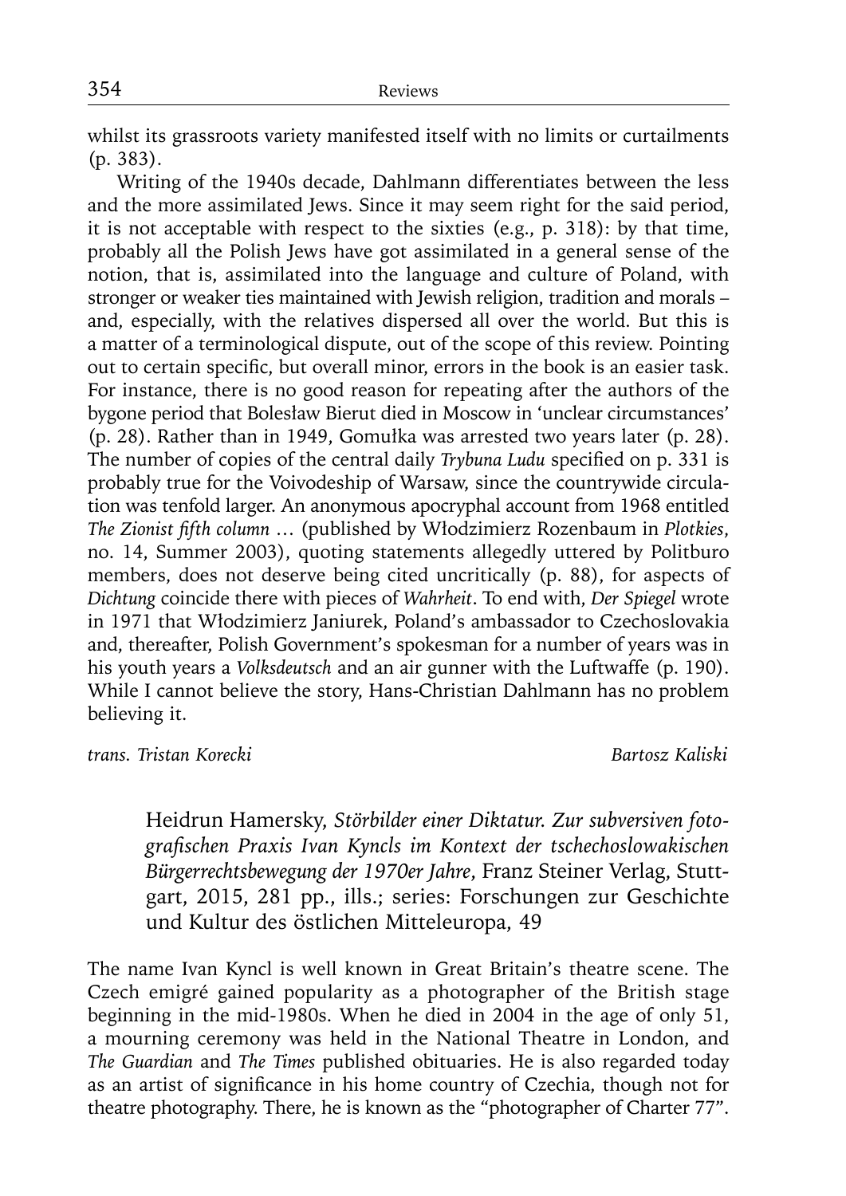whilst its grassroots variety manifested itself with no limits or curtailments (p. 383).

Writing of the 1940s decade, Dahlmann differentiates between the less and the more assimilated Jews. Since it may seem right for the said period, it is not acceptable with respect to the sixties (e.g., p. 318): by that time, probably all the Polish Jews have got assimilated in a general sense of the notion, that is, assimilated into the language and culture of Poland, with stronger or weaker ties maintained with Jewish religion, tradition and morals – and, especially, with the relatives dispersed all over the world. But this is a matter of a terminological dispute, out of the scope of this review. Pointing out to certain specific, but overall minor, errors in the book is an easier task. For instance, there is no good reason for repeating after the authors of the bygone period that Bolesław Bierut died in Moscow in 'unclear circumstances' (p. 28). Rather than in 1949, Gomułka was arrested two years later (p. 28). The number of copies of the central daily *Trybuna Ludu* specified on p. 331 is probably true for the Voivodeship of Warsaw, since the countrywide circulation was tenfold larger. An anonymous apocryphal account from 1968 entitled *The Zionist fifth column* … (published by Włodzimierz Rozenbaum in *Plotkies*, no. 14, Summer 2003), quoting statements allegedly uttered by Politburo members, does not deserve being cited uncritically (p. 88), for aspects of *Dichtung* coincide there with pieces of *Wahrheit*. To end with, *Der Spiegel* wrote in 1971 that Włodzimierz Janiurek, Poland's ambassador to Czechoslovakia and, thereafter, Polish Government's spokesman for a number of years was in his youth years a *Volksdeutsch* and an air gunner with the Luftwaffe (p. 190). While I cannot believe the story, Hans-Christian Dahlmann has no problem believing it.

*trans. Tristan Korecki* *Bartosz Kaliski*

Heidrun Hamersky, *Störbilder einer Diktatur. Zur subversiven fotografischen Praxis Ivan Kyncls im Kontext der tschechoslowakischen Bürgerrechtsbewegung der 1970er Jahre*, Franz Steiner Verlag, Stuttgart, 2015, 281 pp., ills.; series: Forschungen zur Geschichte und Kultur des östlichen Mitteleuropa, 49

The name Ivan Kyncl is well known in Great Britain's theatre scene. The Czech emigré gained popularity as a photographer of the British stage beginning in the mid-1980s. When he died in 2004 in the age of only 51, a mourning ceremony was held in the National Theatre in London, and *The Guardian* and *The Times* published obituaries. He is also regarded today as an artist of significance in his home country of Czechia, though not for theatre photography. There, he is known as the "photographer of Charter 77".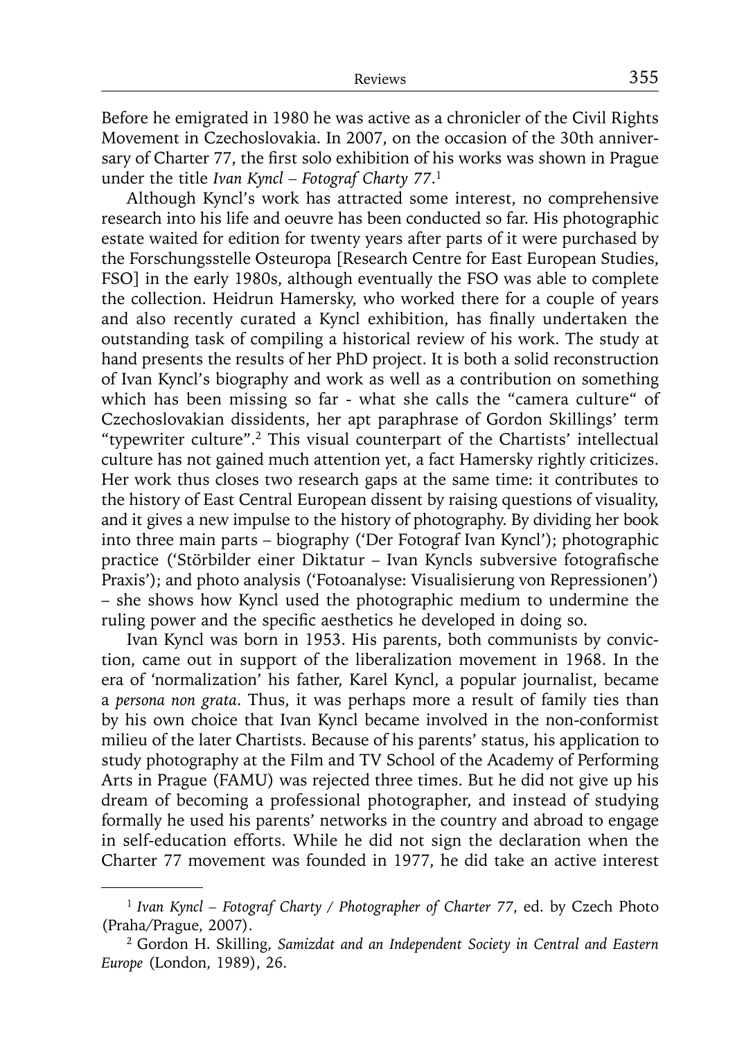Before he emigrated in 1980 he was active as a chronicler of the Civil Rights Movement in Czechoslovakia. In 2007, on the occasion of the 30th anniversary of Charter 77, the first solo exhibition of his works was shown in Prague under the title *Ivan Kyncl – Fotograf Charty 77*.[1]

Although Kyncl's work has attracted some interest, no comprehensive research into his life and oeuvre has been conducted so far. His photographic estate waited for edition for twenty years after parts of it were purchased by the Forschungsstelle Osteuropa [Research Centre for East European Studies, FSO] in the early 1980s, although eventually the FSO was able to complete the collection. Heidrun Hamersky, who worked there for a couple of years and also recently curated a Kyncl exhibition, has finally undertaken the outstanding task of compiling a historical review of his work. The study at hand presents the results of her PhD project. It is both a solid reconstruction of Ivan Kyncl's biography and work as well as a contribution on something which has been missing so far - what she calls the "camera culture" of Czechoslovakian dissidents, her apt paraphrase of Gordon Skillings' term "typewriter culture".[2] This visual counterpart of the Chartists' intellectual culture has not gained much attention yet, a fact Hamersky rightly criticizes. Her work thus closes two research gaps at the same time: it contributes to the history of East Central European dissent by raising questions of visuality, and it gives a new impulse to the history of photography. By dividing her book into three main parts – biography ('Der Fotograf Ivan Kyncl'); photographic practice ('Störbilder einer Diktatur – Ivan Kyncls subversive fotografische Praxis'); and photo analysis ('Fotoanalyse: Visualisierung von Repressionen') – she shows how Kyncl used the photographic medium to undermine the ruling power and the specific aesthetics he developed in doing so.

Ivan Kyncl was born in 1953. His parents, both communists by conviction, came out in support of the liberalization movement in 1968. In the era of 'normalization' his father, Karel Kyncl, a popular journalist, became a *persona non grata*. Thus, it was perhaps more a result of family ties than by his own choice that Ivan Kyncl became involved in the non-conformist milieu of the later Chartists. Because of his parents' status, his application to study photography at the Film and TV School of the Academy of Performing Arts in Prague (FAMU) was rejected three times. But he did not give up his dream of becoming a professional photographer, and instead of studying formally he used his parents' networks in the country and abroad to engage in self-education efforts. While he did not sign the declaration when the Charter 77 movement was founded in 1977, he did take an active interest

---

[1] *Ivan Kyncl – Fotograf Charty / Photographer of Charter 77*, ed. by Czech Photo (Praha/Prague, 2007).

[2] Gordon H. Skilling, *Samizdat and an Independent Society in Central and Eastern Europe* (London, 1989), 26.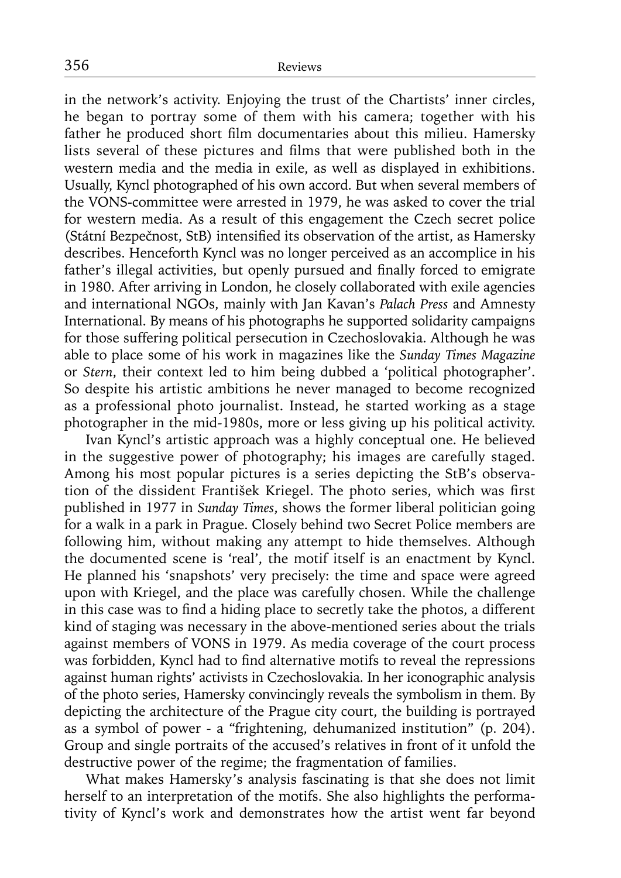in the network's activity. Enjoying the trust of the Chartists' inner circles, he began to portray some of them with his camera; together with his father he produced short film documentaries about this milieu. Hamersky lists several of these pictures and films that were published both in the western media and the media in exile, as well as displayed in exhibitions. Usually, Kyncl photographed of his own accord. But when several members of the VONS-committee were arrested in 1979, he was asked to cover the trial for western media. As a result of this engagement the Czech secret police (Státní Bezpečnost, StB) intensified its observation of the artist, as Hamersky describes. Henceforth Kyncl was no longer perceived as an accomplice in his father's illegal activities, but openly pursued and finally forced to emigrate in 1980. After arriving in London, he closely collaborated with exile agencies and international NGOs, mainly with Jan Kavan's *Palach Press* and Amnesty International. By means of his photographs he supported solidarity campaigns for those suffering political persecution in Czechoslovakia. Although he was able to place some of his work in magazines like the *Sunday Times Magazine* or *Stern*, their context led to him being dubbed a 'political photographer'. So despite his artistic ambitions he never managed to become recognized as a professional photo journalist. Instead, he started working as a stage photographer in the mid-1980s, more or less giving up his political activity.

Ivan Kyncl's artistic approach was a highly conceptual one. He believed in the suggestive power of photography; his images are carefully staged. Among his most popular pictures is a series depicting the StB's observation of the dissident František Kriegel. The photo series, which was first published in 1977 in *Sunday Times*, shows the former liberal politician going for a walk in a park in Prague. Closely behind two Secret Police members are following him, without making any attempt to hide themselves. Although the documented scene is 'real', the motif itself is an enactment by Kyncl. He planned his 'snapshots' very precisely: the time and space were agreed upon with Kriegel, and the place was carefully chosen. While the challenge in this case was to find a hiding place to secretly take the photos, a different kind of staging was necessary in the above-mentioned series about the trials against members of VONS in 1979. As media coverage of the court process was forbidden, Kyncl had to find alternative motifs to reveal the repressions against human rights' activists in Czechoslovakia. In her iconographic analysis of the photo series, Hamersky convincingly reveals the symbolism in them. By depicting the architecture of the Prague city court, the building is portrayed as a symbol of power - a "frightening, dehumanized institution" (p. 204). Group and single portraits of the accused's relatives in front of it unfold the destructive power of the regime; the fragmentation of families.

What makes Hamersky's analysis fascinating is that she does not limit herself to an interpretation of the motifs. She also highlights the performativity of Kyncl's work and demonstrates how the artist went far beyond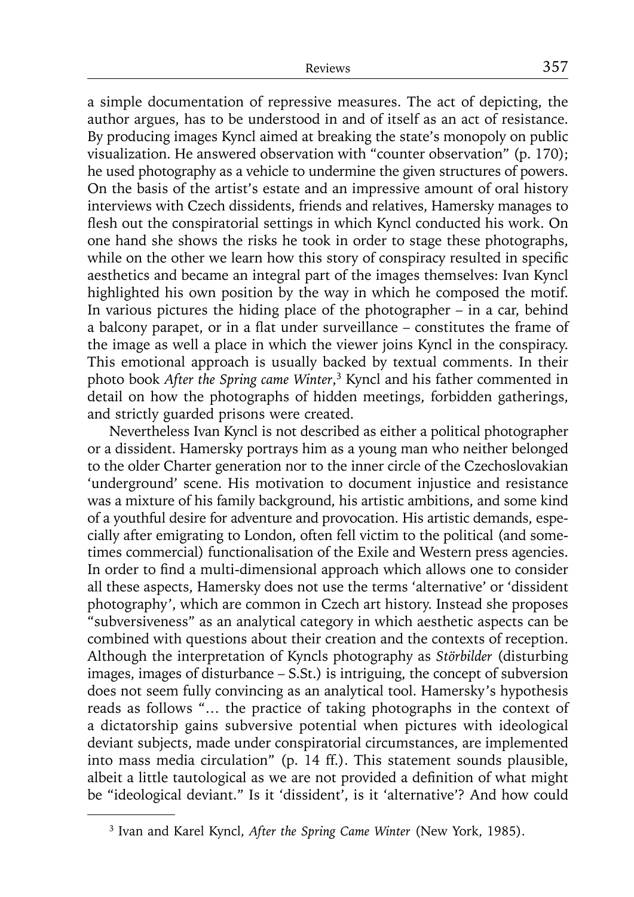a simple documentation of repressive measures. The act of depicting, the author argues, has to be understood in and of itself as an act of resistance. By producing images Kyncl aimed at breaking the state's monopoly on public visualization. He answered observation with "counter observation" (p. 170); he used photography as a vehicle to undermine the given structures of powers. On the basis of the artist's estate and an impressive amount of oral history interviews with Czech dissidents, friends and relatives, Hamersky manages to flesh out the conspiratorial settings in which Kyncl conducted his work. On one hand she shows the risks he took in order to stage these photographs, while on the other we learn how this story of conspiracy resulted in specific aesthetics and became an integral part of the images themselves: Ivan Kyncl highlighted his own position by the way in which he composed the motif. In various pictures the hiding place of the photographer – in a car, behind a balcony parapet, or in a flat under surveillance – constitutes the frame of the image as well a place in which the viewer joins Kyncl in the conspiracy. This emotional approach is usually backed by textual comments. In their photo book *After the Spring came Winter*,[3] Kyncl and his father commented in detail on how the photographs of hidden meetings, forbidden gatherings, and strictly guarded prisons were created.

Nevertheless Ivan Kyncl is not described as either a political photographer or a dissident. Hamersky portrays him as a young man who neither belonged to the older Charter generation nor to the inner circle of the Czechoslovakian 'underground' scene. His motivation to document injustice and resistance was a mixture of his family background, his artistic ambitions, and some kind of a youthful desire for adventure and provocation. His artistic demands, especially after emigrating to London, often fell victim to the political (and sometimes commercial) functionalisation of the Exile and Western press agencies. In order to find a multi-dimensional approach which allows one to consider all these aspects, Hamersky does not use the terms 'alternative' or 'dissident photography', which are common in Czech art history. Instead she proposes "subversiveness" as an analytical category in which aesthetic aspects can be combined with questions about their creation and the contexts of reception. Although the interpretation of Kyncls photography as *Störbilder* (disturbing images, images of disturbance – S.St.) is intriguing, the concept of subversion does not seem fully convincing as an analytical tool. Hamersky's hypothesis reads as follows "… the practice of taking photographs in the context of a dictatorship gains subversive potential when pictures with ideological deviant subjects, made under conspiratorial circumstances, are implemented into mass media circulation" (p. 14 ff.). This statement sounds plausible, albeit a little tautological as we are not provided a definition of what might be "ideological deviant." Is it 'dissident', is it 'alternative'? And how could

[3] Ivan and Karel Kyncl, *After the Spring Came Winter* (New York, 1985).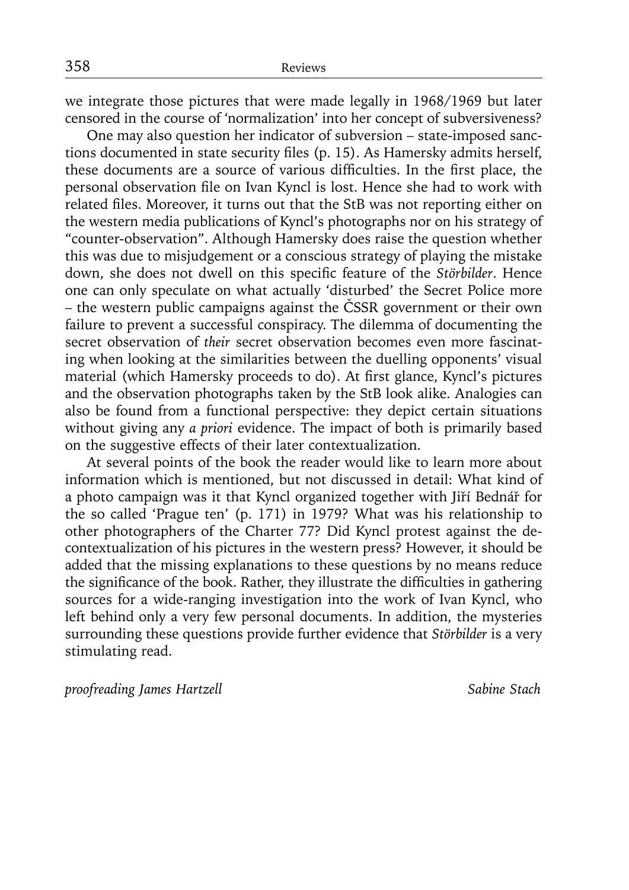we integrate those pictures that were made legally in 1968/1969 but later censored in the course of 'normalization' into her concept of subversiveness?

One may also question her indicator of subversion – state-imposed sanctions documented in state security files (p. 15). As Hamersky admits herself, these documents are a source of various difficulties. In the first place, the personal observation file on Ivan Kyncl is lost. Hence she had to work with related files. Moreover, it turns out that the StB was not reporting either on the western media publications of Kyncl's photographs nor on his strategy of "counter-observation". Although Hamersky does raise the question whether this was due to misjudgement or a conscious strategy of playing the mistake down, she does not dwell on this specific feature of the *Störbilder*. Hence one can only speculate on what actually 'disturbed' the Secret Police more – the western public campaigns against the ČSSR government or their own failure to prevent a successful conspiracy. The dilemma of documenting the secret observation of *their* secret observation becomes even more fascinating when looking at the similarities between the duelling opponents' visual material (which Hamersky proceeds to do). At first glance, Kyncl's pictures and the observation photographs taken by the StB look alike. Analogies can also be found from a functional perspective: they depict certain situations without giving any *a priori* evidence. The impact of both is primarily based on the suggestive effects of their later contextualization.

At several points of the book the reader would like to learn more about information which is mentioned, but not discussed in detail: What kind of a photo campaign was it that Kyncl organized together with Jiří Bednář for the so called 'Prague ten' (p. 171) in 1979? What was his relationship to other photographers of the Charter 77? Did Kyncl protest against the decontextualization of his pictures in the western press? However, it should be added that the missing explanations to these questions by no means reduce the significance of the book. Rather, they illustrate the difficulties in gathering sources for a wide-ranging investigation into the work of Ivan Kyncl, who left behind only a very few personal documents. In addition, the mysteries surrounding these questions provide further evidence that *Störbilder* is a very stimulating read.

*proofreading James Hartzell* *Sabine Stach*